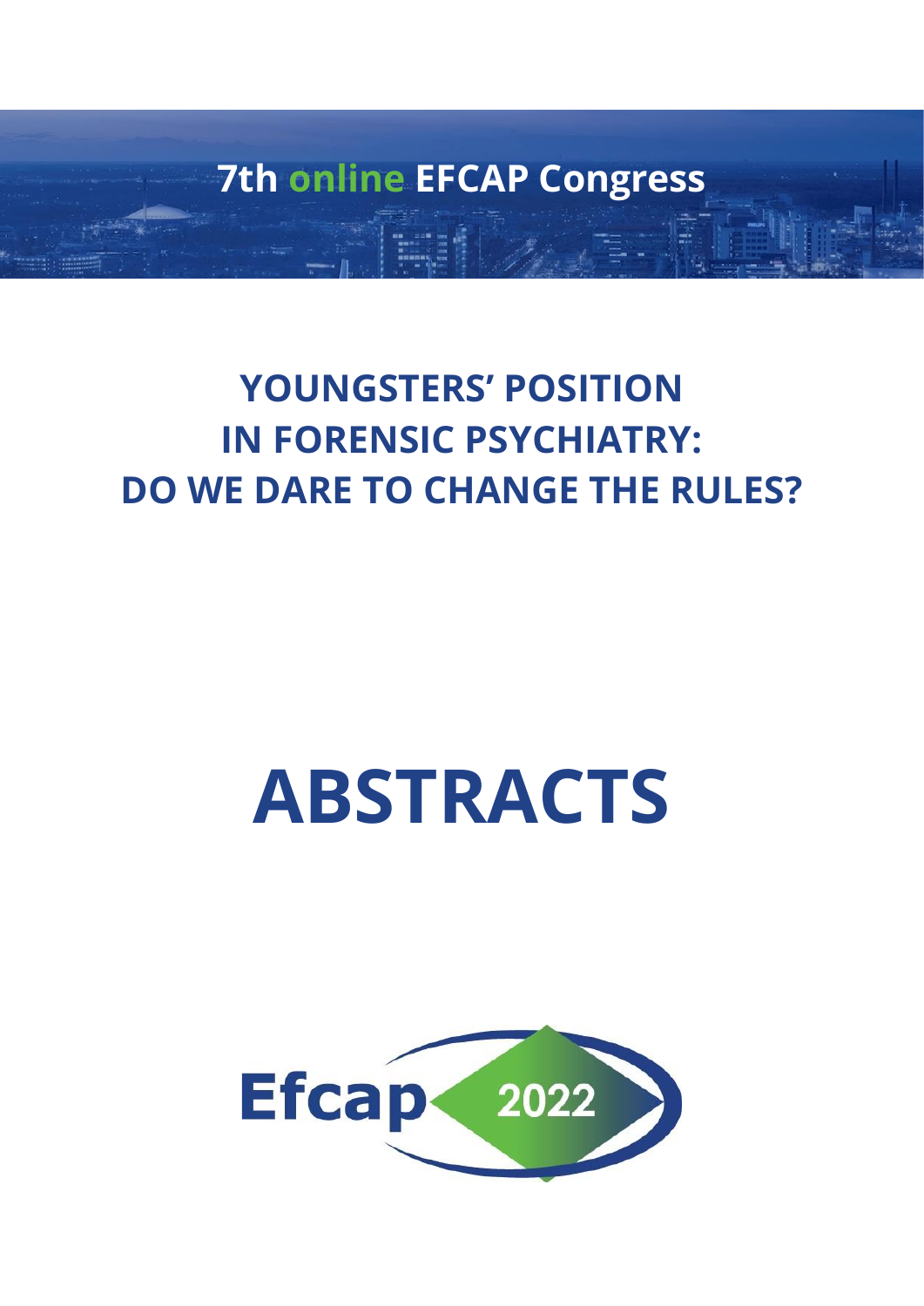# 7th online EFCAP Congress

## YOUNGSTERS' POSITION IN FORENSIC PSYCHIATRY: DO WE DARE TO CHANGE THE RULES?

# ABSTRACTS

Efcap 2022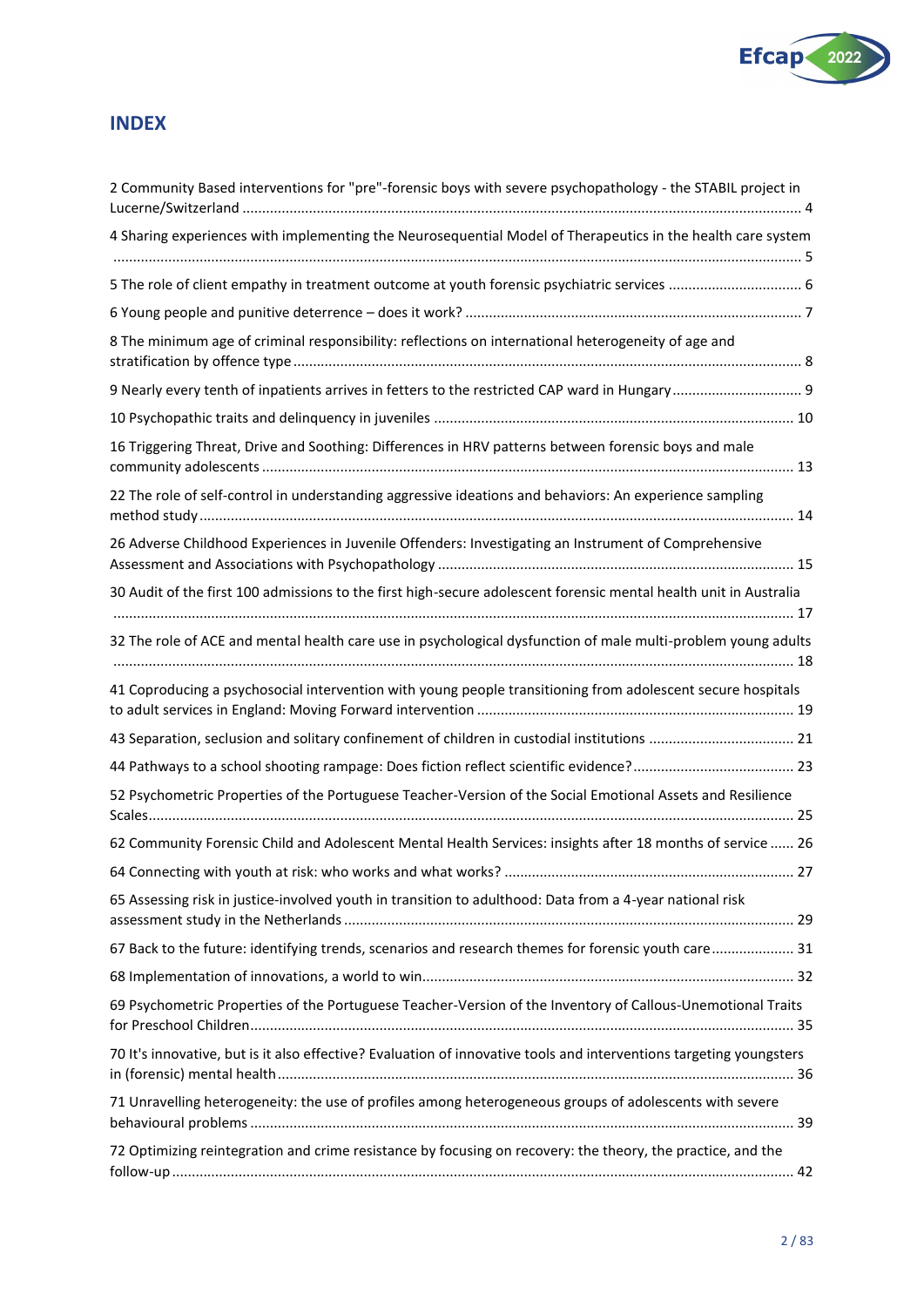## INDEX

2 Community Based interventions for "pre"-forensic boys with severe psychopathology - the STABIL project in Lucerne/Switzerland ..... 4

4 Sharing experiences with implementing the Neurosequential Model of Therapeutics in the health care system ..... 5

5 The role of client empathy in treatment outcome at youth forensic psychiatric services ..... 6

6 Young people and punitive deterrence – does it work? ..... 7

8 The minimum age of criminal responsibility: reflections on international heterogeneity of age and stratification by offence type ..... 8

9 Nearly every tenth of inpatients arrives in fetters to the restricted CAP ward in Hungary ..... 9

10 Psychopathic traits and delinquency in juveniles ..... 10

16 Triggering Threat, Drive and Soothing: Differences in HRV patterns between forensic boys and male community adolescents ..... 13

22 The role of self-control in understanding aggressive ideations and behaviors: An experience sampling method study ..... 14

26 Adverse Childhood Experiences in Juvenile Offenders: Investigating an Instrument of Comprehensive Assessment and Associations with Psychopathology ..... 15

30 Audit of the first 100 admissions to the first high-secure adolescent forensic mental health unit in Australia ..... 17

32 The role of ACE and mental health care use in psychological dysfunction of male multi-problem young adults ..... 18

41 Coproducing a psychosocial intervention with young people transitioning from adolescent secure hospitals to adult services in England: Moving Forward intervention ..... 19

43 Separation, seclusion and solitary confinement of children in custodial institutions ..... 21

44 Pathways to a school shooting rampage: Does fiction reflect scientific evidence? ..... 23

52 Psychometric Properties of the Portuguese Teacher-Version of the Social Emotional Assets and Resilience Scales ..... 25

62 Community Forensic Child and Adolescent Mental Health Services: insights after 18 months of service ..... 26

64 Connecting with youth at risk: who works and what works? ..... 27

65 Assessing risk in justice-involved youth in transition to adulthood: Data from a 4-year national risk assessment study in the Netherlands ..... 29

67 Back to the future: identifying trends, scenarios and research themes for forensic youth care ..... 31

68 Implementation of innovations, a world to win ..... 32

69 Psychometric Properties of the Portuguese Teacher-Version of the Inventory of Callous-Unemotional Traits for Preschool Children ..... 35

70 It's innovative, but is it also effective? Evaluation of innovative tools and interventions targeting youngsters in (forensic) mental health ..... 36

71 Unravelling heterogeneity: the use of profiles among heterogeneous groups of adolescents with severe behavioural problems ..... 39

72 Optimizing reintegration and crime resistance by focusing on recovery: the theory, the practice, and the follow-up ..... 42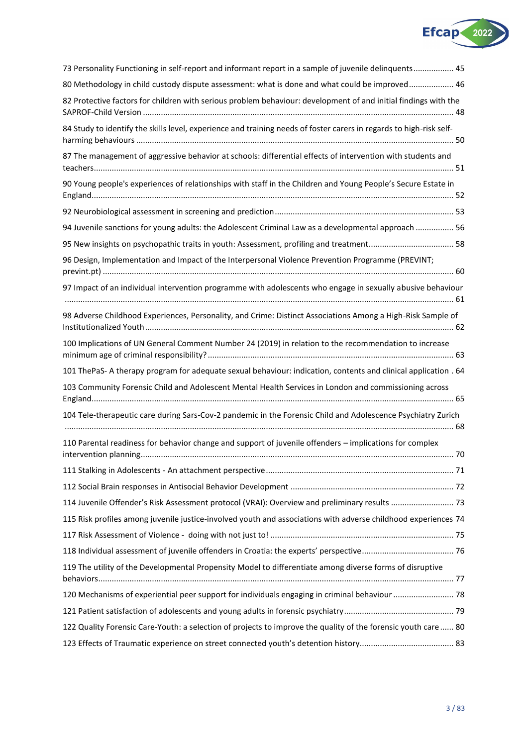73 Personality Functioning in self-report and informant report in a sample of juvenile delinquents .................. 45

80 Methodology in child custody dispute assessment: what is done and what could be improved .................... 46

82 Protective factors for children with serious problem behaviour: development of and initial findings with the SAPROF-Child Version .......................................................................................................................................... 48

84 Study to identify the skills level, experience and training needs of foster carers in regards to high-risk self-harming behaviours ............................................................................................................................................ 50

87 The management of aggressive behavior at schools: differential effects of intervention with students and teachers................................................................................................................................................................ 51

90 Young people's experiences of relationships with staff in the Children and Young People's Secure Estate in England................................................................................................................................................................ 52

92 Neurobiological assessment in screening and prediction ............................................................................... 53

94 Juvenile sanctions for young adults: the Adolescent Criminal Law as a developmental approach ................. 56

95 New insights on psychopathic traits in youth: Assessment, profiling and treatment...................................... 58

96 Design, Implementation and Impact of the Interpersonal Violence Prevention Programme (PREVINT; prevint.pt) ........................................................................................................................................................... 60

97 Impact of an individual intervention programme with adolescents who engage in sexually abusive behaviour ........................................................................................................................................................................... 61

98 Adverse Childhood Experiences, Personality, and Crime: Distinct Associations Among a High-Risk Sample of Institutionalized Youth ......................................................................................................................................... 62

100 Implications of UN General Comment Number 24 (2019) in relation to the recommendation to increase minimum age of criminal responsibility? ............................................................................................................. 63

101 ThePaS- A therapy program for adequate sexual behaviour: indication, contents and clinical application . 64

103 Community Forensic Child and Adolescent Mental Health Services in London and commissioning across England................................................................................................................................................................ 65

104 Tele-therapeutic care during Sars-Cov-2 pandemic in the Forensic Child and Adolescence Psychiatry Zurich ........................................................................................................................................................................... 68

110 Parental readiness for behavior change and support of juvenile offenders – implications for complex intervention planning........................................................................................................................................... 70

111 Stalking in Adolescents - An attachment perspective ................................................................................... 71

112 Social Brain responses in Antisocial Behavior Development ........................................................................ 72

114 Juvenile Offender's Risk Assessment protocol (VRAI): Overview and preliminary results ............................ 73

115 Risk profiles among juvenile justice-involved youth and associations with adverse childhood experiences 74

117 Risk Assessment of Violence - doing with not just to! ................................................................................. 75

118 Individual assessment of juvenile offenders in Croatia: the experts' perspective......................................... 76

119 The utility of the Developmental Propensity Model to differentiate among diverse forms of disruptive behaviors............................................................................................................................................................. 77

120 Mechanisms of experiential peer support for individuals engaging in criminal behaviour ........................... 78

121 Patient satisfaction of adolescents and young adults in forensic psychiatry................................................. 79

122 Quality Forensic Care-Youth: a selection of projects to improve the quality of the forensic youth care ...... 80

123 Effects of Traumatic experience on street connected youth's detention history.......................................... 83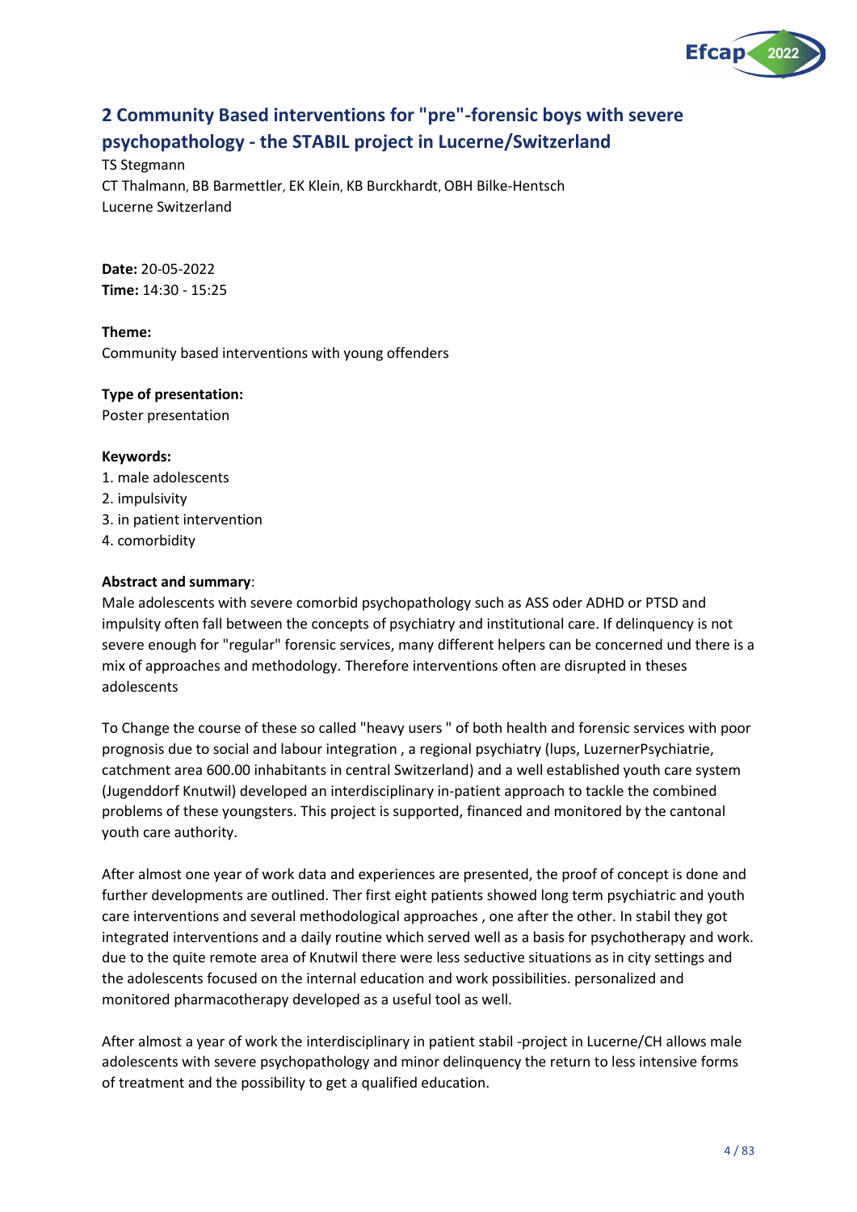## 2 Community Based interventions for "pre"-forensic boys with severe psychopathology - the STABIL project in Lucerne/Switzerland

TS Stegmann
CT Thalmann, BB Barmettler, EK Klein, KB Burckhardt, OBH Bilke-Hentsch
Lucerne Switzerland

**Date:** 20-05-2022
**Time:** 14:30 - 15:25

**Theme:**
Community based interventions with young offenders

**Type of presentation:**
Poster presentation

**Keywords:**
1. male adolescents
2. impulsivity
3. in patient intervention
4. comorbidity

**Abstract and summary**:
Male adolescents with severe comorbid psychopathology such as ASS oder ADHD or PTSD and impulsity often fall between the concepts of psychiatry and institutional care. If delinquency is not severe enough for "regular" forensic services, many different helpers can be concerned und there is a mix of approaches and methodology. Therefore interventions often are disrupted in theses adolescents

To Change the course of these so called "heavy users " of both health and forensic services with poor prognosis due to social and labour integration , a regional psychiatry (lups, LuzernerPsychiatrie, catchment area 600.00 inhabitants in central Switzerland) and a well established youth care system (Jugenddorf Knutwil) developed an interdisciplinary in-patient approach to tackle the combined problems of these youngsters. This project is supported, financed and monitored by the cantonal youth care authority.

After almost one year of work data and experiences are presented, the proof of concept is done and further developments are outlined. Ther first eight patients showed long term psychiatric and youth care interventions and several methodological approaches , one after the other. In stabil they got integrated interventions and a daily routine which served well as a basis for psychotherapy and work. due to the quite remote area of Knutwil there were less seductive situations as in city settings and the adolescents focused on the internal education and work possibilities. personalized and monitored pharmacotherapy developed as a useful tool as well.

After almost a year of work the interdisciplinary in patient stabil -project in Lucerne/CH allows male adolescents with severe psychopathology and minor delinquency the return to less intensive forms of treatment and the possibility to get a qualified education.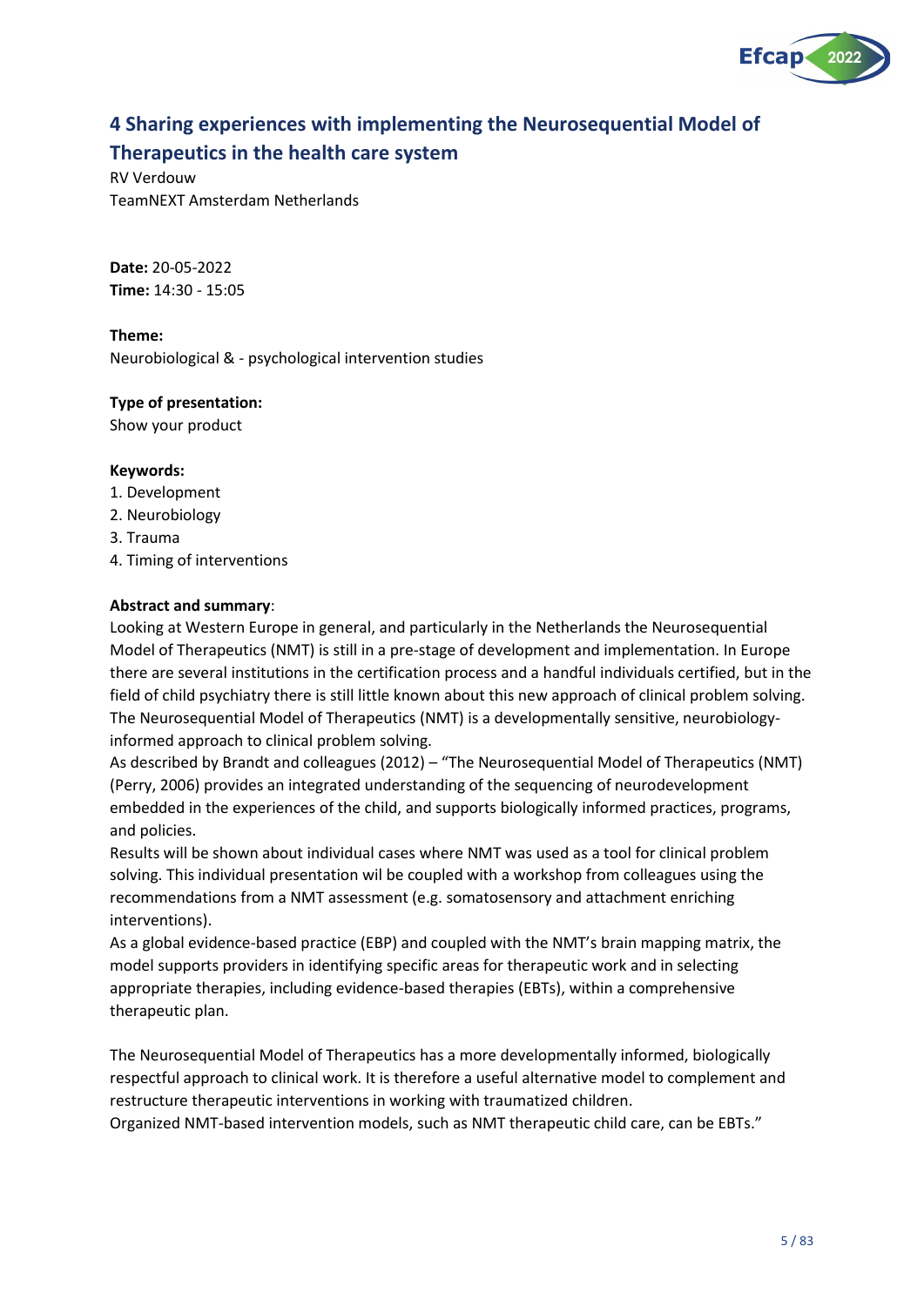## 4 Sharing experiences with implementing the Neurosequential Model of Therapeutics in the health care system

RV Verdouw
TeamNEXT Amsterdam Netherlands

**Date:** 20-05-2022
**Time:** 14:30 - 15:05

**Theme:**
Neurobiological & - psychological intervention studies

**Type of presentation:**
Show your product

**Keywords:**
1. Development
2. Neurobiology
3. Trauma
4. Timing of interventions

**Abstract and summary**:
Looking at Western Europe in general, and particularly in the Netherlands the Neurosequential Model of Therapeutics (NMT) is still in a pre-stage of development and implementation. In Europe there are several institutions in the certification process and a handful individuals certified, but in the field of child psychiatry there is still little known about this new approach of clinical problem solving. The Neurosequential Model of Therapeutics (NMT) is a developmentally sensitive, neurobiology-informed approach to clinical problem solving.
As described by Brandt and colleagues (2012) – "The Neurosequential Model of Therapeutics (NMT) (Perry, 2006) provides an integrated understanding of the sequencing of neurodevelopment embedded in the experiences of the child, and supports biologically informed practices, programs, and policies.
Results will be shown about individual cases where NMT was used as a tool for clinical problem solving. This individual presentation wil be coupled with a workshop from colleagues using the recommendations from a NMT assessment (e.g. somatosensory and attachment enriching interventions).
As a global evidence-based practice (EBP) and coupled with the NMT's brain mapping matrix, the model supports providers in identifying specific areas for therapeutic work and in selecting appropriate therapies, including evidence-based therapies (EBTs), within a comprehensive therapeutic plan.

The Neurosequential Model of Therapeutics has a more developmentally informed, biologically respectful approach to clinical work. It is therefore a useful alternative model to complement and restructure therapeutic interventions in working with traumatized children.
Organized NMT-based intervention models, such as NMT therapeutic child care, can be EBTs."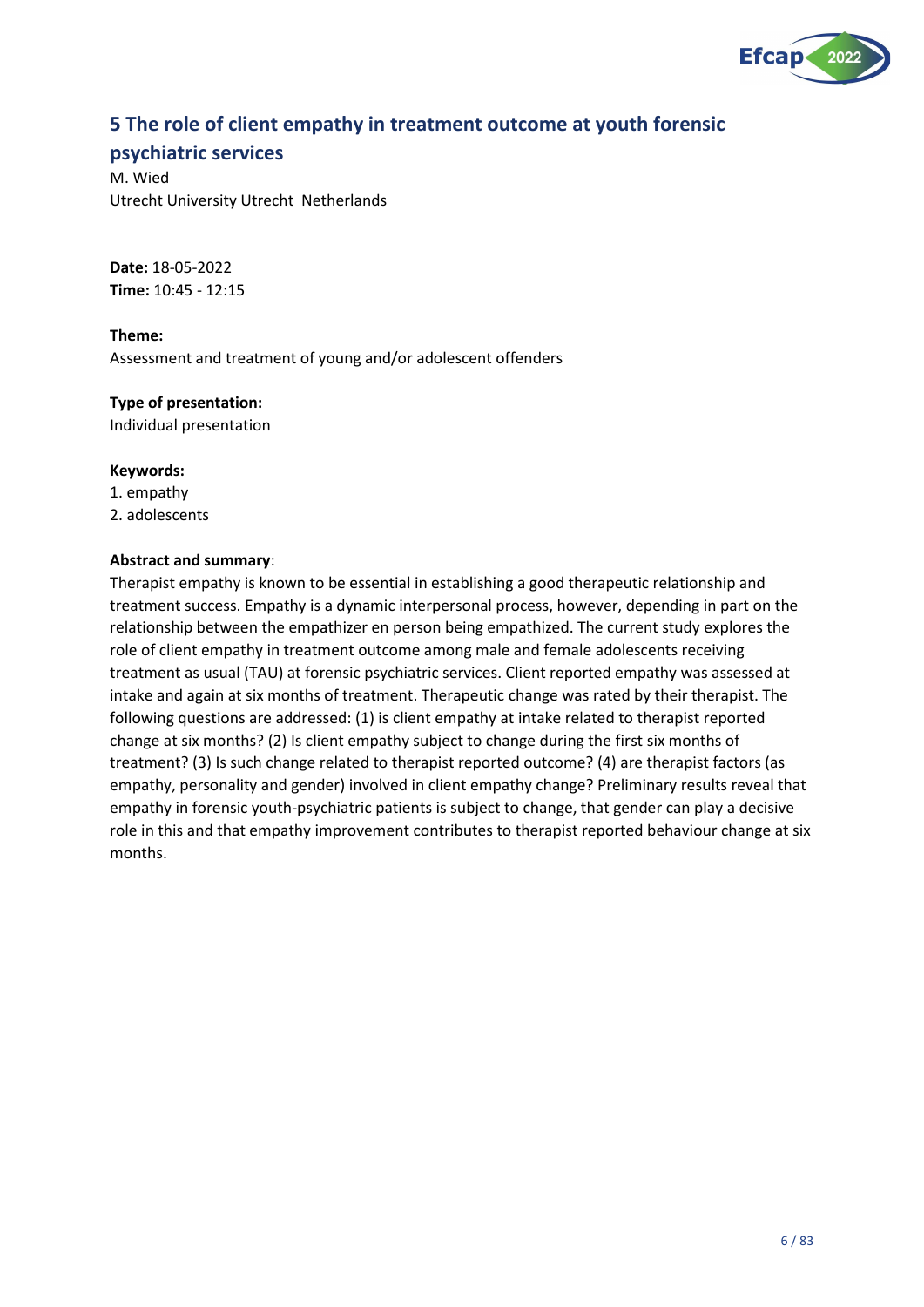## 5 The role of client empathy in treatment outcome at youth forensic psychiatric services

M. Wied
Utrecht University Utrecht Netherlands

**Date:** 18-05-2022
**Time:** 10:45 - 12:15

**Theme:**
Assessment and treatment of young and/or adolescent offenders

**Type of presentation:**
Individual presentation

**Keywords:**
1. empathy
2. adolescents

**Abstract and summary**:
Therapist empathy is known to be essential in establishing a good therapeutic relationship and treatment success. Empathy is a dynamic interpersonal process, however, depending in part on the relationship between the empathizer en person being empathized. The current study explores the role of client empathy in treatment outcome among male and female adolescents receiving treatment as usual (TAU) at forensic psychiatric services. Client reported empathy was assessed at intake and again at six months of treatment. Therapeutic change was rated by their therapist. The following questions are addressed: (1) is client empathy at intake related to therapist reported change at six months? (2) Is client empathy subject to change during the first six months of treatment? (3) Is such change related to therapist reported outcome? (4) are therapist factors (as empathy, personality and gender) involved in client empathy change? Preliminary results reveal that empathy in forensic youth-psychiatric patients is subject to change, that gender can play a decisive role in this and that empathy improvement contributes to therapist reported behaviour change at six months.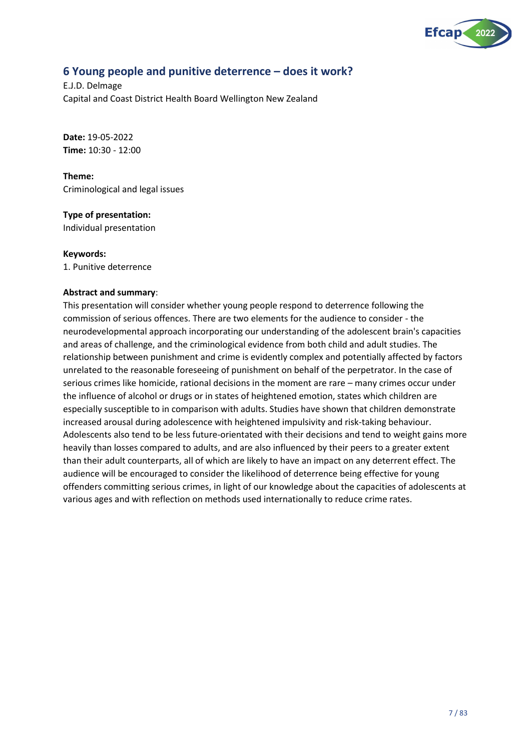## 6 Young people and punitive deterrence – does it work?

E.J.D. Delmage
Capital and Coast District Health Board Wellington New Zealand

**Date:** 19-05-2022
**Time:** 10:30 - 12:00

**Theme:**
Criminological and legal issues

**Type of presentation:**
Individual presentation

**Keywords:**
1. Punitive deterrence

**Abstract and summary**:
This presentation will consider whether young people respond to deterrence following the commission of serious offences. There are two elements for the audience to consider - the neurodevelopmental approach incorporating our understanding of the adolescent brain's capacities and areas of challenge, and the criminological evidence from both child and adult studies. The relationship between punishment and crime is evidently complex and potentially affected by factors unrelated to the reasonable foreseeing of punishment on behalf of the perpetrator. In the case of serious crimes like homicide, rational decisions in the moment are rare – many crimes occur under the influence of alcohol or drugs or in states of heightened emotion, states which children are especially susceptible to in comparison with adults. Studies have shown that children demonstrate increased arousal during adolescence with heightened impulsivity and risk-taking behaviour. Adolescents also tend to be less future-orientated with their decisions and tend to weight gains more heavily than losses compared to adults, and are also influenced by their peers to a greater extent than their adult counterparts, all of which are likely to have an impact on any deterrent effect. The audience will be encouraged to consider the likelihood of deterrence being effective for young offenders committing serious crimes, in light of our knowledge about the capacities of adolescents at various ages and with reflection on methods used internationally to reduce crime rates.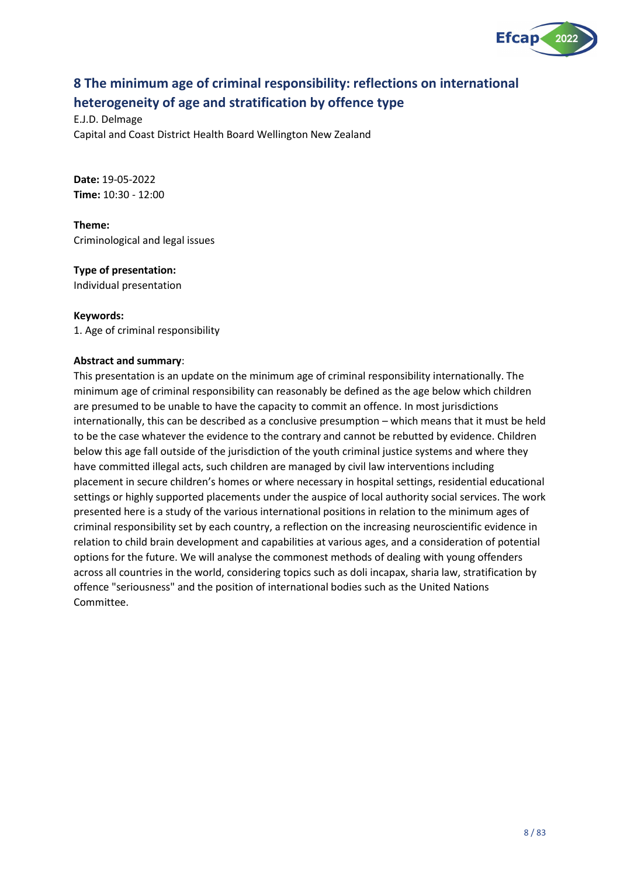## 8 The minimum age of criminal responsibility: reflections on international heterogeneity of age and stratification by offence type

E.J.D. Delmage
Capital and Coast District Health Board Wellington New Zealand

**Date:** 19-05-2022
**Time:** 10:30 - 12:00

**Theme:**
Criminological and legal issues

**Type of presentation:**
Individual presentation

**Keywords:**
1. Age of criminal responsibility

**Abstract and summary**:
This presentation is an update on the minimum age of criminal responsibility internationally. The minimum age of criminal responsibility can reasonably be defined as the age below which children are presumed to be unable to have the capacity to commit an offence. In most jurisdictions internationally, this can be described as a conclusive presumption – which means that it must be held to be the case whatever the evidence to the contrary and cannot be rebutted by evidence. Children below this age fall outside of the jurisdiction of the youth criminal justice systems and where they have committed illegal acts, such children are managed by civil law interventions including placement in secure children's homes or where necessary in hospital settings, residential educational settings or highly supported placements under the auspice of local authority social services. The work presented here is a study of the various international positions in relation to the minimum ages of criminal responsibility set by each country, a reflection on the increasing neuroscientific evidence in relation to child brain development and capabilities at various ages, and a consideration of potential options for the future. We will analyse the commonest methods of dealing with young offenders across all countries in the world, considering topics such as doli incapax, sharia law, stratification by offence "seriousness" and the position of international bodies such as the United Nations Committee.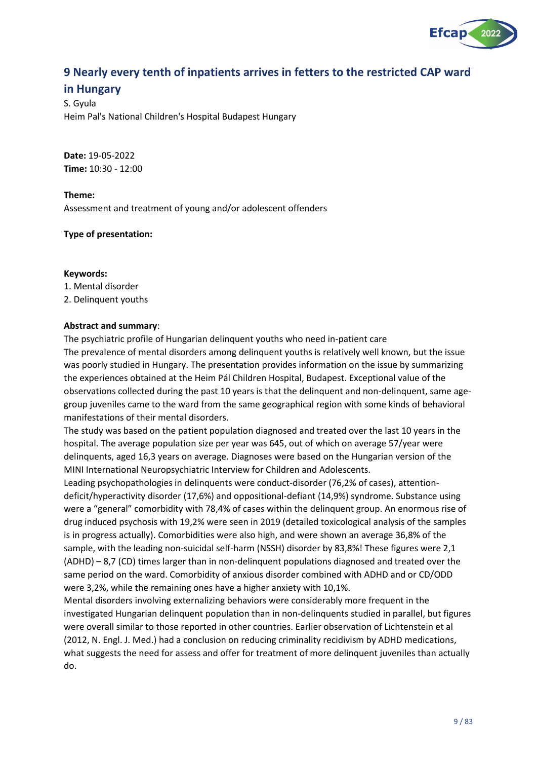## 9 Nearly every tenth of inpatients arrives in fetters to the restricted CAP ward in Hungary

S. Gyula
Heim Pal's National Children's Hospital Budapest Hungary

**Date:** 19-05-2022
**Time:** 10:30 - 12:00

**Theme:**
Assessment and treatment of young and/or adolescent offenders

**Type of presentation:**

**Keywords:**
1. Mental disorder
2. Delinquent youths

**Abstract and summary**:
The psychiatric profile of Hungarian delinquent youths who need in-patient care
The prevalence of mental disorders among delinquent youths is relatively well known, but the issue was poorly studied in Hungary. The presentation provides information on the issue by summarizing the experiences obtained at the Heim Pál Children Hospital, Budapest. Exceptional value of the observations collected during the past 10 years is that the delinquent and non-delinquent, same age-group juveniles came to the ward from the same geographical region with some kinds of behavioral manifestations of their mental disorders.
The study was based on the patient population diagnosed and treated over the last 10 years in the hospital. The average population size per year was 645, out of which on average 57/year were delinquents, aged 16,3 years on average. Diagnoses were based on the Hungarian version of the MINI International Neuropsychiatric Interview for Children and Adolescents.
Leading psychopathologies in delinquents were conduct-disorder (76,2% of cases), attention-deficit/hyperactivity disorder (17,6%) and oppositional-defiant (14,9%) syndrome. Substance using were a "general" comorbidity with 78,4% of cases within the delinquent group. An enormous rise of drug induced psychosis with 19,2% were seen in 2019 (detailed toxicological analysis of the samples is in progress actually). Comorbidities were also high, and were shown an average 36,8% of the sample, with the leading non-suicidal self-harm (NSSH) disorder by 83,8%! These figures were 2,1 (ADHD) – 8,7 (CD) times larger than in non-delinquent populations diagnosed and treated over the same period on the ward. Comorbidity of anxious disorder combined with ADHD and or CD/ODD were 3,2%, while the remaining ones have a higher anxiety with 10,1%.
Mental disorders involving externalizing behaviors were considerably more frequent in the investigated Hungarian delinquent population than in non-delinquents studied in parallel, but figures were overall similar to those reported in other countries. Earlier observation of Lichtenstein et al (2012, N. Engl. J. Med.) had a conclusion on reducing criminality recidivism by ADHD medications, what suggests the need for assess and offer for treatment of more delinquent juveniles than actually do.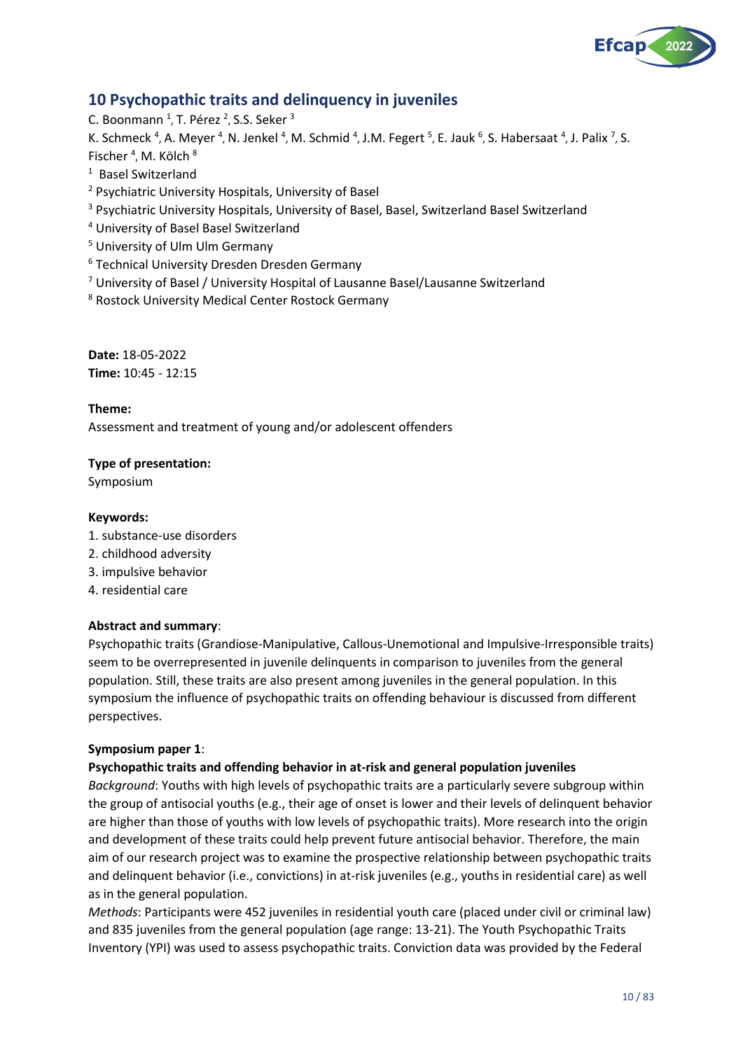## 10 Psychopathic traits and delinquency in juveniles

C. Boonmann [1], T. Pérez [2], S.S. Seker [3]
K. Schmeck [4], A. Meyer [4], N. Jenkel [4], M. Schmid [4], J.M. Fegert [5], E. Jauk [6], S. Habersaat [4], J. Palix [7], S. Fischer [4], M. Kölch [8]

[1] Basel Switzerland
[2] Psychiatric University Hospitals, University of Basel
[3] Psychiatric University Hospitals, University of Basel, Basel, Switzerland Basel Switzerland
[4] University of Basel Basel Switzerland
[5] University of Ulm Ulm Germany
[6] Technical University Dresden Dresden Germany
[7] University of Basel / University Hospital of Lausanne Basel/Lausanne Switzerland
[8] Rostock University Medical Center Rostock Germany

**Date:** 18-05-2022
**Time:** 10:45 - 12:15

**Theme:**
Assessment and treatment of young and/or adolescent offenders

**Type of presentation:**
Symposium

**Keywords:**
1. substance-use disorders
2. childhood adversity
3. impulsive behavior
4. residential care

**Abstract and summary**:
Psychopathic traits (Grandiose-Manipulative, Callous-Unemotional and Impulsive-Irresponsible traits) seem to be overrepresented in juvenile delinquents in comparison to juveniles from the general population. Still, these traits are also present among juveniles in the general population. In this symposium the influence of psychopathic traits on offending behaviour is discussed from different perspectives.

**Symposium paper 1**:
**Psychopathic traits and offending behavior in at-risk and general population juveniles**
*Background*: Youths with high levels of psychopathic traits are a particularly severe subgroup within the group of antisocial youths (e.g., their age of onset is lower and their levels of delinquent behavior are higher than those of youths with low levels of psychopathic traits). More research into the origin and development of these traits could help prevent future antisocial behavior. Therefore, the main aim of our research project was to examine the prospective relationship between psychopathic traits and delinquent behavior (i.e., convictions) in at-risk juveniles (e.g., youths in residential care) as well as in the general population.
*Methods*: Participants were 452 juveniles in residential youth care (placed under civil or criminal law) and 835 juveniles from the general population (age range: 13-21). The Youth Psychopathic Traits Inventory (YPI) was used to assess psychopathic traits. Conviction data was provided by the Federal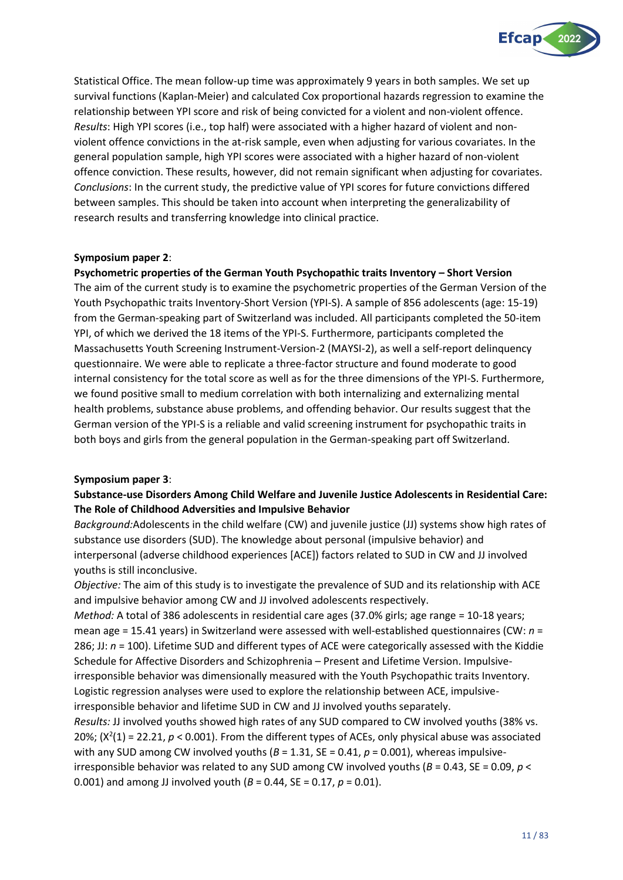Statistical Office. The mean follow-up time was approximately 9 years in both samples. We set up survival functions (Kaplan-Meier) and calculated Cox proportional hazards regression to examine the relationship between YPI score and risk of being convicted for a violent and non-violent offence. *Results*: High YPI scores (i.e., top half) were associated with a higher hazard of violent and non-violent offence convictions in the at-risk sample, even when adjusting for various covariates. In the general population sample, high YPI scores were associated with a higher hazard of non-violent offence conviction. These results, however, did not remain significant when adjusting for covariates. *Conclusions*: In the current study, the predictive value of YPI scores for future convictions differed between samples. This should be taken into account when interpreting the generalizability of research results and transferring knowledge into clinical practice.

**Symposium paper 2**:

**Psychometric properties of the German Youth Psychopathic traits Inventory – Short Version**

The aim of the current study is to examine the psychometric properties of the German Version of the Youth Psychopathic traits Inventory-Short Version (YPI-S). A sample of 856 adolescents (age: 15-19) from the German-speaking part of Switzerland was included. All participants completed the 50-item YPI, of which we derived the 18 items of the YPI-S. Furthermore, participants completed the Massachusetts Youth Screening Instrument-Version-2 (MAYSI-2), as well as a self-report delinquency questionnaire. We were able to replicate a three-factor structure and found moderate to good internal consistency for the total score as well as for the three dimensions of the YPI-S. Furthermore, we found positive small to medium correlation with both internalizing and externalizing mental health problems, substance abuse problems, and offending behavior. Our results suggest that the German version of the YPI-S is a reliable and valid screening instrument for psychopathic traits in both boys and girls from the general population in the German-speaking part off Switzerland.

**Symposium paper 3**:

**Substance-use Disorders Among Child Welfare and Juvenile Justice Adolescents in Residential Care: The Role of Childhood Adversities and Impulsive Behavior**

*Background:*Adolescents in the child welfare (CW) and juvenile justice (JJ) systems show high rates of substance use disorders (SUD). The knowledge about personal (impulsive behavior) and interpersonal (adverse childhood experiences [ACE]) factors related to SUD in CW and JJ involved youths is still inconclusive.

*Objective:* The aim of this study is to investigate the prevalence of SUD and its relationship with ACE and impulsive behavior among CW and JJ involved adolescents respectively.

*Method:* A total of 386 adolescents in residential care ages (37.0% girls; age range = 10-18 years; mean age = 15.41 years) in Switzerland were assessed with well-established questionnaires (CW: $n$ = 286; JJ: $n$ = 100). Lifetime SUD and different types of ACE were categorically assessed with the Kiddie Schedule for Affective Disorders and Schizophrenia – Present and Lifetime Version. Impulsive-irresponsible behavior was dimensionally measured with the Youth Psychopathic traits Inventory. Logistic regression analyses were used to explore the relationship between ACE, impulsive-irresponsible behavior and lifetime SUD in CW and JJ involved youths separately.

*Results:* JJ involved youths showed high rates of any SUD compared to CW involved youths (38% vs. 20%; ($X^2(1) = 22.21$, $p < 0.001$). From the different types of ACEs, only physical abuse was associated with any SUD among CW involved youths ($B = 1.31$, SE = 0.41, $p = 0.001$), whereas impulsive-irresponsible behavior was related to any SUD among CW involved youths ($B = 0.43$, SE = 0.09, $p < 0.001$) and among JJ involved youth ($B = 0.44$, SE = 0.17, $p = 0.01$).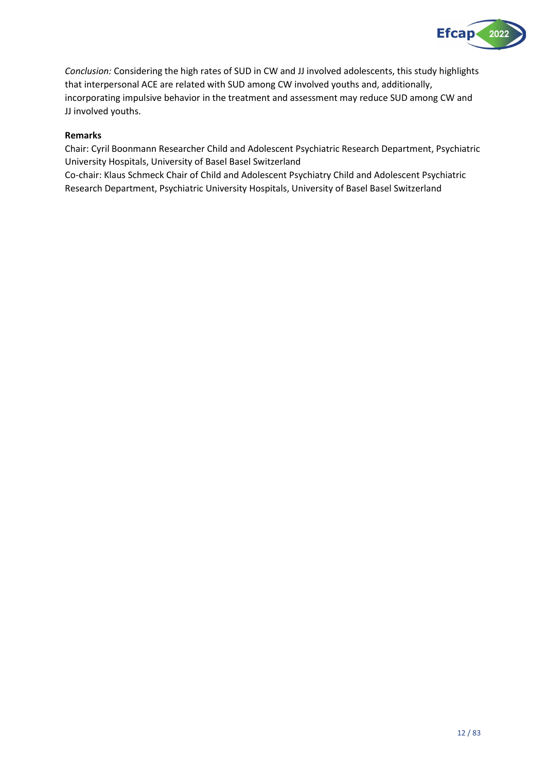*Conclusion:* Considering the high rates of SUD in CW and JJ involved adolescents, this study highlights that interpersonal ACE are related with SUD among CW involved youths and, additionally, incorporating impulsive behavior in the treatment and assessment may reduce SUD among CW and JJ involved youths.

**Remarks**

Chair: Cyril Boonmann Researcher Child and Adolescent Psychiatric Research Department, Psychiatric University Hospitals, University of Basel Basel Switzerland

Co-chair: Klaus Schmeck Chair of Child and Adolescent Psychiatry Child and Adolescent Psychiatric Research Department, Psychiatric University Hospitals, University of Basel Basel Switzerland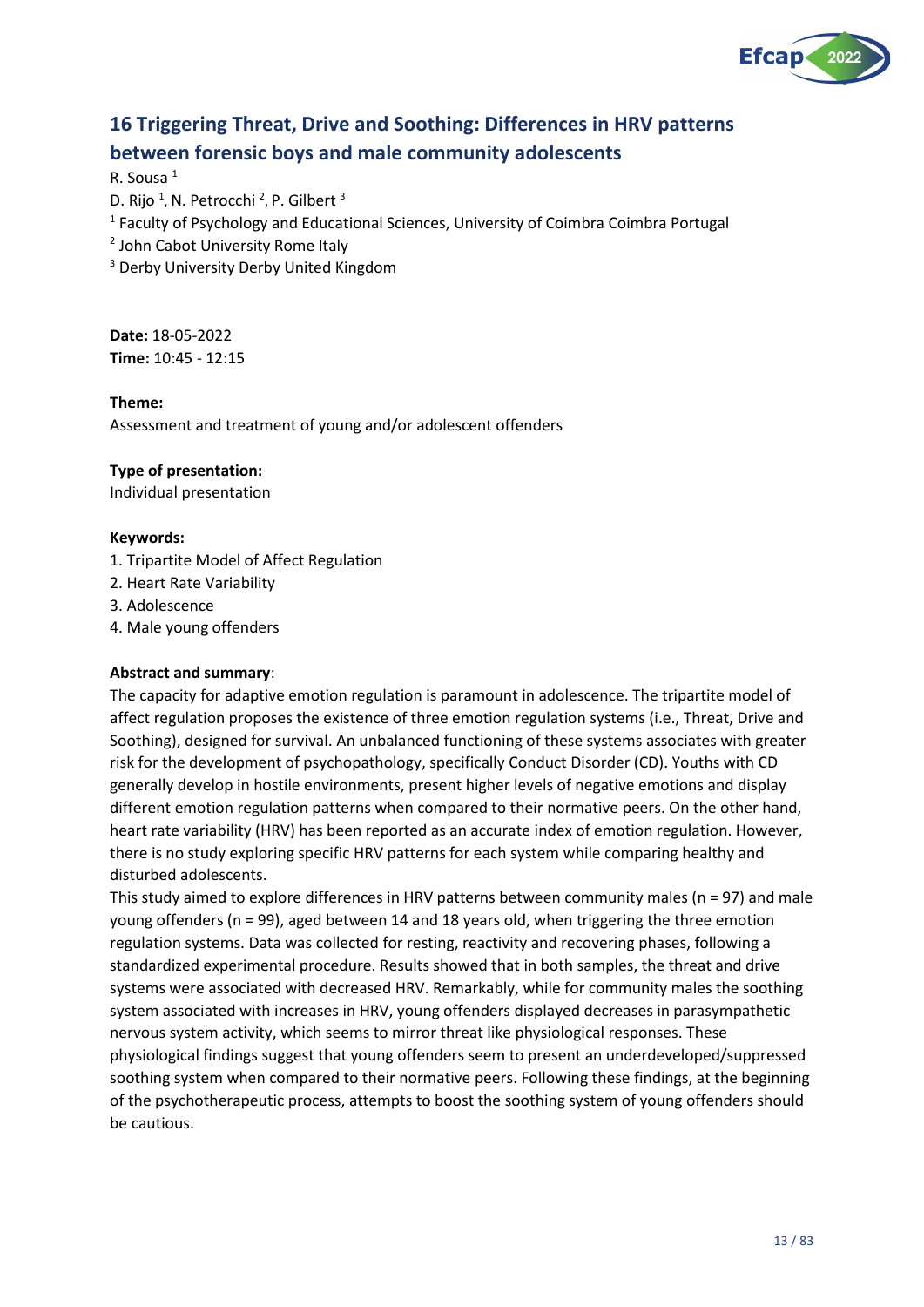## 16 Triggering Threat, Drive and Soothing: Differences in HRV patterns between forensic boys and male community adolescents

R. Sousa [1]
D. Rijo [1], N. Petrocchi [2], P. Gilbert [3]
[1] Faculty of Psychology and Educational Sciences, University of Coimbra Coimbra Portugal
[2] John Cabot University Rome Italy
[3] Derby University Derby United Kingdom

**Date:** 18-05-2022
**Time:** 10:45 - 12:15

**Theme:**
Assessment and treatment of young and/or adolescent offenders

**Type of presentation:**
Individual presentation

**Keywords:**
1. Tripartite Model of Affect Regulation
2. Heart Rate Variability
3. Adolescence
4. Male young offenders

**Abstract and summary**:
The capacity for adaptive emotion regulation is paramount in adolescence. The tripartite model of affect regulation proposes the existence of three emotion regulation systems (i.e., Threat, Drive and Soothing), designed for survival. An unbalanced functioning of these systems associates with greater risk for the development of psychopathology, specifically Conduct Disorder (CD). Youths with CD generally develop in hostile environments, present higher levels of negative emotions and display different emotion regulation patterns when compared to their normative peers. On the other hand, heart rate variability (HRV) has been reported as an accurate index of emotion regulation. However, there is no study exploring specific HRV patterns for each system while comparing healthy and disturbed adolescents.
This study aimed to explore differences in HRV patterns between community males (n = 97) and male young offenders (n = 99), aged between 14 and 18 years old, when triggering the three emotion regulation systems. Data was collected for resting, reactivity and recovering phases, following a standardized experimental procedure. Results showed that in both samples, the threat and drive systems were associated with decreased HRV. Remarkably, while for community males the soothing system associated with increases in HRV, young offenders displayed decreases in parasympathetic nervous system activity, which seems to mirror threat like physiological responses. These physiological findings suggest that young offenders seem to present an underdeveloped/suppressed soothing system when compared to their normative peers. Following these findings, at the beginning of the psychotherapeutic process, attempts to boost the soothing system of young offenders should be cautious.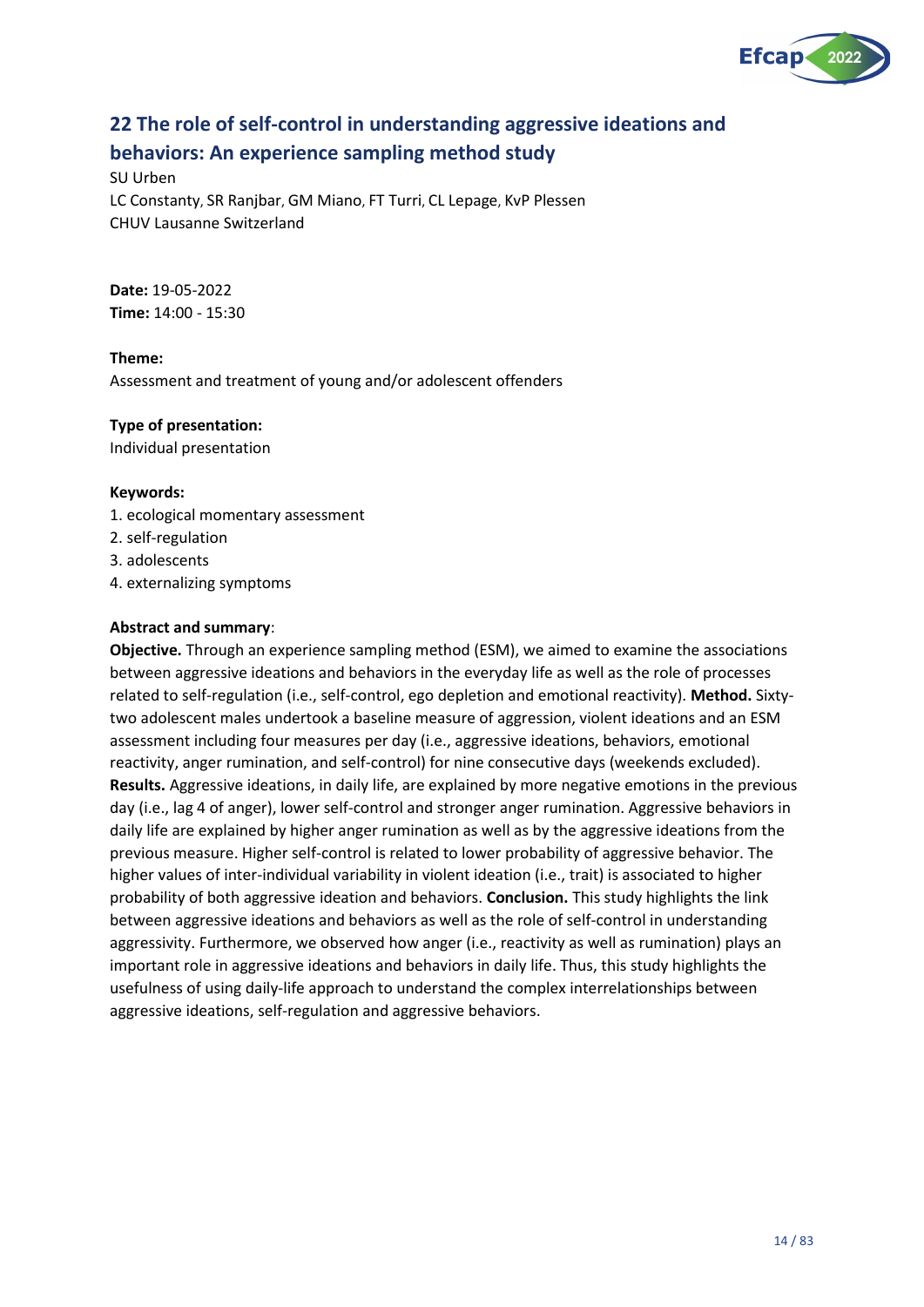## 22 The role of self-control in understanding aggressive ideations and behaviors: An experience sampling method study

SU Urben
LC Constanty, SR Ranjbar, GM Miano, FT Turri, CL Lepage, KvP Plessen
CHUV Lausanne Switzerland

**Date:** 19-05-2022
**Time:** 14:00 - 15:30

**Theme:**
Assessment and treatment of young and/or adolescent offenders

**Type of presentation:**
Individual presentation

**Keywords:**
1. ecological momentary assessment
2. self-regulation
3. adolescents
4. externalizing symptoms

**Abstract and summary**:
**Objective.** Through an experience sampling method (ESM), we aimed to examine the associations between aggressive ideations and behaviors in the everyday life as well as the role of processes related to self-regulation (i.e., self-control, ego depletion and emotional reactivity). **Method.** Sixty-two adolescent males undertook a baseline measure of aggression, violent ideations and an ESM assessment including four measures per day (i.e., aggressive ideations, behaviors, emotional reactivity, anger rumination, and self-control) for nine consecutive days (weekends excluded). **Results.** Aggressive ideations, in daily life, are explained by more negative emotions in the previous day (i.e., lag 4 of anger), lower self-control and stronger anger rumination. Aggressive behaviors in daily life are explained by higher anger rumination as well as by the aggressive ideations from the previous measure. Higher self-control is related to lower probability of aggressive behavior. The higher values of inter-individual variability in violent ideation (i.e., trait) is associated to higher probability of both aggressive ideation and behaviors. **Conclusion.** This study highlights the link between aggressive ideations and behaviors as well as the role of self-control in understanding aggressivity. Furthermore, we observed how anger (i.e., reactivity as well as rumination) plays an important role in aggressive ideations and behaviors in daily life. Thus, this study highlights the usefulness of using daily-life approach to understand the complex interrelationships between aggressive ideations, self-regulation and aggressive behaviors.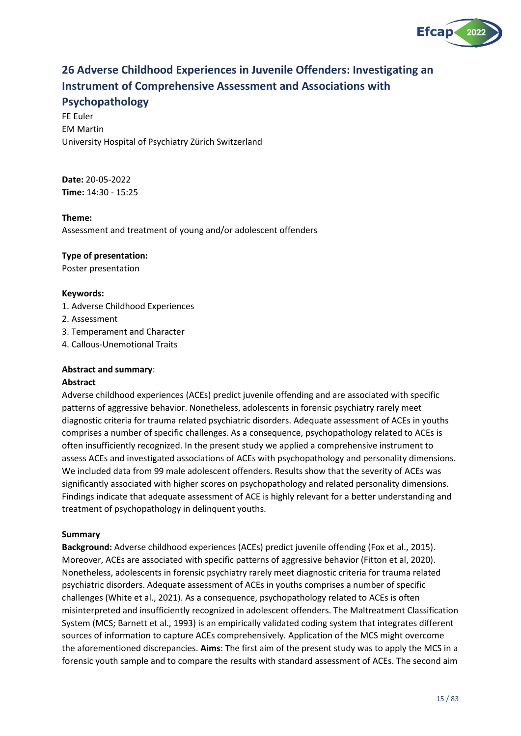## 26 Adverse Childhood Experiences in Juvenile Offenders: Investigating an Instrument of Comprehensive Assessment and Associations with Psychopathology

FE Euler
EM Martin
University Hospital of Psychiatry Zürich Switzerland

**Date:** 20-05-2022
**Time:** 14:30 - 15:25

**Theme:**
Assessment and treatment of young and/or adolescent offenders

**Type of presentation:**
Poster presentation

**Keywords:**
1. Adverse Childhood Experiences
2. Assessment
3. Temperament and Character
4. Callous-Unemotional Traits

**Abstract and summary**:
**Abstract**
Adverse childhood experiences (ACEs) predict juvenile offending and are associated with specific patterns of aggressive behavior. Nonetheless, adolescents in forensic psychiatry rarely meet diagnostic criteria for trauma related psychiatric disorders. Adequate assessment of ACEs in youths comprises a number of specific challenges. As a consequence, psychopathology related to ACEs is often insufficiently recognized. In the present study we applied a comprehensive instrument to assess ACEs and investigated associations of ACEs with psychopathology and personality dimensions. We included data from 99 male adolescent offenders. Results show that the severity of ACEs was significantly associated with higher scores on psychopathology and related personality dimensions. Findings indicate that adequate assessment of ACE is highly relevant for a better understanding and treatment of psychopathology in delinquent youths.

**Summary**
**Background:** Adverse childhood experiences (ACEs) predict juvenile offending (Fox et al., 2015). Moreover, ACEs are associated with specific patterns of aggressive behavior (Fitton et al, 2020). Nonetheless, adolescents in forensic psychiatry rarely meet diagnostic criteria for trauma related psychiatric disorders. Adequate assessment of ACEs in youths comprises a number of specific challenges (White et al., 2021). As a consequence, psychopathology related to ACEs is often misinterpreted and insufficiently recognized in adolescent offenders. The Maltreatment Classification System (MCS; Barnett et al., 1993) is an empirically validated coding system that integrates different sources of information to capture ACEs comprehensively. Application of the MCS might overcome the aforementioned discrepancies. **Aims**: The first aim of the present study was to apply the MCS in a forensic youth sample and to compare the results with standard assessment of ACEs. The second aim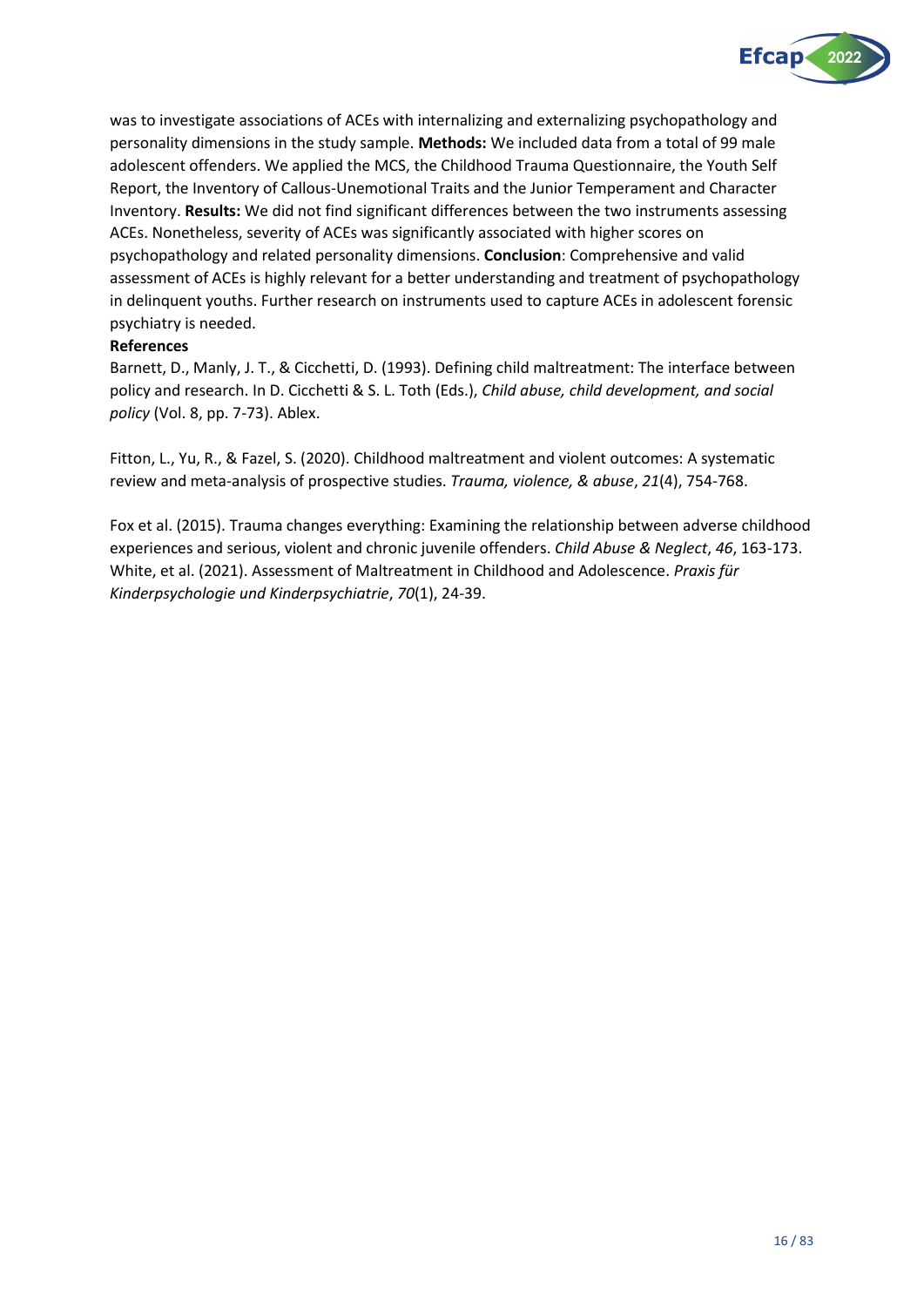was to investigate associations of ACEs with internalizing and externalizing psychopathology and personality dimensions in the study sample. **Methods:** We included data from a total of 99 male adolescent offenders. We applied the MCS, the Childhood Trauma Questionnaire, the Youth Self Report, the Inventory of Callous-Unemotional Traits and the Junior Temperament and Character Inventory. **Results:** We did not find significant differences between the two instruments assessing ACEs. Nonetheless, severity of ACEs was significantly associated with higher scores on psychopathology and related personality dimensions. **Conclusion**: Comprehensive and valid assessment of ACEs is highly relevant for a better understanding and treatment of psychopathology in delinquent youths. Further research on instruments used to capture ACEs in adolescent forensic psychiatry is needed.

**References**

Barnett, D., Manly, J. T., & Cicchetti, D. (1993). Defining child maltreatment: The interface between policy and research. In D. Cicchetti & S. L. Toth (Eds.), *Child abuse, child development, and social policy* (Vol. 8, pp. 7-73). Ablex.

Fitton, L., Yu, R., & Fazel, S. (2020). Childhood maltreatment and violent outcomes: A systematic review and meta-analysis of prospective studies. *Trauma, violence, & abuse*, *21*(4), 754-768.

Fox et al. (2015). Trauma changes everything: Examining the relationship between adverse childhood experiences and serious, violent and chronic juvenile offenders. *Child Abuse & Neglect*, *46*, 163-173.
White, et al. (2021). Assessment of Maltreatment in Childhood and Adolescence. *Praxis für Kinderpsychologie und Kinderpsychiatrie*, *70*(1), 24-39.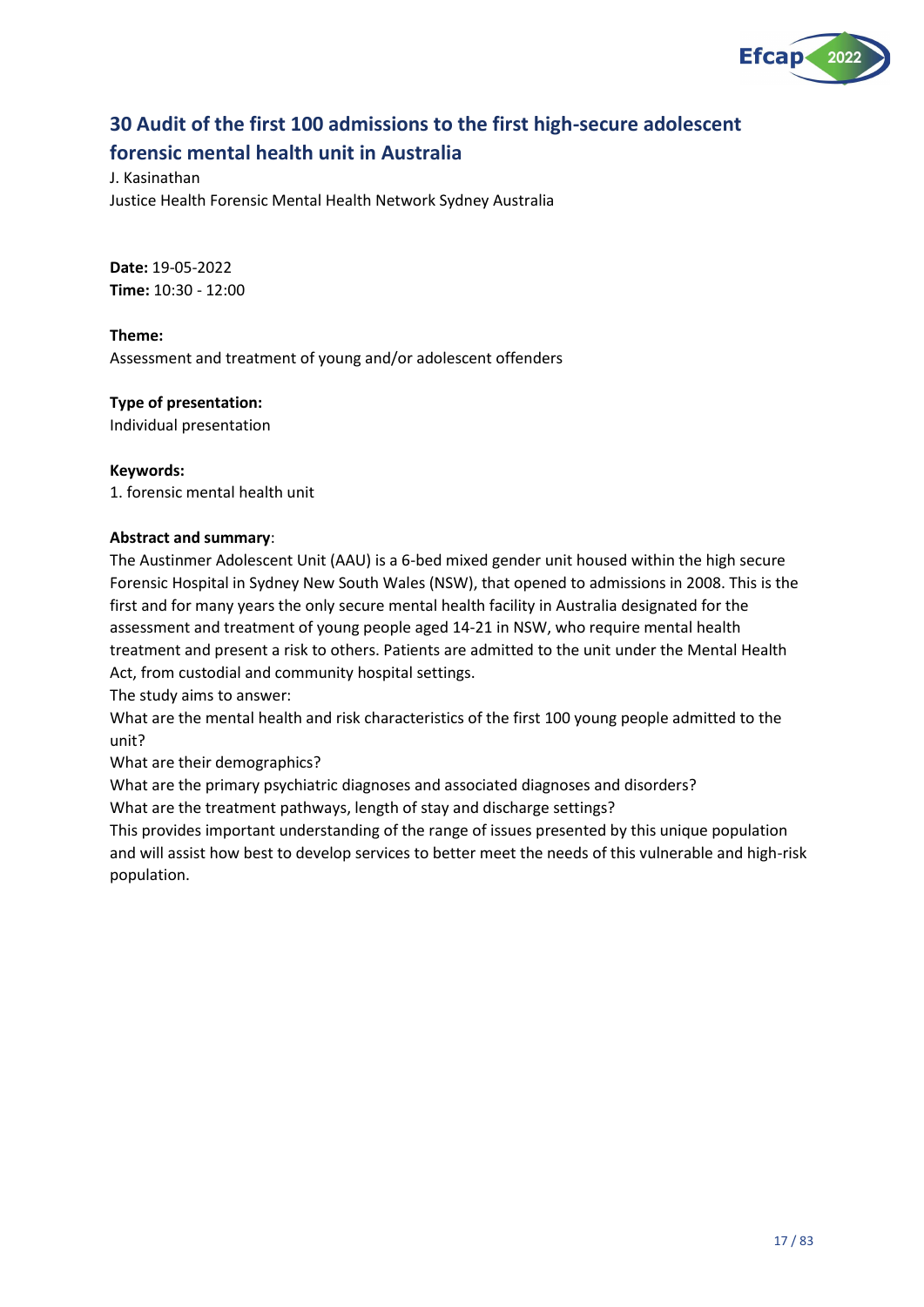## 30 Audit of the first 100 admissions to the first high-secure adolescent forensic mental health unit in Australia

J. Kasinathan
Justice Health Forensic Mental Health Network Sydney Australia

**Date:** 19-05-2022
**Time:** 10:30 - 12:00

**Theme:**
Assessment and treatment of young and/or adolescent offenders

**Type of presentation:**
Individual presentation

**Keywords:**
1. forensic mental health unit

**Abstract and summary**:
The Austinmer Adolescent Unit (AAU) is a 6-bed mixed gender unit housed within the high secure Forensic Hospital in Sydney New South Wales (NSW), that opened to admissions in 2008. This is the first and for many years the only secure mental health facility in Australia designated for the assessment and treatment of young people aged 14-21 in NSW, who require mental health treatment and present a risk to others. Patients are admitted to the unit under the Mental Health Act, from custodial and community hospital settings.
The study aims to answer:
What are the mental health and risk characteristics of the first 100 young people admitted to the unit?
What are their demographics?
What are the primary psychiatric diagnoses and associated diagnoses and disorders?
What are the treatment pathways, length of stay and discharge settings?
This provides important understanding of the range of issues presented by this unique population and will assist how best to develop services to better meet the needs of this vulnerable and high-risk population.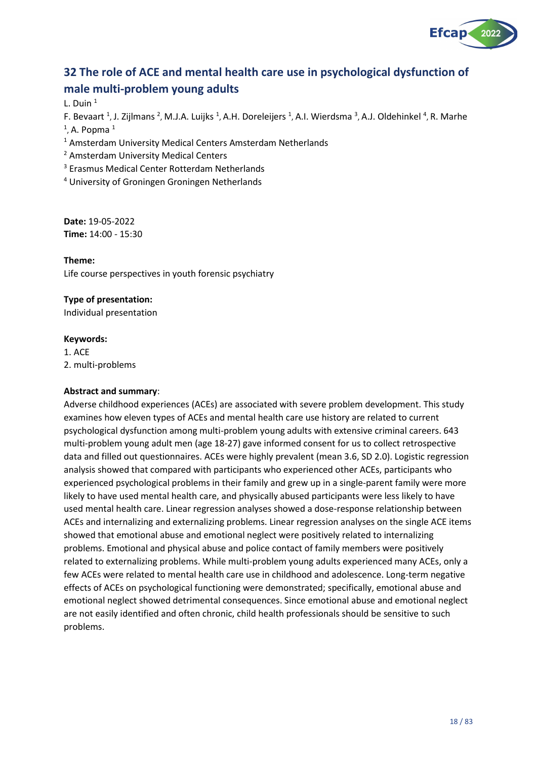## 32 The role of ACE and mental health care use in psychological dysfunction of male multi-problem young adults

L. Duin [1]

F. Bevaart [1], J. Zijlmans [2], M.J.A. Luijks [1], A.H. Doreleijers [1], A.I. Wierdsma [3], A.J. Oldehinkel [4], R. Marhe [1], A. Popma [1]

[1] Amsterdam University Medical Centers Amsterdam Netherlands

[2] Amsterdam University Medical Centers

[3] Erasmus Medical Center Rotterdam Netherlands

[4] University of Groningen Groningen Netherlands

**Date:** 19-05-2022
**Time:** 14:00 - 15:30

**Theme:**
Life course perspectives in youth forensic psychiatry

**Type of presentation:**
Individual presentation

**Keywords:**
1. ACE
2. multi-problems

**Abstract and summary**:
Adverse childhood experiences (ACEs) are associated with severe problem development. This study examines how eleven types of ACEs and mental health care use history are related to current psychological dysfunction among multi-problem young adults with extensive criminal careers. 643 multi-problem young adult men (age 18-27) gave informed consent for us to collect retrospective data and filled out questionnaires. ACEs were highly prevalent (mean 3.6, SD 2.0). Logistic regression analysis showed that compared with participants who experienced other ACEs, participants who experienced psychological problems in their family and grew up in a single-parent family were more likely to have used mental health care, and physically abused participants were less likely to have used mental health care. Linear regression analyses showed a dose-response relationship between ACEs and internalizing and externalizing problems. Linear regression analyses on the single ACE items showed that emotional abuse and emotional neglect were positively related to internalizing problems. Emotional and physical abuse and police contact of family members were positively related to externalizing problems. While multi-problem young adults experienced many ACEs, only a few ACEs were related to mental health care use in childhood and adolescence. Long-term negative effects of ACEs on psychological functioning were demonstrated; specifically, emotional abuse and emotional neglect showed detrimental consequences. Since emotional abuse and emotional neglect are not easily identified and often chronic, child health professionals should be sensitive to such problems.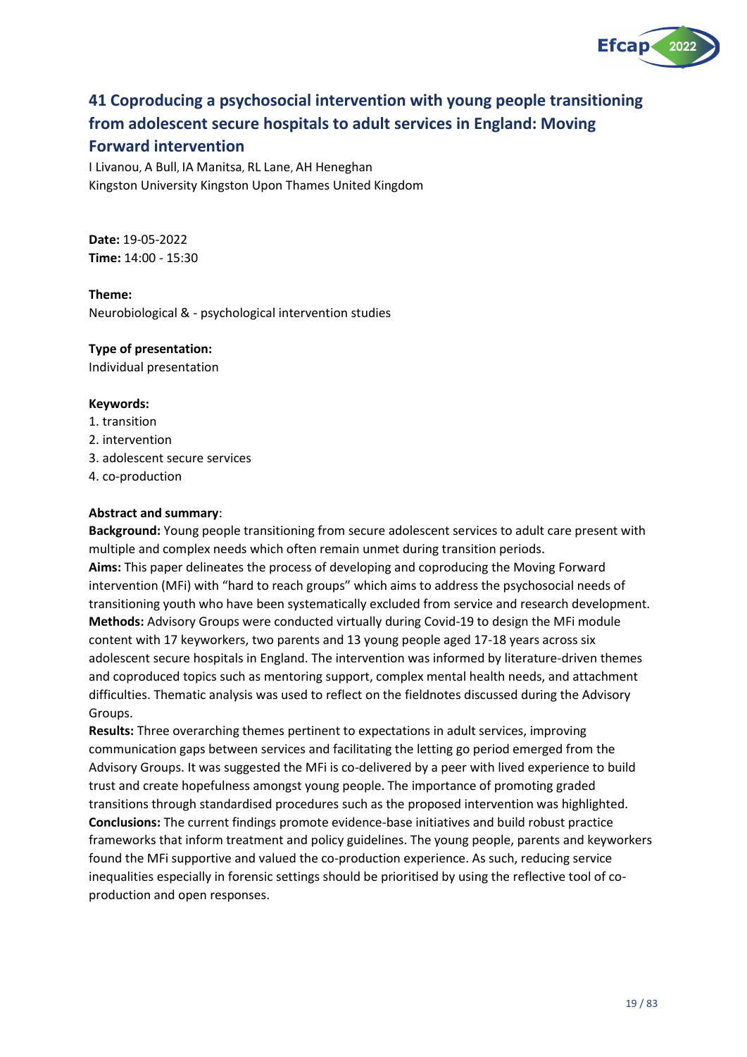## 41 Coproducing a psychosocial intervention with young people transitioning from adolescent secure hospitals to adult services in England: Moving Forward intervention

I Livanou, A Bull, IA Manitsa, RL Lane, AH Heneghan
Kingston University Kingston Upon Thames United Kingdom

**Date:** 19-05-2022
**Time:** 14:00 - 15:30

**Theme:**
Neurobiological & - psychological intervention studies

**Type of presentation:**
Individual presentation

**Keywords:**
1. transition
2. intervention
3. adolescent secure services
4. co-production

**Abstract and summary**:
**Background:** Young people transitioning from secure adolescent services to adult care present with multiple and complex needs which often remain unmet during transition periods.
**Aims:** This paper delineates the process of developing and coproducing the Moving Forward intervention (MFi) with "hard to reach groups" which aims to address the psychosocial needs of transitioning youth who have been systematically excluded from service and research development.
**Methods:** Advisory Groups were conducted virtually during Covid-19 to design the MFi module content with 17 keyworkers, two parents and 13 young people aged 17-18 years across six adolescent secure hospitals in England. The intervention was informed by literature-driven themes and coproduced topics such as mentoring support, complex mental health needs, and attachment difficulties. Thematic analysis was used to reflect on the fieldnotes discussed during the Advisory Groups.
**Results:** Three overarching themes pertinent to expectations in adult services, improving communication gaps between services and facilitating the letting go period emerged from the Advisory Groups. It was suggested the MFi is co-delivered by a peer with lived experience to build trust and create hopefulness amongst young people. The importance of promoting graded transitions through standardised procedures such as the proposed intervention was highlighted.
**Conclusions:** The current findings promote evidence-base initiatives and build robust practice frameworks that inform treatment and policy guidelines. The young people, parents and keyworkers found the MFi supportive and valued the co-production experience. As such, reducing service inequalities especially in forensic settings should be prioritised by using the reflective tool of co-production and open responses.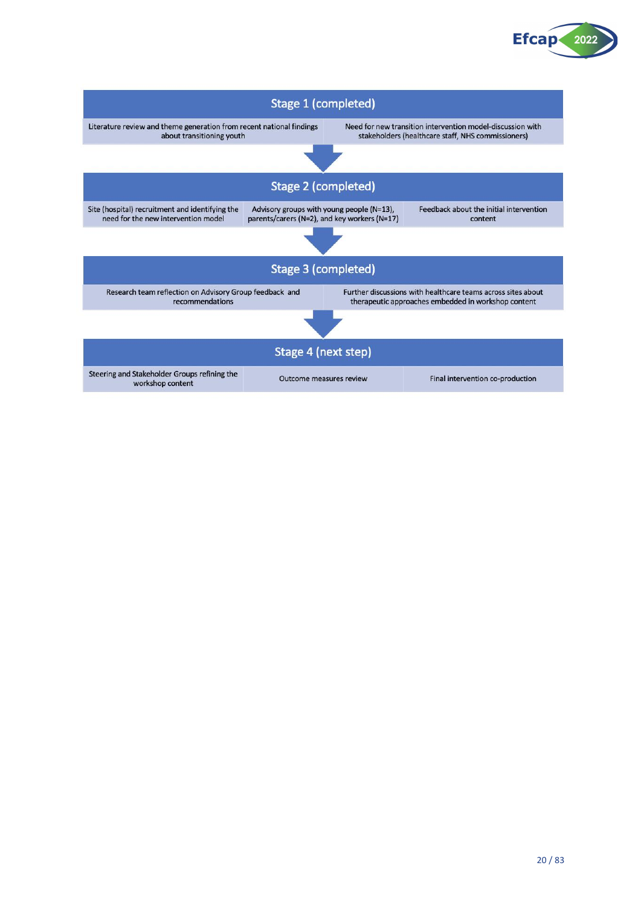**Stage 1 (completed)**

| Literature review and theme generation from recent national findings about transitioning youth | Need for new transition intervention model-discussion with stakeholders (healthcare staff, NHS commissioners) |
|---|---|

**Stage 2 (completed)**

| Site (hospital) recruitment and identifying the need for the new intervention model | Advisory groups with young people (N=13), parents/carers (N=2), and key workers (N=17) | Feedback about the initial intervention content |
|---|---|---|

**Stage 3 (completed)**

| Research team reflection on Advisory Group feedback and recommendations | Further discussions with healthcare teams across sites about therapeutic approaches embedded in workshop content |
|---|---|

**Stage 4 (next step)**

| Steering and Stakeholder Groups refining the workshop content | Outcome measures review | Final intervention co-production |
|---|---|---|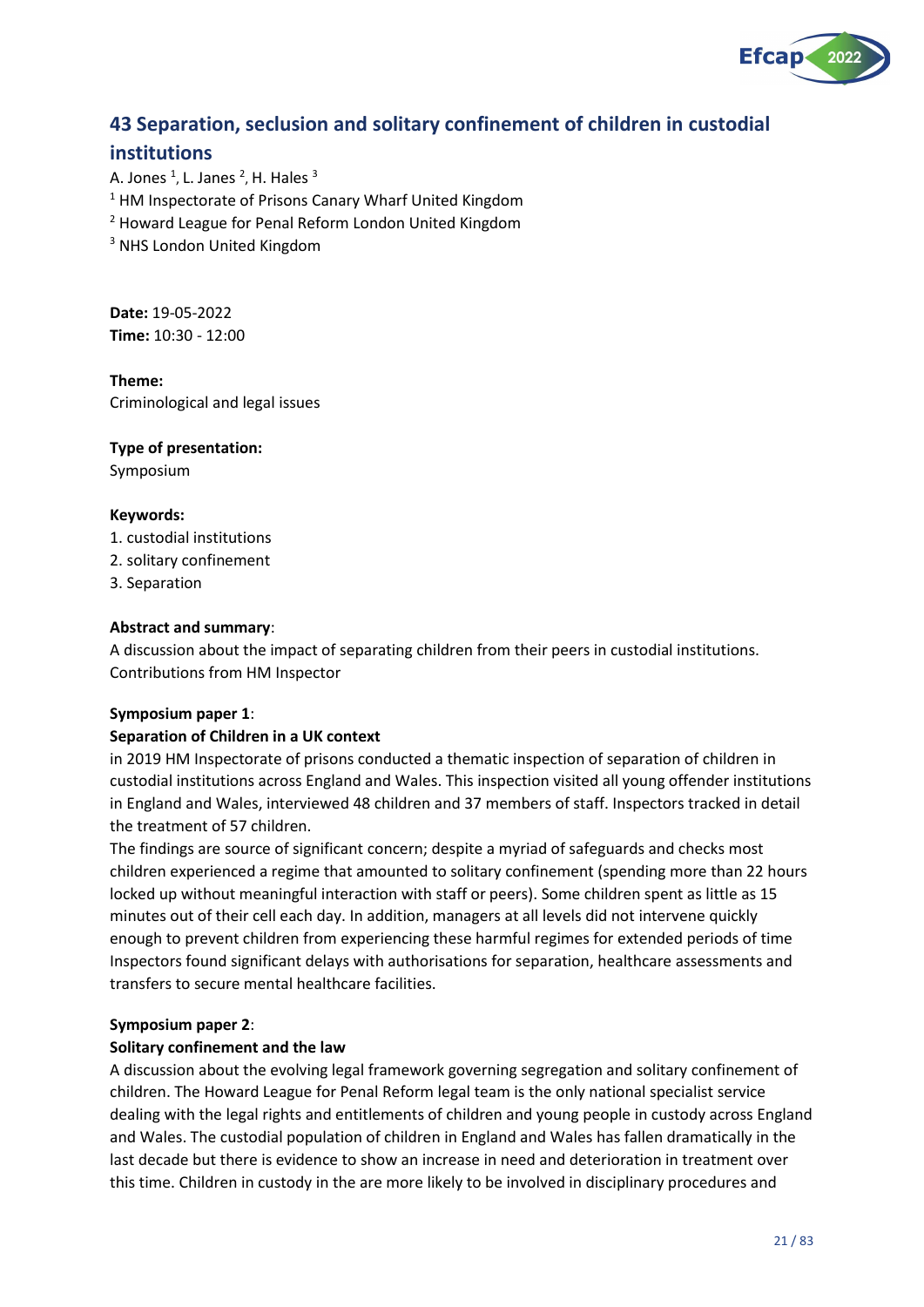## 43 Separation, seclusion and solitary confinement of children in custodial institutions

A. Jones [1], L. Janes [2], H. Hales [3]

[1] HM Inspectorate of Prisons Canary Wharf United Kingdom
[2] Howard League for Penal Reform London United Kingdom
[3] NHS London United Kingdom

**Date:** 19-05-2022
**Time:** 10:30 - 12:00

**Theme:**
Criminological and legal issues

**Type of presentation:**
Symposium

**Keywords:**
1. custodial institutions
2. solitary confinement
3. Separation

**Abstract and summary**:
A discussion about the impact of separating children from their peers in custodial institutions. Contributions from HM Inspector

**Symposium paper 1**:
**Separation of Children in a UK context**
in 2019 HM Inspectorate of prisons conducted a thematic inspection of separation of children in custodial institutions across England and Wales. This inspection visited all young offender institutions in England and Wales, interviewed 48 children and 37 members of staff. Inspectors tracked in detail the treatment of 57 children.
The findings are source of significant concern; despite a myriad of safeguards and checks most children experienced a regime that amounted to solitary confinement (spending more than 22 hours locked up without meaningful interaction with staff or peers). Some children spent as little as 15 minutes out of their cell each day. In addition, managers at all levels did not intervene quickly enough to prevent children from experiencing these harmful regimes for extended periods of time Inspectors found significant delays with authorisations for separation, healthcare assessments and transfers to secure mental healthcare facilities.

**Symposium paper 2**:
**Solitary confinement and the law**
A discussion about the evolving legal framework governing segregation and solitary confinement of children. The Howard League for Penal Reform legal team is the only national specialist service dealing with the legal rights and entitlements of children and young people in custody across England and Wales. The custodial population of children in England and Wales has fallen dramatically in the last decade but there is evidence to show an increase in need and deterioration in treatment over this time. Children in custody in the are more likely to be involved in disciplinary procedures and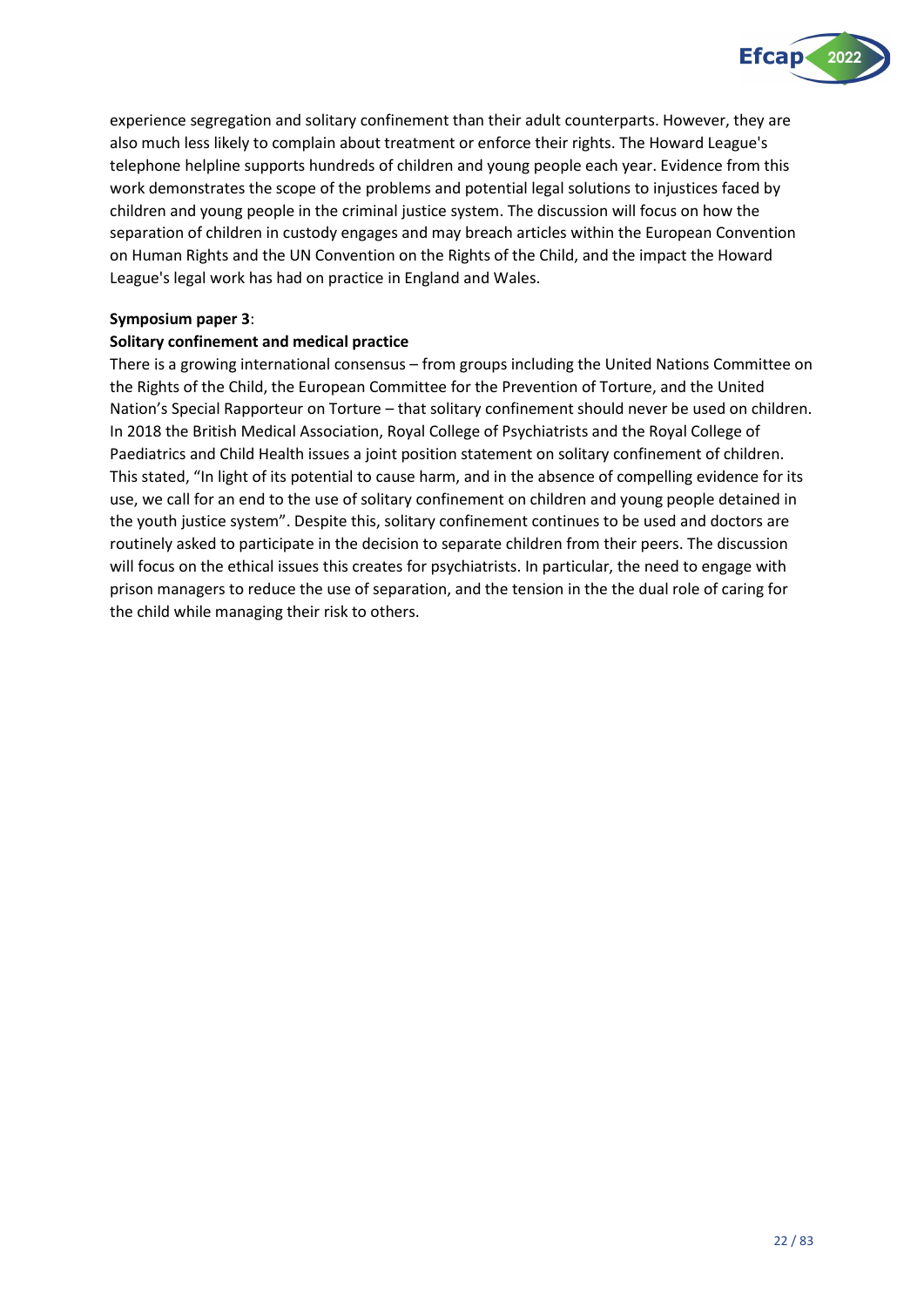experience segregation and solitary confinement than their adult counterparts. However, they are also much less likely to complain about treatment or enforce their rights. The Howard League's telephone helpline supports hundreds of children and young people each year. Evidence from this work demonstrates the scope of the problems and potential legal solutions to injustices faced by children and young people in the criminal justice system. The discussion will focus on how the separation of children in custody engages and may breach articles within the European Convention on Human Rights and the UN Convention on the Rights of the Child, and the impact the Howard League's legal work has had on practice in England and Wales.

**Symposium paper 3**:

**Solitary confinement and medical practice**

There is a growing international consensus – from groups including the United Nations Committee on the Rights of the Child, the European Committee for the Prevention of Torture, and the United Nation's Special Rapporteur on Torture – that solitary confinement should never be used on children. In 2018 the British Medical Association, Royal College of Psychiatrists and the Royal College of Paediatrics and Child Health issues a joint position statement on solitary confinement of children. This stated, "In light of its potential to cause harm, and in the absence of compelling evidence for its use, we call for an end to the use of solitary confinement on children and young people detained in the youth justice system". Despite this, solitary confinement continues to be used and doctors are routinely asked to participate in the decision to separate children from their peers. The discussion will focus on the ethical issues this creates for psychiatrists. In particular, the need to engage with prison managers to reduce the use of separation, and the tension in the the dual role of caring for the child while managing their risk to others.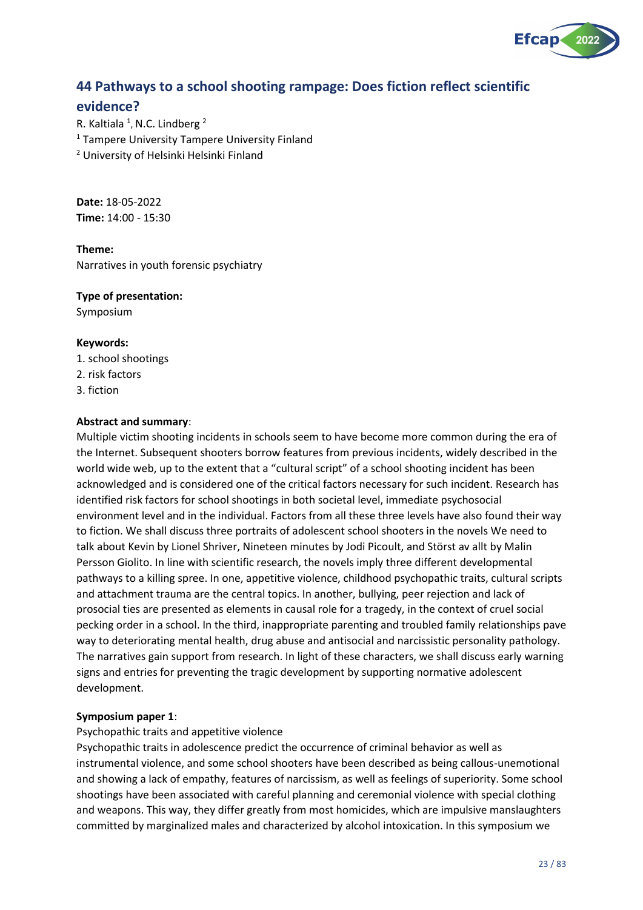## 44 Pathways to a school shooting rampage: Does fiction reflect scientific evidence?

R. Kaltiala [1], N.C. Lindberg [2]

[1] Tampere University Tampere University Finland

[2] University of Helsinki Helsinki Finland

**Date:** 18-05-2022
**Time:** 14:00 - 15:30

**Theme:**
Narratives in youth forensic psychiatry

**Type of presentation:**
Symposium

**Keywords:**
1. school shootings
2. risk factors
3. fiction

**Abstract and summary**:
Multiple victim shooting incidents in schools seem to have become more common during the era of the Internet. Subsequent shooters borrow features from previous incidents, widely described in the world wide web, up to the extent that a "cultural script" of a school shooting incident has been acknowledged and is considered one of the critical factors necessary for such incident. Research has identified risk factors for school shootings in both societal level, immediate psychosocial environment level and in the individual. Factors from all these three levels have also found their way to fiction. We shall discuss three portraits of adolescent school shooters in the novels We need to talk about Kevin by Lionel Shriver, Nineteen minutes by Jodi Picoult, and Störst av allt by Malin Persson Giolito. In line with scientific research, the novels imply three different developmental pathways to a killing spree. In one, appetitive violence, childhood psychopathic traits, cultural scripts and attachment trauma are the central topics. In another, bullying, peer rejection and lack of prosocial ties are presented as elements in causal role for a tragedy, in the context of cruel social pecking order in a school. In the third, inappropriate parenting and troubled family relationships pave way to deteriorating mental health, drug abuse and antisocial and narcissistic personality pathology. The narratives gain support from research. In light of these characters, we shall discuss early warning signs and entries for preventing the tragic development by supporting normative adolescent development.

**Symposium paper 1**:
Psychopathic traits and appetitive violence
Psychopathic traits in adolescence predict the occurrence of criminal behavior as well as instrumental violence, and some school shooters have been described as being callous-unemotional and showing a lack of empathy, features of narcissism, as well as feelings of superiority. Some school shootings have been associated with careful planning and ceremonial violence with special clothing and weapons. This way, they differ greatly from most homicides, which are impulsive manslaughters committed by marginalized males and characterized by alcohol intoxication. In this symposium we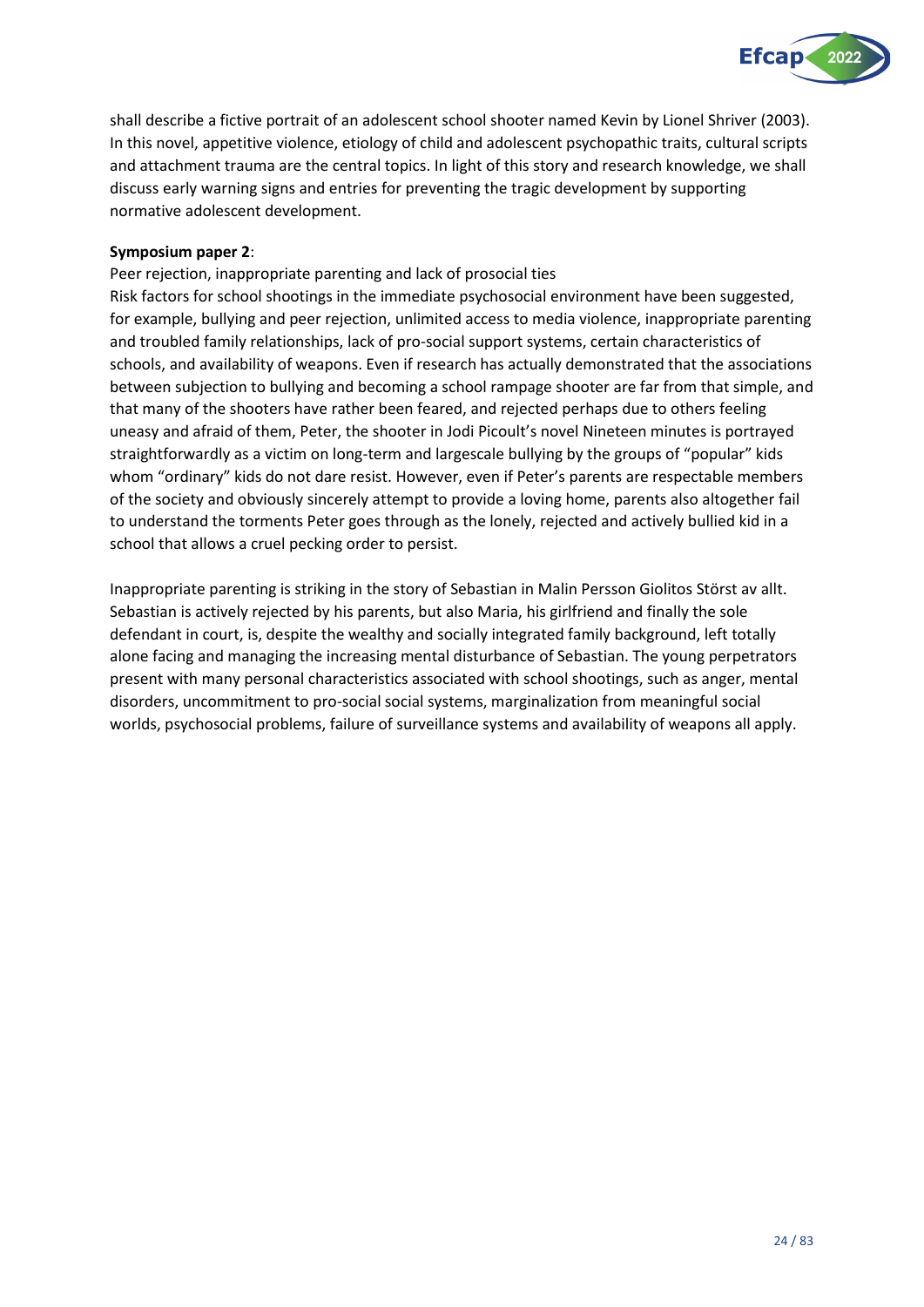shall describe a fictive portrait of an adolescent school shooter named Kevin by Lionel Shriver (2003). In this novel, appetitive violence, etiology of child and adolescent psychopathic traits, cultural scripts and attachment trauma are the central topics. In light of this story and research knowledge, we shall discuss early warning signs and entries for preventing the tragic development by supporting normative adolescent development.

**Symposium paper 2**:

Peer rejection, inappropriate parenting and lack of prosocial ties

Risk factors for school shootings in the immediate psychosocial environment have been suggested, for example, bullying and peer rejection, unlimited access to media violence, inappropriate parenting and troubled family relationships, lack of pro-social support systems, certain characteristics of schools, and availability of weapons. Even if research has actually demonstrated that the associations between subjection to bullying and becoming a school rampage shooter are far from that simple, and that many of the shooters have rather been feared, and rejected perhaps due to others feeling uneasy and afraid of them, Peter, the shooter in Jodi Picoult's novel Nineteen minutes is portrayed straightforwardly as a victim on long-term and largescale bullying by the groups of "popular" kids whom "ordinary" kids do not dare resist. However, even if Peter's parents are respectable members of the society and obviously sincerely attempt to provide a loving home, parents also altogether fail to understand the torments Peter goes through as the lonely, rejected and actively bullied kid in a school that allows a cruel pecking order to persist.

Inappropriate parenting is striking in the story of Sebastian in Malin Persson Giolitos Störst av allt. Sebastian is actively rejected by his parents, but also Maria, his girlfriend and finally the sole defendant in court, is, despite the wealthy and socially integrated family background, left totally alone facing and managing the increasing mental disturbance of Sebastian. The young perpetrators present with many personal characteristics associated with school shootings, such as anger, mental disorders, uncommitment to pro-social social systems, marginalization from meaningful social worlds, psychosocial problems, failure of surveillance systems and availability of weapons all apply.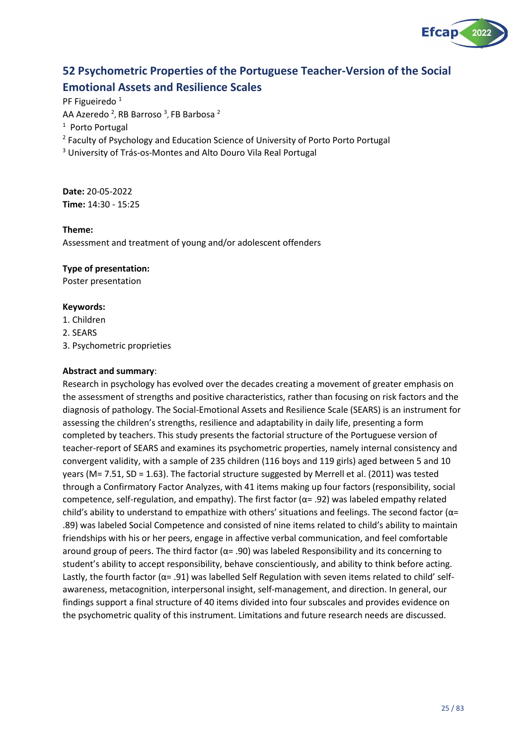## 52 Psychometric Properties of the Portuguese Teacher-Version of the Social Emotional Assets and Resilience Scales

PF Figueiredo [1]
AA Azeredo [2], RB Barroso [3], FB Barbosa [2]
[1] Porto Portugal
[2] Faculty of Psychology and Education Science of University of Porto Porto Portugal
[3] University of Trás-os-Montes and Alto Douro Vila Real Portugal

**Date:** 20-05-2022
**Time:** 14:30 - 15:25

**Theme:**
Assessment and treatment of young and/or adolescent offenders

**Type of presentation:**
Poster presentation

**Keywords:**
1. Children
2. SEARS
3. Psychometric proprieties

**Abstract and summary**:
Research in psychology has evolved over the decades creating a movement of greater emphasis on the assessment of strengths and positive characteristics, rather than focusing on risk factors and the diagnosis of pathology. The Social-Emotional Assets and Resilience Scale (SEARS) is an instrument for assessing the children's strengths, resilience and adaptability in daily life, presenting a form completed by teachers. This study presents the factorial structure of the Portuguese version of teacher-report of SEARS and examines its psychometric properties, namely internal consistency and convergent validity, with a sample of 235 children (116 boys and 119 girls) aged between 5 and 10 years ($M = 7.51$, $SD = 1.63$). The factorial structure suggested by Merrell et al. (2011) was tested through a Confirmatory Factor Analyzes, with 41 items making up four factors (responsibility, social competence, self-regulation, and empathy). The first factor ($\alpha = .92$) was labeled empathy related child's ability to understand to empathize with others' situations and feelings. The second factor ($\alpha = .89$) was labeled Social Competence and consisted of nine items related to child's ability to maintain friendships with his or her peers, engage in affective verbal communication, and feel comfortable around group of peers. The third factor ($\alpha = .90$) was labeled Responsibility and its concerning to student's ability to accept responsibility, behave conscientiously, and ability to think before acting. Lastly, the fourth factor ($\alpha = .91$) was labelled Self Regulation with seven items related to child' self-awareness, metacognition, interpersonal insight, self-management, and direction. In general, our findings support a final structure of 40 items divided into four subscales and provides evidence on the psychometric quality of this instrument. Limitations and future research needs are discussed.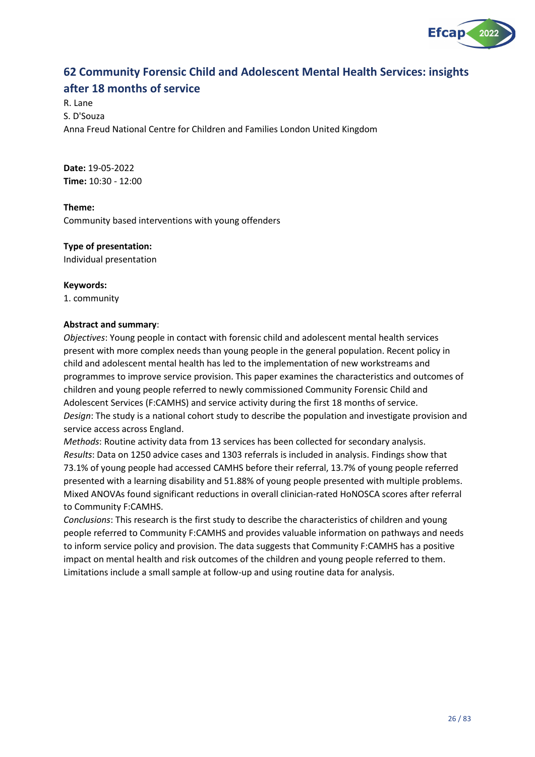## 62 Community Forensic Child and Adolescent Mental Health Services: insights after 18 months of service

R. Lane
S. D'Souza
Anna Freud National Centre for Children and Families London United Kingdom

**Date:** 19-05-2022
**Time:** 10:30 - 12:00

**Theme:**
Community based interventions with young offenders

**Type of presentation:**
Individual presentation

**Keywords:**
1. community

**Abstract and summary**:
*Objectives*: Young people in contact with forensic child and adolescent mental health services present with more complex needs than young people in the general population. Recent policy in child and adolescent mental health has led to the implementation of new workstreams and programmes to improve service provision. This paper examines the characteristics and outcomes of children and young people referred to newly commissioned Community Forensic Child and Adolescent Services (F:CAMHS) and service activity during the first 18 months of service.
*Design*: The study is a national cohort study to describe the population and investigate provision and service access across England.
*Methods*: Routine activity data from 13 services has been collected for secondary analysis.
*Results*: Data on 1250 advice cases and 1303 referrals is included in analysis. Findings show that 73.1% of young people had accessed CAMHS before their referral, 13.7% of young people referred presented with a learning disability and 51.88% of young people presented with multiple problems. Mixed ANOVAs found significant reductions in overall clinician-rated HoNOSCA scores after referral to Community F:CAMHS.
*Conclusions*: This research is the first study to describe the characteristics of children and young people referred to Community F:CAMHS and provides valuable information on pathways and needs to inform service policy and provision. The data suggests that Community F:CAMHS has a positive impact on mental health and risk outcomes of the children and young people referred to them. Limitations include a small sample at follow-up and using routine data for analysis.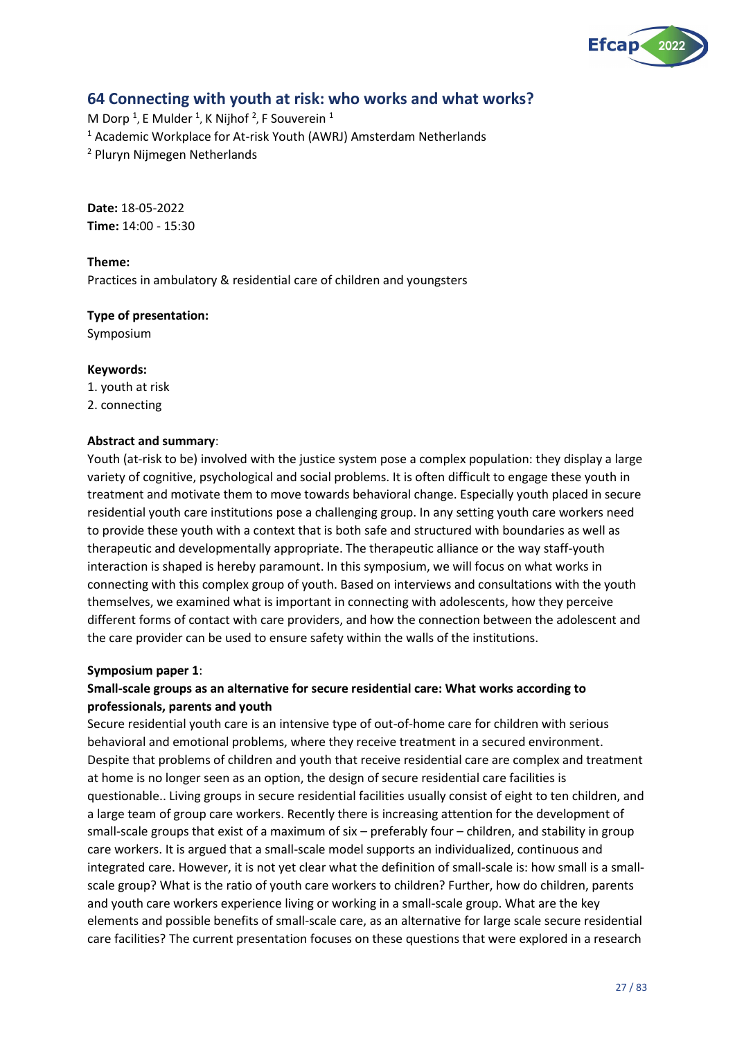## 64 Connecting with youth at risk: who works and what works?

M Dorp [1], E Mulder [1], K Nijhof [2], F Souverein [1]

[1] Academic Workplace for At-risk Youth (AWRJ) Amsterdam Netherlands

[2] Pluryn Nijmegen Netherlands

**Date:** 18-05-2022
**Time:** 14:00 - 15:30

**Theme:**
Practices in ambulatory & residential care of children and youngsters

**Type of presentation:**
Symposium

**Keywords:**
1. youth at risk
2. connecting

**Abstract and summary**:
Youth (at-risk to be) involved with the justice system pose a complex population: they display a large variety of cognitive, psychological and social problems. It is often difficult to engage these youth in treatment and motivate them to move towards behavioral change. Especially youth placed in secure residential youth care institutions pose a challenging group. In any setting youth care workers need to provide these youth with a context that is both safe and structured with boundaries as well as therapeutic and developmentally appropriate. The therapeutic alliance or the way staff-youth interaction is shaped is hereby paramount. In this symposium, we will focus on what works in connecting with this complex group of youth. Based on interviews and consultations with the youth themselves, we examined what is important in connecting with adolescents, how they perceive different forms of contact with care providers, and how the connection between the adolescent and the care provider can be used to ensure safety within the walls of the institutions.

**Symposium paper 1**:

**Small-scale groups as an alternative for secure residential care: What works according to professionals, parents and youth**

Secure residential youth care is an intensive type of out-of-home care for children with serious behavioral and emotional problems, where they receive treatment in a secured environment. Despite that problems of children and youth that receive residential care are complex and treatment at home is no longer seen as an option, the design of secure residential care facilities is questionable.. Living groups in secure residential facilities usually consist of eight to ten children, and a large team of group care workers. Recently there is increasing attention for the development of small-scale groups that exist of a maximum of six – preferably four – children, and stability in group care workers. It is argued that a small-scale model supports an individualized, continuous and integrated care. However, it is not yet clear what the definition of small-scale is: how small is a small-scale group? What is the ratio of youth care workers to children? Further, how do children, parents and youth care workers experience living or working in a small-scale group. What are the key elements and possible benefits of small-scale care, as an alternative for large scale secure residential care facilities? The current presentation focuses on these questions that were explored in a research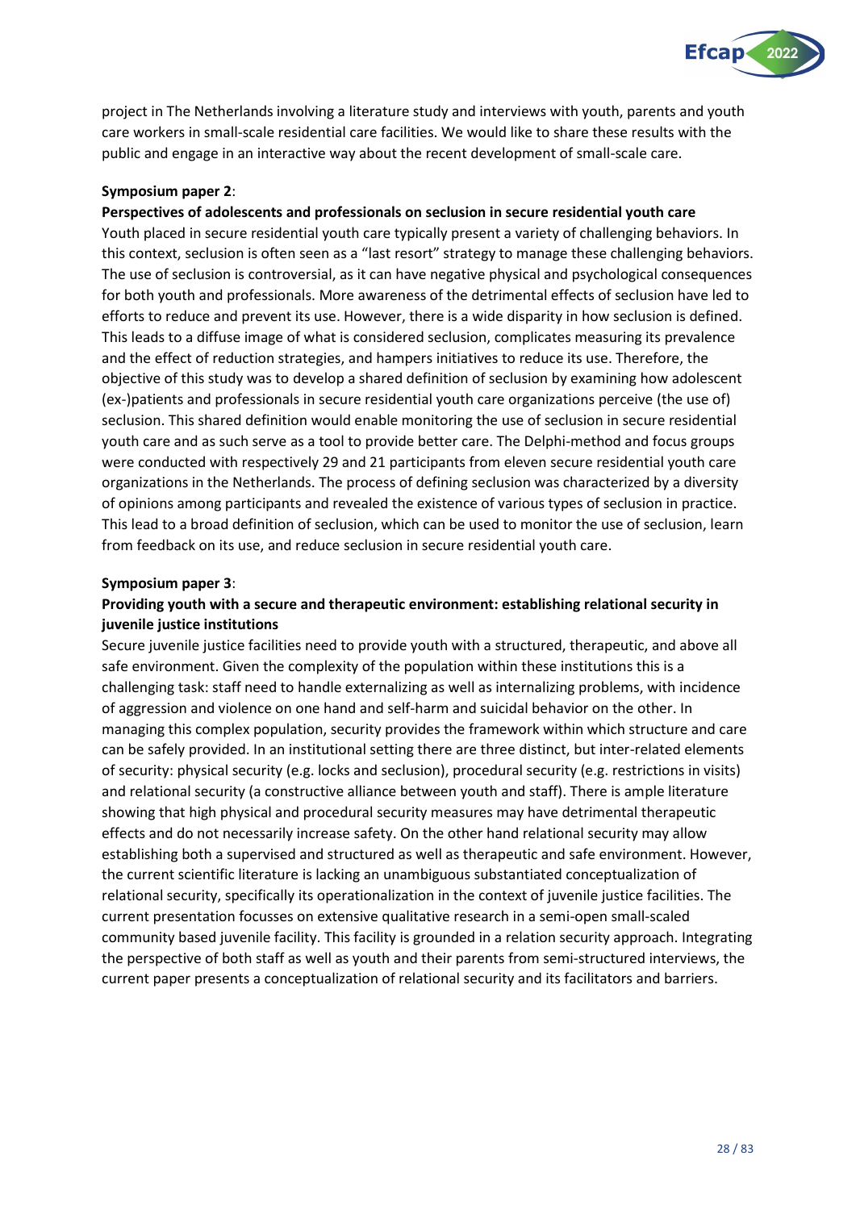project in The Netherlands involving a literature study and interviews with youth, parents and youth care workers in small-scale residential care facilities. We would like to share these results with the public and engage in an interactive way about the recent development of small-scale care.

**Symposium paper 2**:

**Perspectives of adolescents and professionals on seclusion in secure residential youth care**

Youth placed in secure residential youth care typically present a variety of challenging behaviors. In this context, seclusion is often seen as a "last resort" strategy to manage these challenging behaviors. The use of seclusion is controversial, as it can have negative physical and psychological consequences for both youth and professionals. More awareness of the detrimental effects of seclusion have led to efforts to reduce and prevent its use. However, there is a wide disparity in how seclusion is defined. This leads to a diffuse image of what is considered seclusion, complicates measuring its prevalence and the effect of reduction strategies, and hampers initiatives to reduce its use. Therefore, the objective of this study was to develop a shared definition of seclusion by examining how adolescent (ex-)patients and professionals in secure residential youth care organizations perceive (the use of) seclusion. This shared definition would enable monitoring the use of seclusion in secure residential youth care and as such serve as a tool to provide better care. The Delphi-method and focus groups were conducted with respectively 29 and 21 participants from eleven secure residential youth care organizations in the Netherlands. The process of defining seclusion was characterized by a diversity of opinions among participants and revealed the existence of various types of seclusion in practice. This lead to a broad definition of seclusion, which can be used to monitor the use of seclusion, learn from feedback on its use, and reduce seclusion in secure residential youth care.

**Symposium paper 3**:

**Providing youth with a secure and therapeutic environment: establishing relational security in juvenile justice institutions**

Secure juvenile justice facilities need to provide youth with a structured, therapeutic, and above all safe environment. Given the complexity of the population within these institutions this is a challenging task: staff need to handle externalizing as well as internalizing problems, with incidence of aggression and violence on one hand and self-harm and suicidal behavior on the other. In managing this complex population, security provides the framework within which structure and care can be safely provided. In an institutional setting there are three distinct, but inter-related elements of security: physical security (e.g. locks and seclusion), procedural security (e.g. restrictions in visits) and relational security (a constructive alliance between youth and staff). There is ample literature showing that high physical and procedural security measures may have detrimental therapeutic effects and do not necessarily increase safety. On the other hand relational security may allow establishing both a supervised and structured as well as therapeutic and safe environment. However, the current scientific literature is lacking an unambiguous substantiated conceptualization of relational security, specifically its operationalization in the context of juvenile justice facilities. The current presentation focusses on extensive qualitative research in a semi-open small-scaled community based juvenile facility. This facility is grounded in a relation security approach. Integrating the perspective of both staff as well as youth and their parents from semi-structured interviews, the current paper presents a conceptualization of relational security and its facilitators and barriers.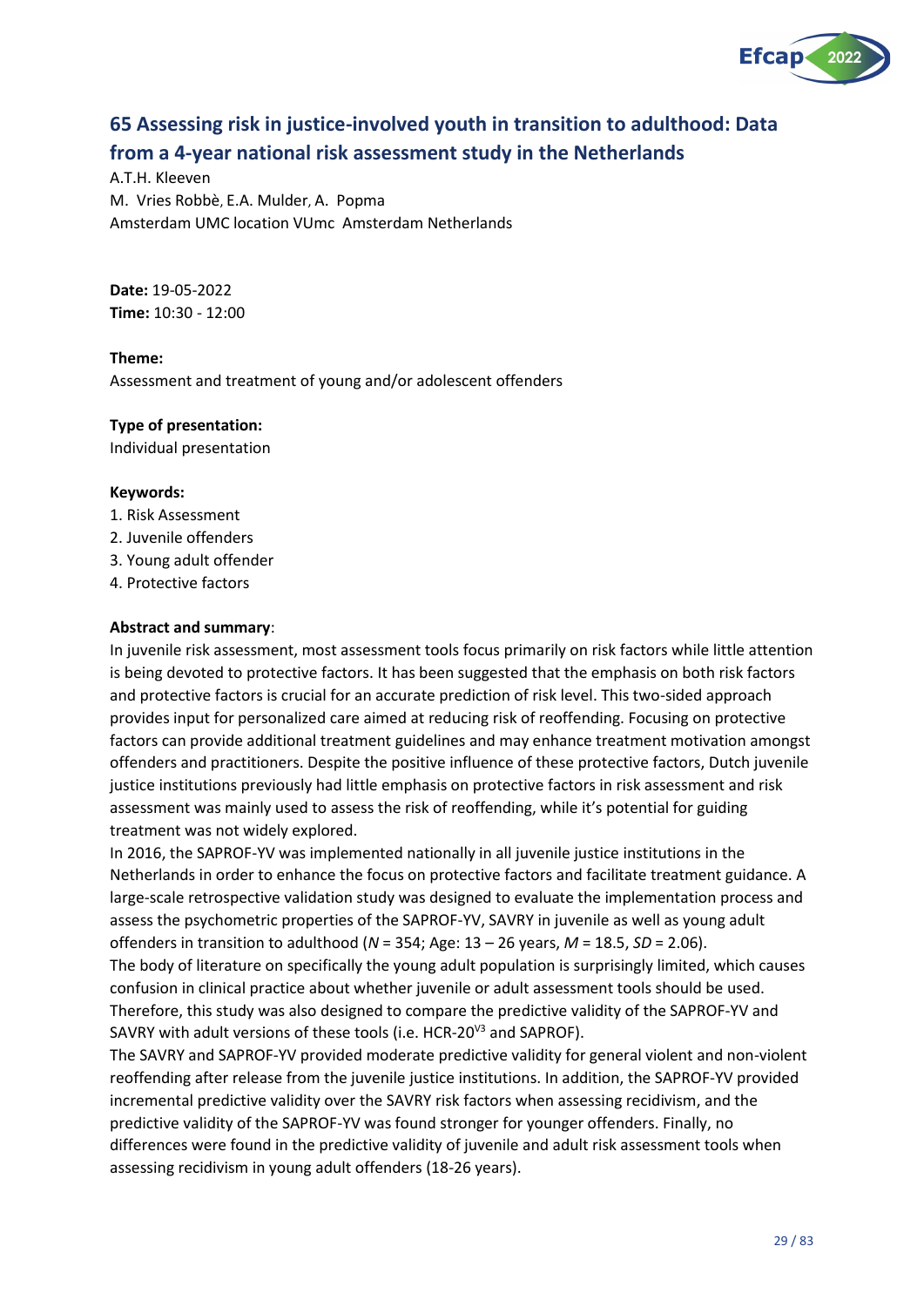## 65 Assessing risk in justice-involved youth in transition to adulthood: Data from a 4-year national risk assessment study in the Netherlands

A.T.H. Kleeven
M. Vries Robbè, E.A. Mulder, A. Popma
Amsterdam UMC location VUmc Amsterdam Netherlands

**Date:** 19-05-2022
**Time:** 10:30 - 12:00

**Theme:**
Assessment and treatment of young and/or adolescent offenders

**Type of presentation:**
Individual presentation

**Keywords:**
1. Risk Assessment
2. Juvenile offenders
3. Young adult offender
4. Protective factors

**Abstract and summary**:
In juvenile risk assessment, most assessment tools focus primarily on risk factors while little attention is being devoted to protective factors. It has been suggested that the emphasis on both risk factors and protective factors is crucial for an accurate prediction of risk level. This two-sided approach provides input for personalized care aimed at reducing risk of reoffending. Focusing on protective factors can provide additional treatment guidelines and may enhance treatment motivation amongst offenders and practitioners. Despite the positive influence of these protective factors, Dutch juvenile justice institutions previously had little emphasis on protective factors in risk assessment and risk assessment was mainly used to assess the risk of reoffending, while it's potential for guiding treatment was not widely explored.
In 2016, the SAPROF-YV was implemented nationally in all juvenile justice institutions in the Netherlands in order to enhance the focus on protective factors and facilitate treatment guidance. A large-scale retrospective validation study was designed to evaluate the implementation process and assess the psychometric properties of the SAPROF-YV, SAVRY in juvenile as well as young adult offenders in transition to adulthood (*N* = 354; Age: 13 – 26 years, *M* = 18.5, *SD* = 2.06).
The body of literature on specifically the young adult population is surprisingly limited, which causes confusion in clinical practice about whether juvenile or adult assessment tools should be used. Therefore, this study was also designed to compare the predictive validity of the SAPROF-YV and SAVRY with adult versions of these tools (i.e. HCR-20$^{V3}$ and SAPROF).
The SAVRY and SAPROF-YV provided moderate predictive validity for general violent and non-violent reoffending after release from the juvenile justice institutions. In addition, the SAPROF-YV provided incremental predictive validity over the SAVRY risk factors when assessing recidivism, and the predictive validity of the SAPROF-YV was found stronger for younger offenders. Finally, no differences were found in the predictive validity of juvenile and adult risk assessment tools when assessing recidivism in young adult offenders (18-26 years).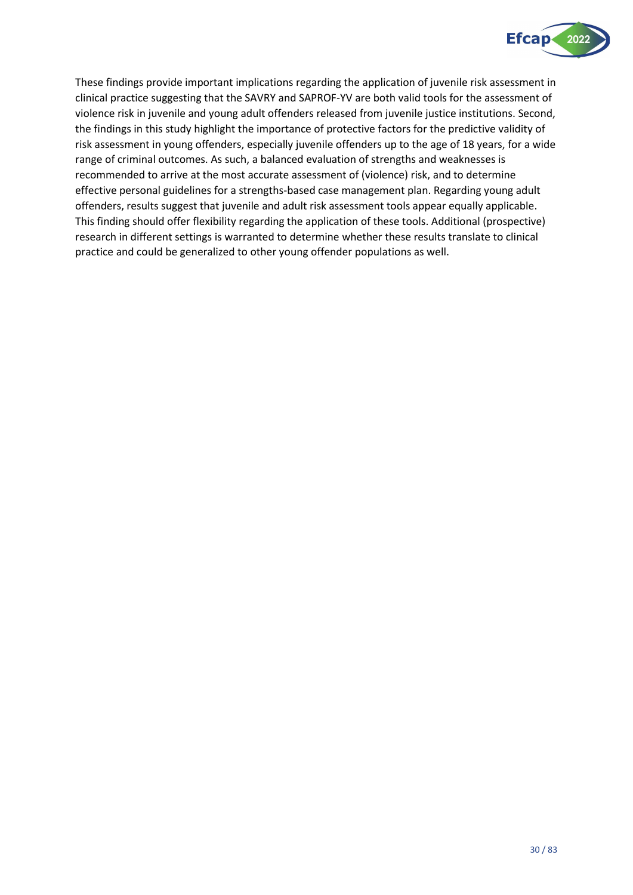These findings provide important implications regarding the application of juvenile risk assessment in clinical practice suggesting that the SAVRY and SAPROF-YV are both valid tools for the assessment of violence risk in juvenile and young adult offenders released from juvenile justice institutions. Second, the findings in this study highlight the importance of protective factors for the predictive validity of risk assessment in young offenders, especially juvenile offenders up to the age of 18 years, for a wide range of criminal outcomes. As such, a balanced evaluation of strengths and weaknesses is recommended to arrive at the most accurate assessment of (violence) risk, and to determine effective personal guidelines for a strengths-based case management plan. Regarding young adult offenders, results suggest that juvenile and adult risk assessment tools appear equally applicable. This finding should offer flexibility regarding the application of these tools. Additional (prospective) research in different settings is warranted to determine whether these results translate to clinical practice and could be generalized to other young offender populations as well.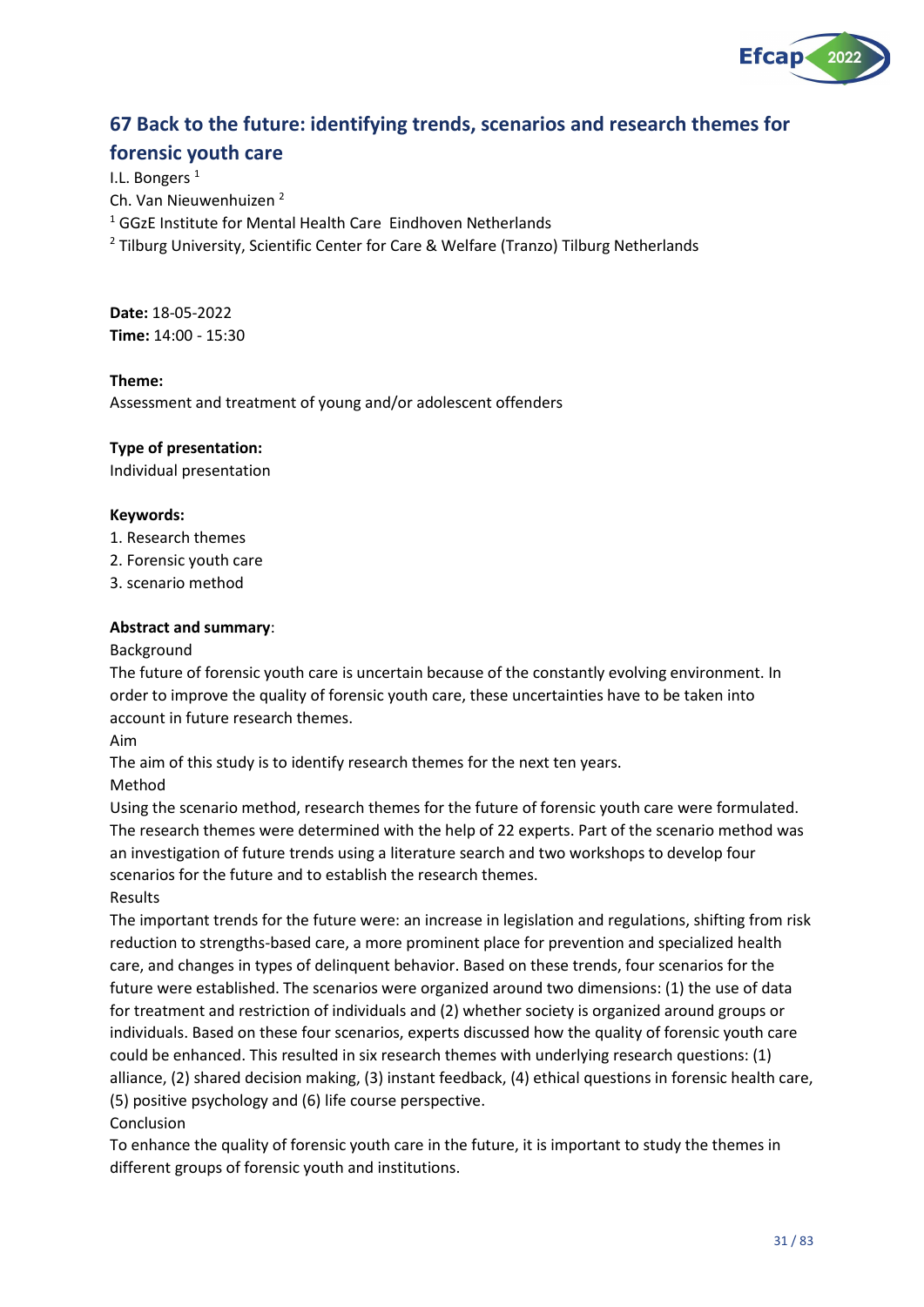## 67 Back to the future: identifying trends, scenarios and research themes for forensic youth care

I.L. Bongers [1]

Ch. Van Nieuwenhuizen [2]

[1] GGzE Institute for Mental Health Care Eindhoven Netherlands

[2] Tilburg University, Scientific Center for Care & Welfare (Tranzo) Tilburg Netherlands

**Date:** 18-05-2022

**Time:** 14:00 - 15:30

**Theme:**

Assessment and treatment of young and/or adolescent offenders

**Type of presentation:**

Individual presentation

**Keywords:**

1. Research themes
2. Forensic youth care
3. scenario method

**Abstract and summary**:

Background

The future of forensic youth care is uncertain because of the constantly evolving environment. In order to improve the quality of forensic youth care, these uncertainties have to be taken into account in future research themes.

Aim

The aim of this study is to identify research themes for the next ten years.

Method

Using the scenario method, research themes for the future of forensic youth care were formulated. The research themes were determined with the help of 22 experts. Part of the scenario method was an investigation of future trends using a literature search and two workshops to develop four scenarios for the future and to establish the research themes.

Results

The important trends for the future were: an increase in legislation and regulations, shifting from risk reduction to strengths-based care, a more prominent place for prevention and specialized health care, and changes in types of delinquent behavior. Based on these trends, four scenarios for the future were established. The scenarios were organized around two dimensions: (1) the use of data for treatment and restriction of individuals and (2) whether society is organized around groups or individuals. Based on these four scenarios, experts discussed how the quality of forensic youth care could be enhanced. This resulted in six research themes with underlying research questions: (1) alliance, (2) shared decision making, (3) instant feedback, (4) ethical questions in forensic health care, (5) positive psychology and (6) life course perspective.

Conclusion

To enhance the quality of forensic youth care in the future, it is important to study the themes in different groups of forensic youth and institutions.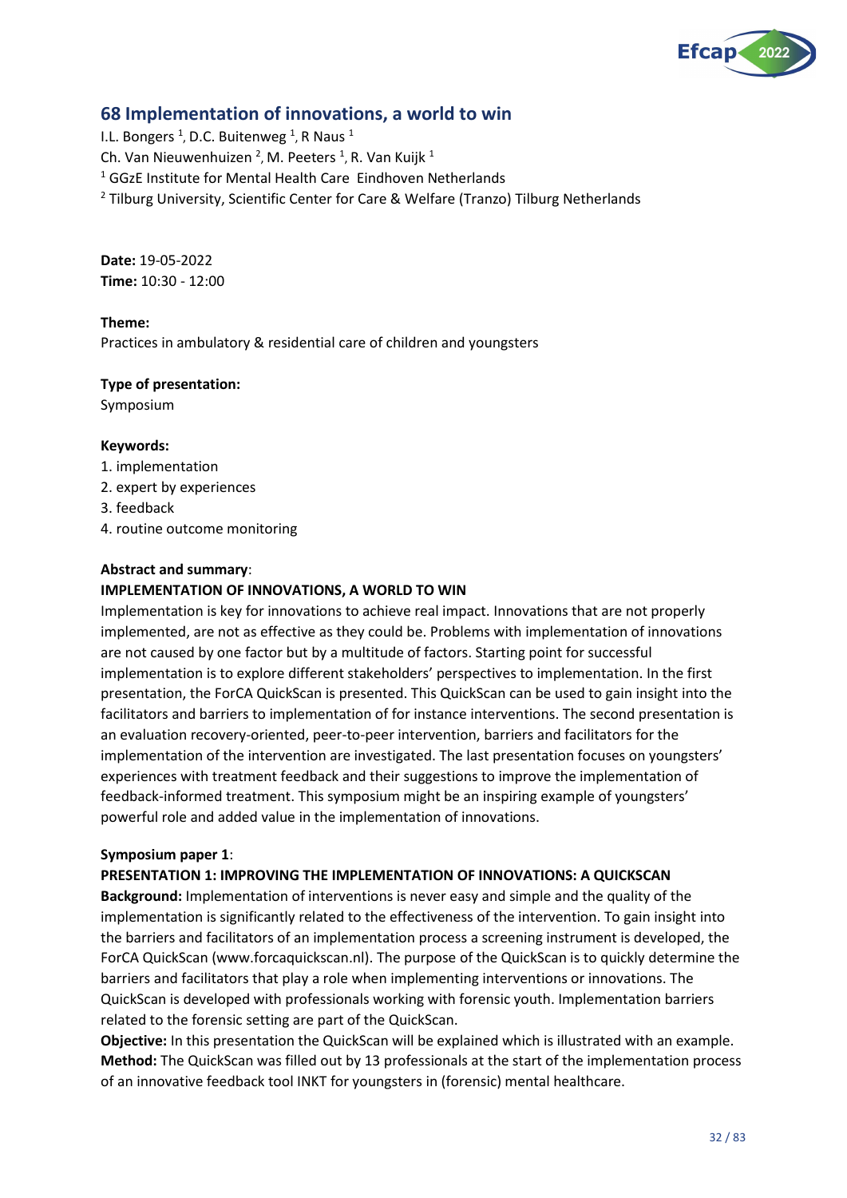## 68 Implementation of innovations, a world to win

I.L. Bongers [1], D.C. Buitenweg [1], R Naus [1]
Ch. Van Nieuwenhuizen [2], M. Peeters [1], R. Van Kuijk [1]
[1] GGzE Institute for Mental Health Care Eindhoven Netherlands
[2] Tilburg University, Scientific Center for Care & Welfare (Tranzo) Tilburg Netherlands

**Date:** 19-05-2022
**Time:** 10:30 - 12:00

**Theme:**
Practices in ambulatory & residential care of children and youngsters

**Type of presentation:**
Symposium

**Keywords:**
1. implementation
2. expert by experiences
3. feedback
4. routine outcome monitoring

**Abstract and summary**:
**IMPLEMENTATION OF INNOVATIONS, A WORLD TO WIN**
Implementation is key for innovations to achieve real impact. Innovations that are not properly implemented, are not as effective as they could be. Problems with implementation of innovations are not caused by one factor but by a multitude of factors. Starting point for successful implementation is to explore different stakeholders' perspectives to implementation. In the first presentation, the ForCA QuickScan is presented. This QuickScan can be used to gain insight into the facilitators and barriers to implementation of for instance interventions. The second presentation is an evaluation recovery-oriented, peer-to-peer intervention, barriers and facilitators for the implementation of the intervention are investigated. The last presentation focuses on youngsters' experiences with treatment feedback and their suggestions to improve the implementation of feedback-informed treatment. This symposium might be an inspiring example of youngsters' powerful role and added value in the implementation of innovations.

**Symposium paper 1**:
**PRESENTATION 1: IMPROVING THE IMPLEMENTATION OF INNOVATIONS: A QUICKSCAN**
**Background:** Implementation of interventions is never easy and simple and the quality of the implementation is significantly related to the effectiveness of the intervention. To gain insight into the barriers and facilitators of an implementation process a screening instrument is developed, the ForCA QuickScan (www.forcaquickscan.nl). The purpose of the QuickScan is to quickly determine the barriers and facilitators that play a role when implementing interventions or innovations. The QuickScan is developed with professionals working with forensic youth. Implementation barriers related to the forensic setting are part of the QuickScan.
**Objective:** In this presentation the QuickScan will be explained which is illustrated with an example.
**Method:** The QuickScan was filled out by 13 professionals at the start of the implementation process of an innovative feedback tool INKT for youngsters in (forensic) mental healthcare.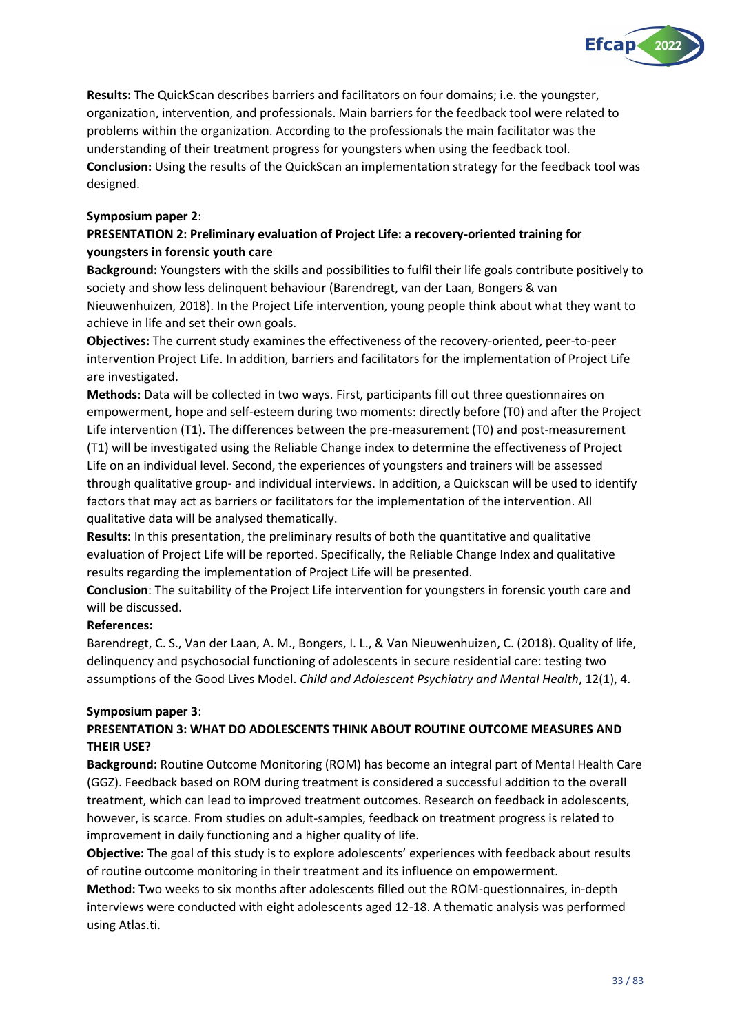**Results:** The QuickScan describes barriers and facilitators on four domains; i.e. the youngster, organization, intervention, and professionals. Main barriers for the feedback tool were related to problems within the organization. According to the professionals the main facilitator was the understanding of their treatment progress for youngsters when using the feedback tool.
**Conclusion:** Using the results of the QuickScan an implementation strategy for the feedback tool was designed.

**Symposium paper 2**:

**PRESENTATION 2: Preliminary evaluation of Project Life: a recovery-oriented training for youngsters in forensic youth care**

**Background:** Youngsters with the skills and possibilities to fulfil their life goals contribute positively to society and show less delinquent behaviour (Barendregt, van der Laan, Bongers & van Nieuwenhuizen, 2018). In the Project Life intervention, young people think about what they want to achieve in life and set their own goals.

**Objectives:** The current study examines the effectiveness of the recovery-oriented, peer-to-peer intervention Project Life. In addition, barriers and facilitators for the implementation of Project Life are investigated.

**Methods**: Data will be collected in two ways. First, participants fill out three questionnaires on empowerment, hope and self-esteem during two moments: directly before (T0) and after the Project Life intervention (T1). The differences between the pre-measurement (T0) and post-measurement (T1) will be investigated using the Reliable Change index to determine the effectiveness of Project Life on an individual level. Second, the experiences of youngsters and trainers will be assessed through qualitative group- and individual interviews. In addition, a Quickscan will be used to identify factors that may act as barriers or facilitators for the implementation of the intervention. All qualitative data will be analysed thematically.

**Results:** In this presentation, the preliminary results of both the quantitative and qualitative evaluation of Project Life will be reported. Specifically, the Reliable Change Index and qualitative results regarding the implementation of Project Life will be presented.

**Conclusion**: The suitability of the Project Life intervention for youngsters in forensic youth care and will be discussed.

**References:**

Barendregt, C. S., Van der Laan, A. M., Bongers, I. L., & Van Nieuwenhuizen, C. (2018). Quality of life, delinquency and psychosocial functioning of adolescents in secure residential care: testing two assumptions of the Good Lives Model. *Child and Adolescent Psychiatry and Mental Health*, 12(1), 4.

**Symposium paper 3**:

**PRESENTATION 3: WHAT DO ADOLESCENTS THINK ABOUT ROUTINE OUTCOME MEASURES AND THEIR USE?**

**Background:** Routine Outcome Monitoring (ROM) has become an integral part of Mental Health Care (GGZ). Feedback based on ROM during treatment is considered a successful addition to the overall treatment, which can lead to improved treatment outcomes. Research on feedback in adolescents, however, is scarce. From studies on adult-samples, feedback on treatment progress is related to improvement in daily functioning and a higher quality of life.

**Objective:** The goal of this study is to explore adolescents' experiences with feedback about results of routine outcome monitoring in their treatment and its influence on empowerment.

**Method:** Two weeks to six months after adolescents filled out the ROM-questionnaires, in-depth interviews were conducted with eight adolescents aged 12-18. A thematic analysis was performed using Atlas.ti.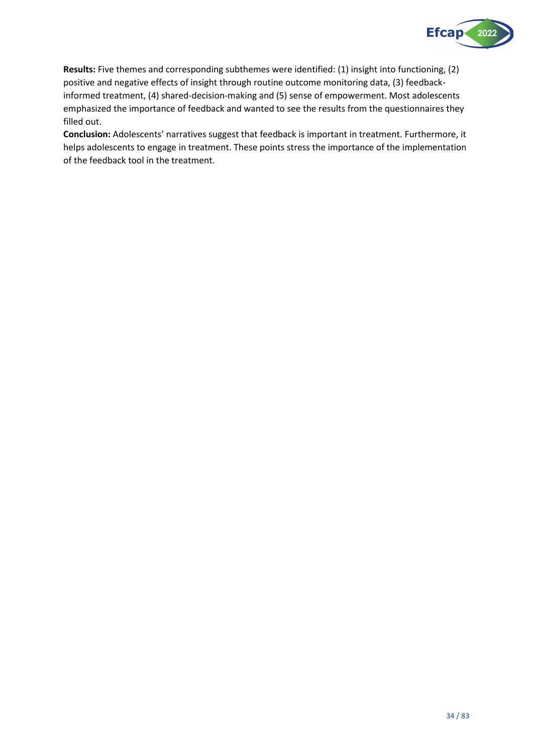**Results:** Five themes and corresponding subthemes were identified: (1) insight into functioning, (2) positive and negative effects of insight through routine outcome monitoring data, (3) feedback-informed treatment, (4) shared-decision-making and (5) sense of empowerment. Most adolescents emphasized the importance of feedback and wanted to see the results from the questionnaires they filled out.

**Conclusion:** Adolescents' narratives suggest that feedback is important in treatment. Furthermore, it helps adolescents to engage in treatment. These points stress the importance of the implementation of the feedback tool in the treatment.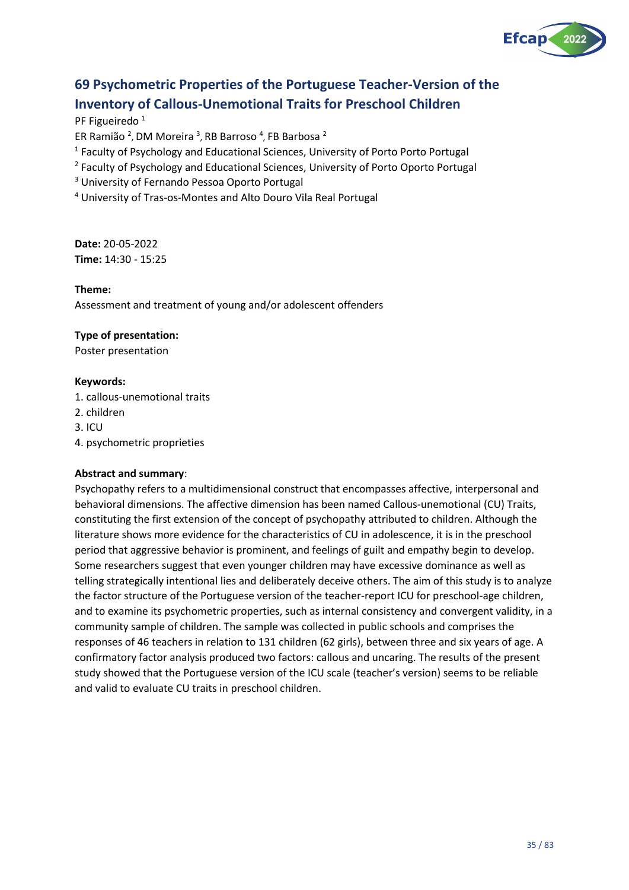## 69 Psychometric Properties of the Portuguese Teacher-Version of the Inventory of Callous-Unemotional Traits for Preschool Children

PF Figueiredo [1]
ER Ramião [2], DM Moreira [3], RB Barroso [4], FB Barbosa [2]

[1] Faculty of Psychology and Educational Sciences, University of Porto Porto Portugal
[2] Faculty of Psychology and Educational Sciences, University of Porto Oporto Portugal
[3] University of Fernando Pessoa Oporto Portugal
[4] University of Tras-os-Montes and Alto Douro Vila Real Portugal

**Date:** 20-05-2022
**Time:** 14:30 - 15:25

**Theme:**
Assessment and treatment of young and/or adolescent offenders

**Type of presentation:**
Poster presentation

**Keywords:**
1. callous-unemotional traits
2. children
3. ICU
4. psychometric proprieties

**Abstract and summary**:
Psychopathy refers to a multidimensional construct that encompasses affective, interpersonal and behavioral dimensions. The affective dimension has been named Callous-unemotional (CU) Traits, constituting the first extension of the concept of psychopathy attributed to children. Although the literature shows more evidence for the characteristics of CU in adolescence, it is in the preschool period that aggressive behavior is prominent, and feelings of guilt and empathy begin to develop. Some researchers suggest that even younger children may have excessive dominance as well as telling strategically intentional lies and deliberately deceive others. The aim of this study is to analyze the factor structure of the Portuguese version of the teacher-report ICU for preschool-age children, and to examine its psychometric properties, such as internal consistency and convergent validity, in a community sample of children. The sample was collected in public schools and comprises the responses of 46 teachers in relation to 131 children (62 girls), between three and six years of age. A confirmatory factor analysis produced two factors: callous and uncaring. The results of the present study showed that the Portuguese version of the ICU scale (teacher's version) seems to be reliable and valid to evaluate CU traits in preschool children.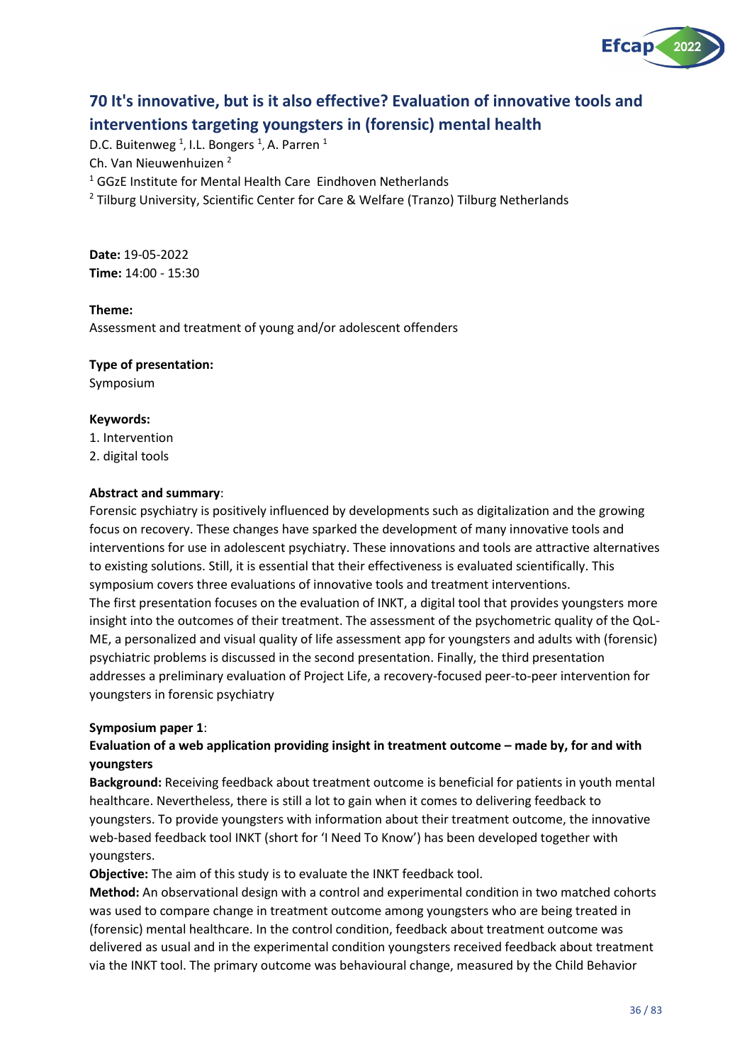## 70 It's innovative, but is it also effective? Evaluation of innovative tools and interventions targeting youngsters in (forensic) mental health

D.C. Buitenweg [1], I.L. Bongers [1], A. Parren [1]

Ch. Van Nieuwenhuizen [2]

[1] GGzE Institute for Mental Health Care Eindhoven Netherlands

[2] Tilburg University, Scientific Center for Care & Welfare (Tranzo) Tilburg Netherlands

**Date:** 19-05-2022

**Time:** 14:00 - 15:30

**Theme:**

Assessment and treatment of young and/or adolescent offenders

**Type of presentation:**

Symposium

**Keywords:**

1. Intervention
2. digital tools

**Abstract and summary**:

Forensic psychiatry is positively influenced by developments such as digitalization and the growing focus on recovery. These changes have sparked the development of many innovative tools and interventions for use in adolescent psychiatry. These innovations and tools are attractive alternatives to existing solutions. Still, it is essential that their effectiveness is evaluated scientifically. This symposium covers three evaluations of innovative tools and treatment interventions.

The first presentation focuses on the evaluation of INKT, a digital tool that provides youngsters more insight into the outcomes of their treatment. The assessment of the psychometric quality of the QoL-ME, a personalized and visual quality of life assessment app for youngsters and adults with (forensic) psychiatric problems is discussed in the second presentation. Finally, the third presentation addresses a preliminary evaluation of Project Life, a recovery-focused peer-to-peer intervention for youngsters in forensic psychiatry

**Symposium paper 1**:

**Evaluation of a web application providing insight in treatment outcome – made by, for and with youngsters**

**Background:** Receiving feedback about treatment outcome is beneficial for patients in youth mental healthcare. Nevertheless, there is still a lot to gain when it comes to delivering feedback to youngsters. To provide youngsters with information about their treatment outcome, the innovative web-based feedback tool INKT (short for 'I Need To Know') has been developed together with youngsters.

**Objective:** The aim of this study is to evaluate the INKT feedback tool.

**Method:** An observational design with a control and experimental condition in two matched cohorts was used to compare change in treatment outcome among youngsters who are being treated in (forensic) mental healthcare. In the control condition, feedback about treatment outcome was delivered as usual and in the experimental condition youngsters received feedback about treatment via the INKT tool. The primary outcome was behavioural change, measured by the Child Behavior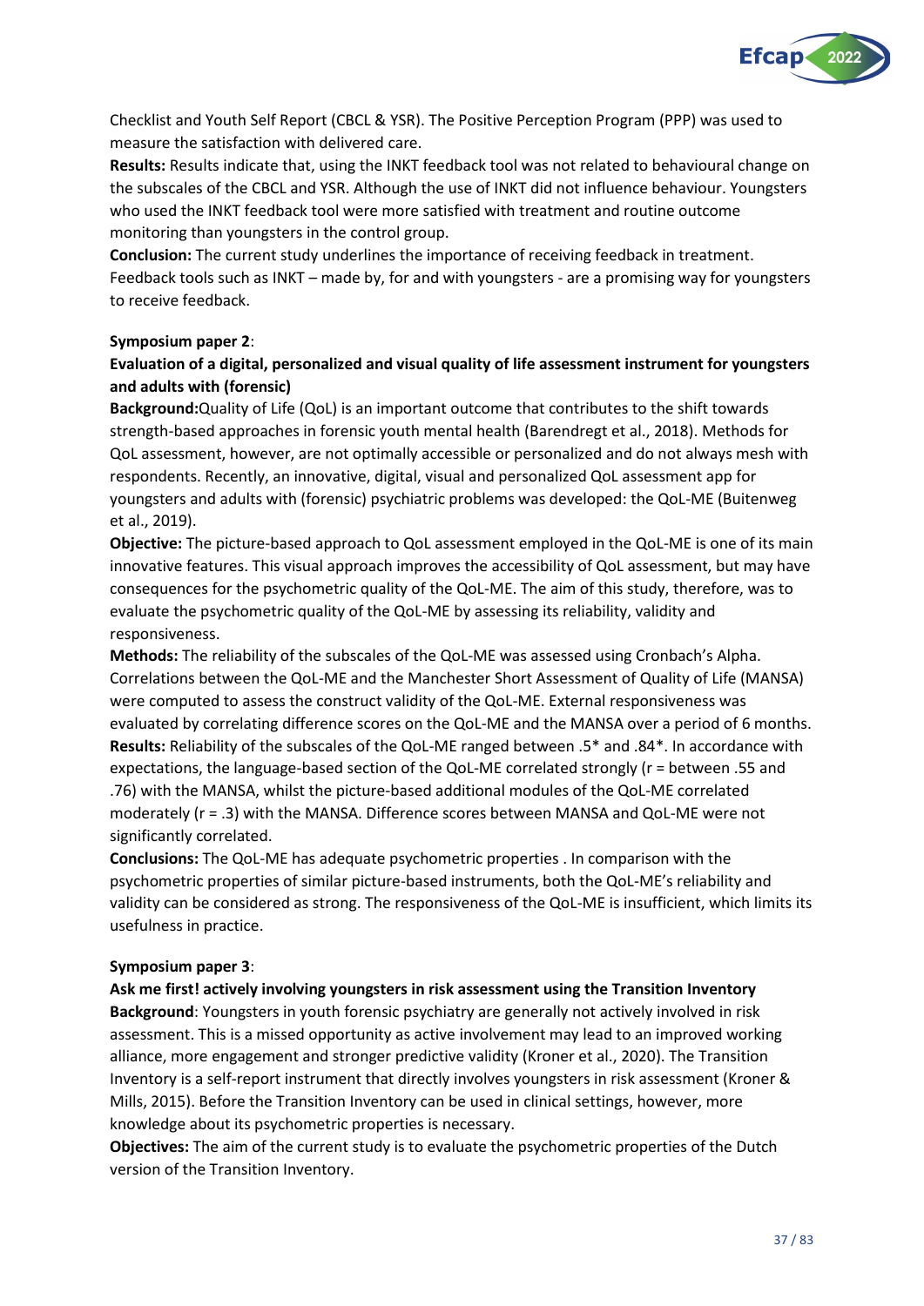Checklist and Youth Self Report (CBCL & YSR). The Positive Perception Program (PPP) was used to measure the satisfaction with delivered care.

**Results:** Results indicate that, using the INKT feedback tool was not related to behavioural change on the subscales of the CBCL and YSR. Although the use of INKT did not influence behaviour. Youngsters who used the INKT feedback tool were more satisfied with treatment and routine outcome monitoring than youngsters in the control group.

**Conclusion:** The current study underlines the importance of receiving feedback in treatment. Feedback tools such as INKT – made by, for and with youngsters - are a promising way for youngsters to receive feedback.

**Symposium paper 2**:

**Evaluation of a digital, personalized and visual quality of life assessment instrument for youngsters and adults with (forensic)**

**Background:**Quality of Life (QoL) is an important outcome that contributes to the shift towards strength-based approaches in forensic youth mental health (Barendregt et al., 2018). Methods for QoL assessment, however, are not optimally accessible or personalized and do not always mesh with respondents. Recently, an innovative, digital, visual and personalized QoL assessment app for youngsters and adults with (forensic) psychiatric problems was developed: the QoL-ME (Buitenweg et al., 2019).

**Objective:** The picture-based approach to QoL assessment employed in the QoL-ME is one of its main innovative features. This visual approach improves the accessibility of QoL assessment, but may have consequences for the psychometric quality of the QoL-ME. The aim of this study, therefore, was to evaluate the psychometric quality of the QoL-ME by assessing its reliability, validity and responsiveness.

**Methods:** The reliability of the subscales of the QoL-ME was assessed using Cronbach's Alpha. Correlations between the QoL-ME and the Manchester Short Assessment of Quality of Life (MANSA) were computed to assess the construct validity of the QoL-ME. External responsiveness was evaluated by correlating difference scores on the QoL-ME and the MANSA over a period of 6 months.

**Results:** Reliability of the subscales of the QoL-ME ranged between .5* and .84*. In accordance with expectations, the language-based section of the QoL-ME correlated strongly ($r$ = between .55 and .76) with the MANSA, whilst the picture-based additional modules of the QoL-ME correlated moderately ($r$ = .3) with the MANSA. Difference scores between MANSA and QoL-ME were not significantly correlated.

**Conclusions:** The QoL-ME has adequate psychometric properties . In comparison with the psychometric properties of similar picture-based instruments, both the QoL-ME's reliability and validity can be considered as strong. The responsiveness of the QoL-ME is insufficient, which limits its usefulness in practice.

**Symposium paper 3**:

**Ask me first! actively involving youngsters in risk assessment using the Transition Inventory**

**Background**: Youngsters in youth forensic psychiatry are generally not actively involved in risk assessment. This is a missed opportunity as active involvement may lead to an improved working alliance, more engagement and stronger predictive validity (Kroner et al., 2020). The Transition Inventory is a self-report instrument that directly involves youngsters in risk assessment (Kroner & Mills, 2015). Before the Transition Inventory can be used in clinical settings, however, more knowledge about its psychometric properties is necessary.

**Objectives:** The aim of the current study is to evaluate the psychometric properties of the Dutch version of the Transition Inventory.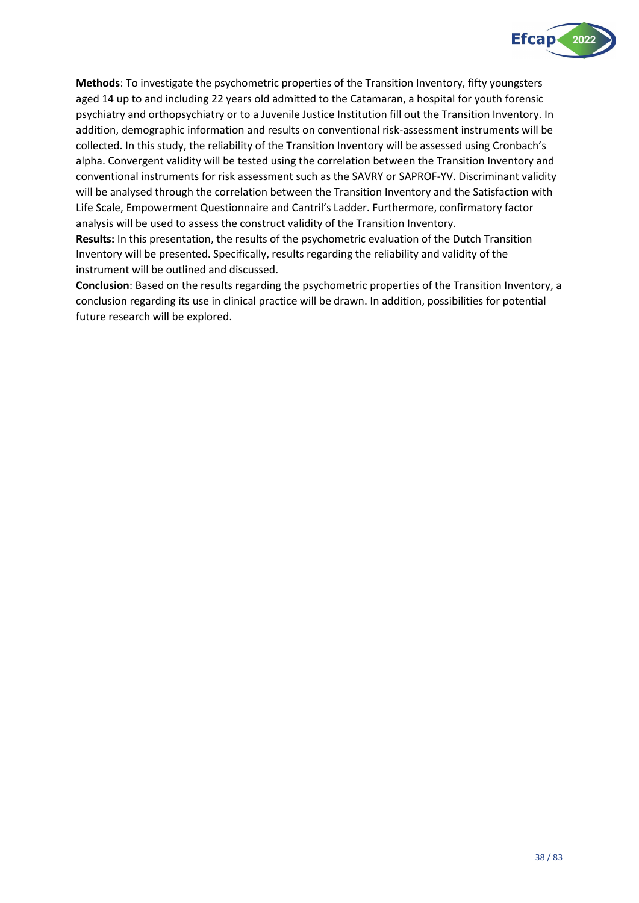**Methods**: To investigate the psychometric properties of the Transition Inventory, fifty youngsters aged 14 up to and including 22 years old admitted to the Catamaran, a hospital for youth forensic psychiatry and orthopsychiatry or to a Juvenile Justice Institution fill out the Transition Inventory. In addition, demographic information and results on conventional risk-assessment instruments will be collected. In this study, the reliability of the Transition Inventory will be assessed using Cronbach's alpha. Convergent validity will be tested using the correlation between the Transition Inventory and conventional instruments for risk assessment such as the SAVRY or SAPROF-YV. Discriminant validity will be analysed through the correlation between the Transition Inventory and the Satisfaction with Life Scale, Empowerment Questionnaire and Cantril's Ladder. Furthermore, confirmatory factor analysis will be used to assess the construct validity of the Transition Inventory.
**Results:** In this presentation, the results of the psychometric evaluation of the Dutch Transition Inventory will be presented. Specifically, results regarding the reliability and validity of the instrument will be outlined and discussed.
**Conclusion**: Based on the results regarding the psychometric properties of the Transition Inventory, a conclusion regarding its use in clinical practice will be drawn. In addition, possibilities for potential future research will be explored.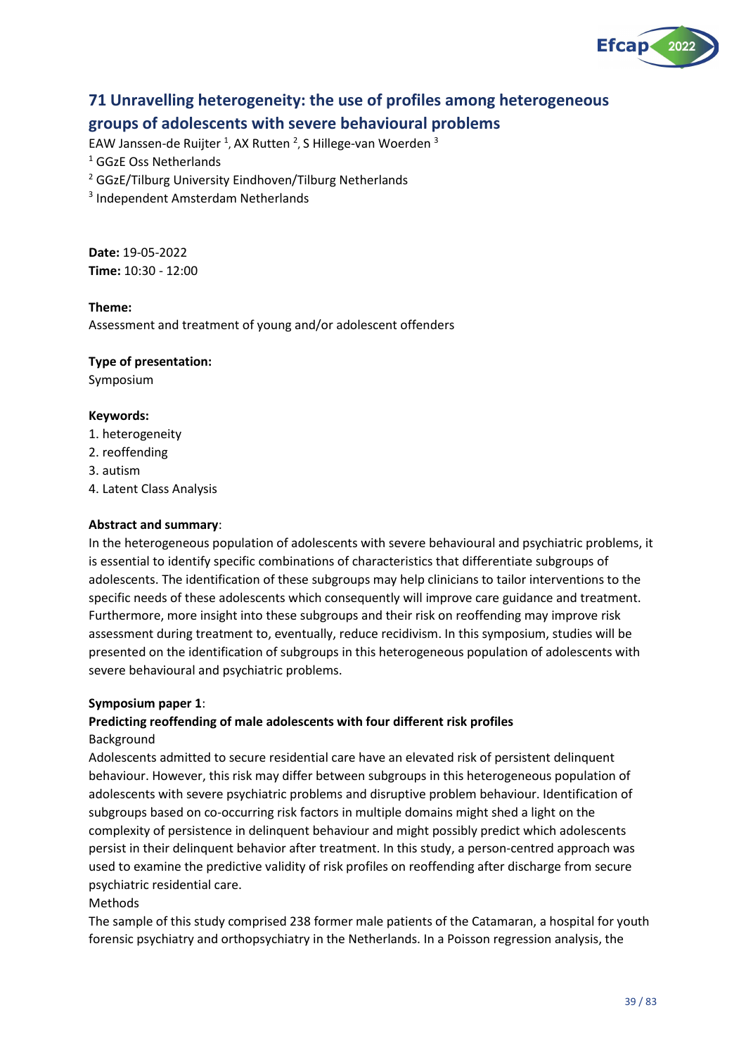# 71 Unravelling heterogeneity: the use of profiles among heterogeneous groups of adolescents with severe behavioural problems

EAW Janssen-de Ruijter [1], AX Rutten [2], S Hillege-van Woerden [3]

[1] GGzE Oss Netherlands

[2] GGzE/Tilburg University Eindhoven/Tilburg Netherlands

[3] Independent Amsterdam Netherlands

**Date:** 19-05-2022
**Time:** 10:30 - 12:00

**Theme:**
Assessment and treatment of young and/or adolescent offenders

**Type of presentation:**
Symposium

**Keywords:**
1. heterogeneity
2. reoffending
3. autism
4. Latent Class Analysis

**Abstract and summary**:
In the heterogeneous population of adolescents with severe behavioural and psychiatric problems, it is essential to identify specific combinations of characteristics that differentiate subgroups of adolescents. The identification of these subgroups may help clinicians to tailor interventions to the specific needs of these adolescents which consequently will improve care guidance and treatment. Furthermore, more insight into these subgroups and their risk on reoffending may improve risk assessment during treatment to, eventually, reduce recidivism. In this symposium, studies will be presented on the identification of subgroups in this heterogeneous population of adolescents with severe behavioural and psychiatric problems.

**Symposium paper 1**:

**Predicting reoffending of male adolescents with four different risk profiles**

Background

Adolescents admitted to secure residential care have an elevated risk of persistent delinquent behaviour. However, this risk may differ between subgroups in this heterogeneous population of adolescents with severe psychiatric problems and disruptive problem behaviour. Identification of subgroups based on co-occurring risk factors in multiple domains might shed a light on the complexity of persistence in delinquent behaviour and might possibly predict which adolescents persist in their delinquent behavior after treatment. In this study, a person-centred approach was used to examine the predictive validity of risk profiles on reoffending after discharge from secure psychiatric residential care.

Methods

The sample of this study comprised 238 former male patients of the Catamaran, a hospital for youth forensic psychiatry and orthopsychiatry in the Netherlands. In a Poisson regression analysis, the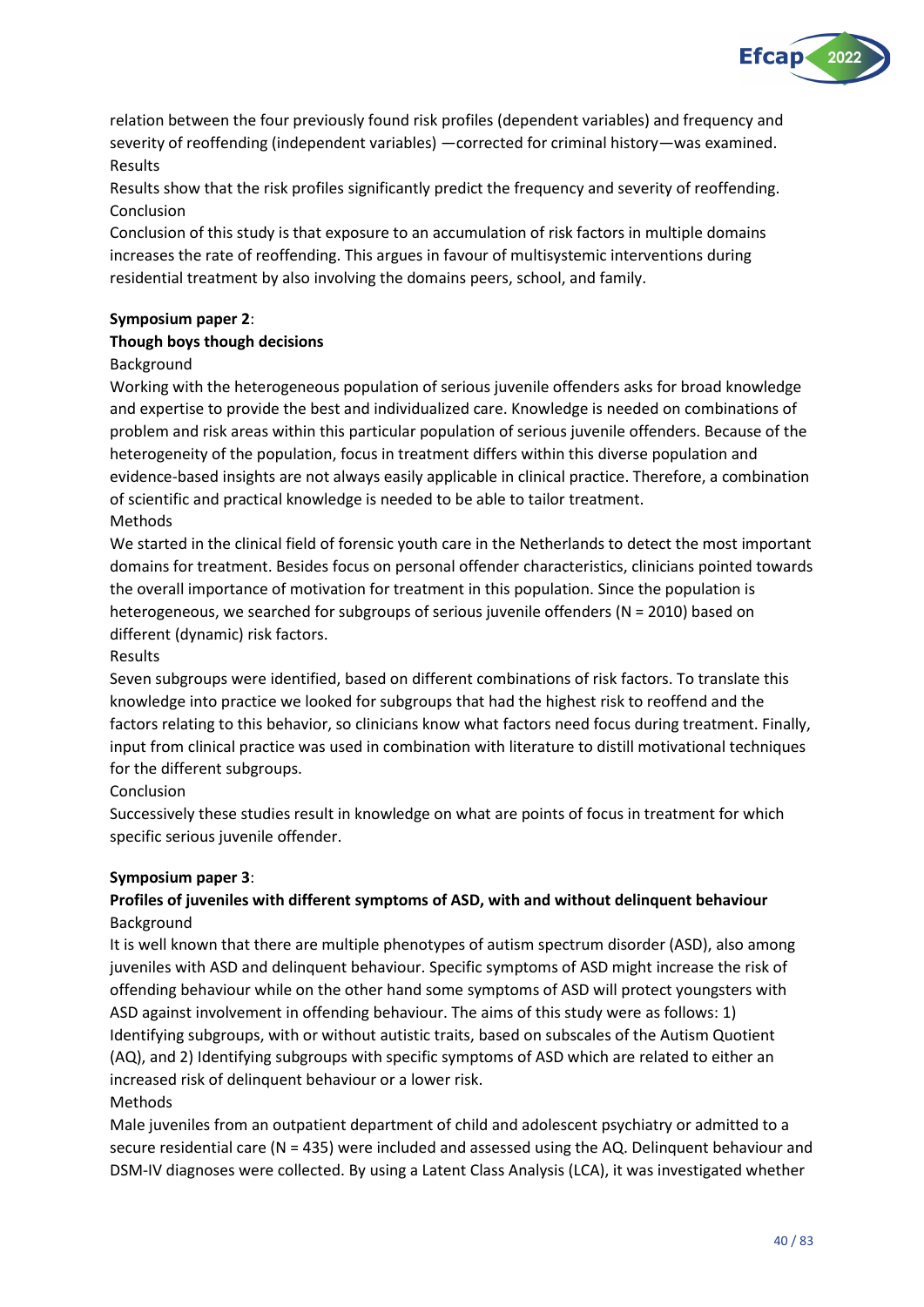relation between the four previously found risk profiles (dependent variables) and frequency and severity of reoffending (independent variables) —corrected for criminal history—was examined.

Results

Results show that the risk profiles significantly predict the frequency and severity of reoffending.

Conclusion

Conclusion of this study is that exposure to an accumulation of risk factors in multiple domains increases the rate of reoffending. This argues in favour of multisystemic interventions during residential treatment by also involving the domains peers, school, and family.

**Symposium paper 2**:

**Though boys though decisions**

Background

Working with the heterogeneous population of serious juvenile offenders asks for broad knowledge and expertise to provide the best and individualized care. Knowledge is needed on combinations of problem and risk areas within this particular population of serious juvenile offenders. Because of the heterogeneity of the population, focus in treatment differs within this diverse population and evidence-based insights are not always easily applicable in clinical practice. Therefore, a combination of scientific and practical knowledge is needed to be able to tailor treatment.

Methods

We started in the clinical field of forensic youth care in the Netherlands to detect the most important domains for treatment. Besides focus on personal offender characteristics, clinicians pointed towards the overall importance of motivation for treatment in this population. Since the population is heterogeneous, we searched for subgroups of serious juvenile offenders (N = 2010) based on different (dynamic) risk factors.

Results

Seven subgroups were identified, based on different combinations of risk factors. To translate this knowledge into practice we looked for subgroups that had the highest risk to reoffend and the factors relating to this behavior, so clinicians know what factors need focus during treatment. Finally, input from clinical practice was used in combination with literature to distill motivational techniques for the different subgroups.

Conclusion

Successively these studies result in knowledge on what are points of focus in treatment for which specific serious juvenile offender.

**Symposium paper 3**:

**Profiles of juveniles with different symptoms of ASD, with and without delinquent behaviour**

Background

It is well known that there are multiple phenotypes of autism spectrum disorder (ASD), also among juveniles with ASD and delinquent behaviour. Specific symptoms of ASD might increase the risk of offending behaviour while on the other hand some symptoms of ASD will protect youngsters with ASD against involvement in offending behaviour. The aims of this study were as follows: 1) Identifying subgroups, with or without autistic traits, based on subscales of the Autism Quotient (AQ), and 2) Identifying subgroups with specific symptoms of ASD which are related to either an increased risk of delinquent behaviour or a lower risk.

Methods

Male juveniles from an outpatient department of child and adolescent psychiatry or admitted to a secure residential care (N = 435) were included and assessed using the AQ. Delinquent behaviour and DSM-IV diagnoses were collected. By using a Latent Class Analysis (LCA), it was investigated whether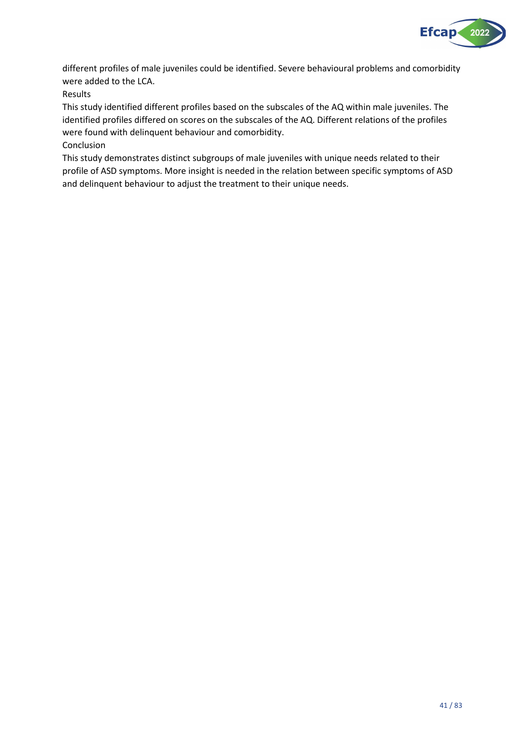different profiles of male juveniles could be identified. Severe behavioural problems and comorbidity were added to the LCA.

Results

This study identified different profiles based on the subscales of the AQ within male juveniles. The identified profiles differed on scores on the subscales of the AQ. Different relations of the profiles were found with delinquent behaviour and comorbidity.

Conclusion

This study demonstrates distinct subgroups of male juveniles with unique needs related to their profile of ASD symptoms. More insight is needed in the relation between specific symptoms of ASD and delinquent behaviour to adjust the treatment to their unique needs.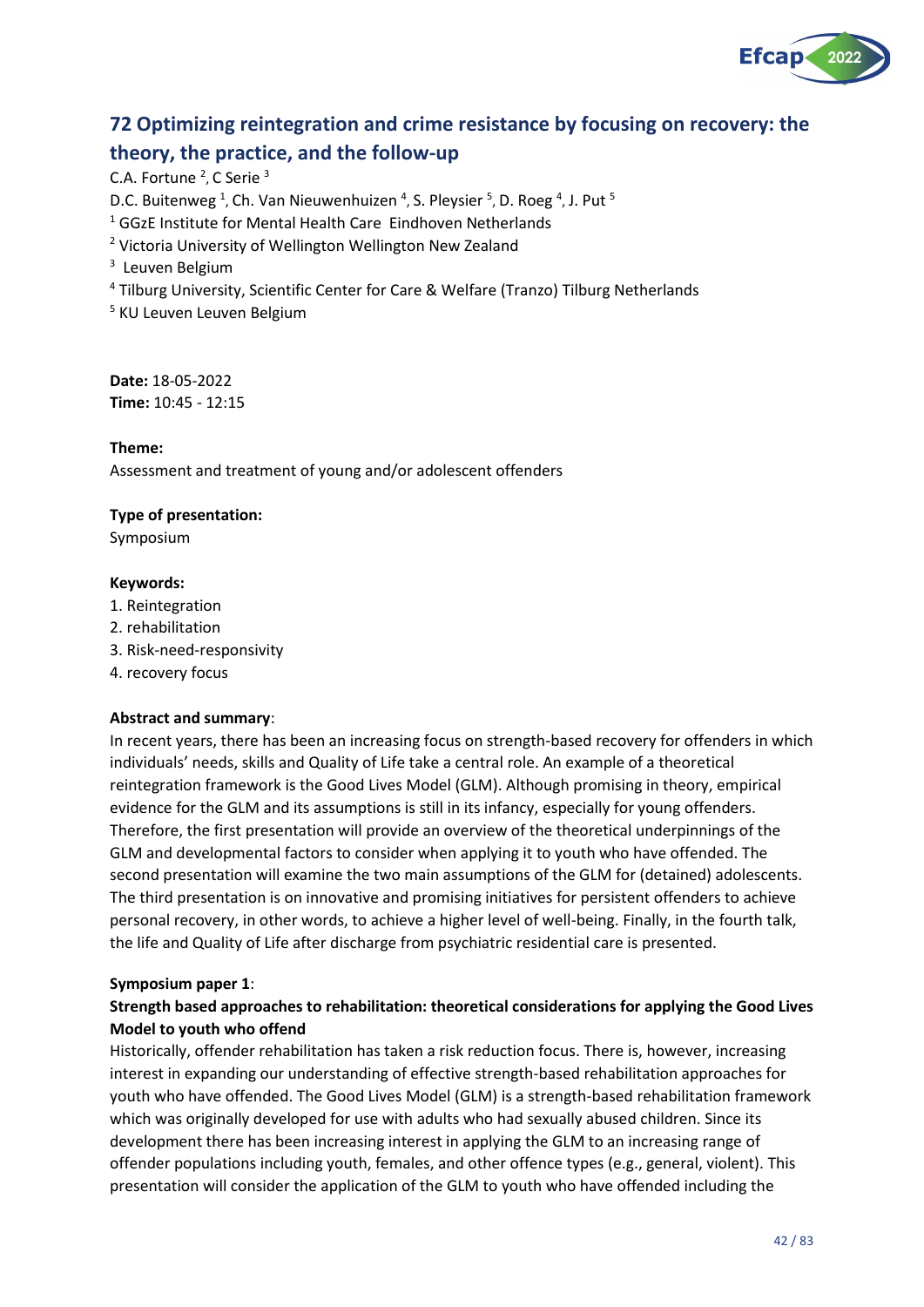## 72 Optimizing reintegration and crime resistance by focusing on recovery: the theory, the practice, and the follow-up

C.A. Fortune [2], C Serie [3]
D.C. Buitenweg [1], Ch. Van Nieuwenhuizen [4], S. Pleysier [5], D. Roeg [4], J. Put [5]
[1] GGzE Institute for Mental Health Care Eindhoven Netherlands
[2] Victoria University of Wellington Wellington New Zealand
[3] Leuven Belgium
[4] Tilburg University, Scientific Center for Care & Welfare (Tranzo) Tilburg Netherlands
[5] KU Leuven Leuven Belgium

**Date:** 18-05-2022
**Time:** 10:45 - 12:15

**Theme:**
Assessment and treatment of young and/or adolescent offenders

**Type of presentation:**
Symposium

**Keywords:**
1. Reintegration
2. rehabilitation
3. Risk-need-responsivity
4. recovery focus

**Abstract and summary**:
In recent years, there has been an increasing focus on strength-based recovery for offenders in which individuals' needs, skills and Quality of Life take a central role. An example of a theoretical reintegration framework is the Good Lives Model (GLM). Although promising in theory, empirical evidence for the GLM and its assumptions is still in its infancy, especially for young offenders. Therefore, the first presentation will provide an overview of the theoretical underpinnings of the GLM and developmental factors to consider when applying it to youth who have offended. The second presentation will examine the two main assumptions of the GLM for (detained) adolescents. The third presentation is on innovative and promising initiatives for persistent offenders to achieve personal recovery, in other words, to achieve a higher level of well-being. Finally, in the fourth talk, the life and Quality of Life after discharge from psychiatric residential care is presented.

**Symposium paper 1**:
**Strength based approaches to rehabilitation: theoretical considerations for applying the Good Lives Model to youth who offend**
Historically, offender rehabilitation has taken a risk reduction focus. There is, however, increasing interest in expanding our understanding of effective strength-based rehabilitation approaches for youth who have offended. The Good Lives Model (GLM) is a strength-based rehabilitation framework which was originally developed for use with adults who had sexually abused children. Since its development there has been increasing interest in applying the GLM to an increasing range of offender populations including youth, females, and other offence types (e.g., general, violent). This presentation will consider the application of the GLM to youth who have offended including the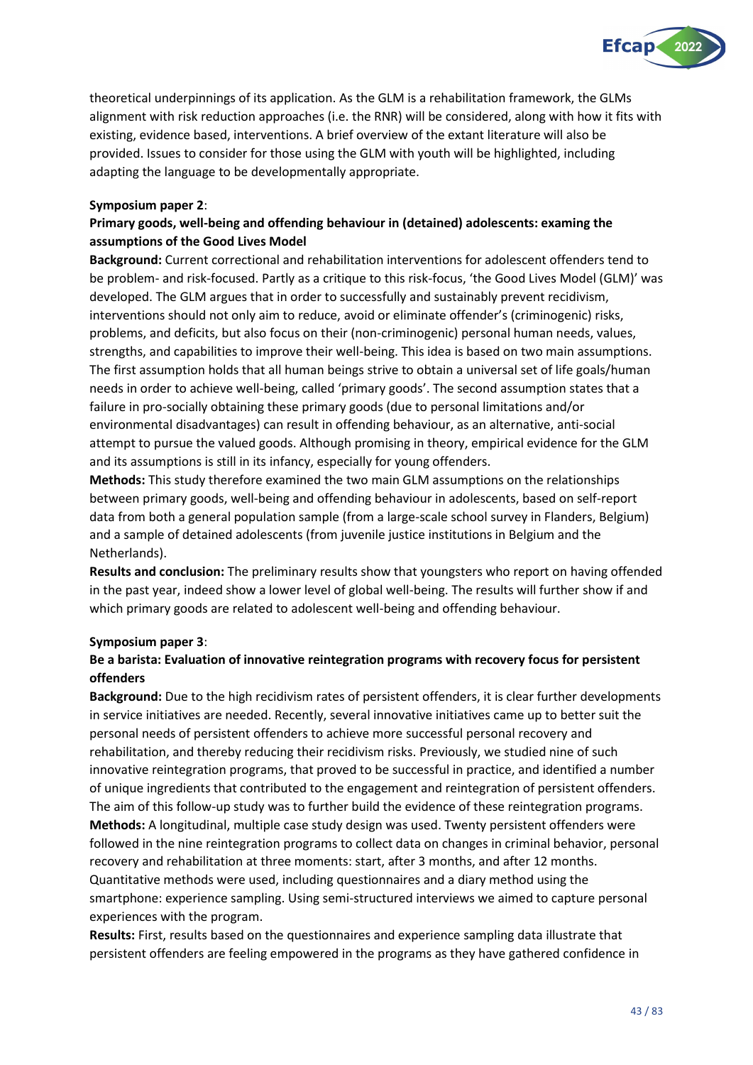theoretical underpinnings of its application. As the GLM is a rehabilitation framework, the GLMs alignment with risk reduction approaches (i.e. the RNR) will be considered, along with how it fits with existing, evidence based, interventions. A brief overview of the extant literature will also be provided. Issues to consider for those using the GLM with youth will be highlighted, including adapting the language to be developmentally appropriate.

**Symposium paper 2**:

**Primary goods, well-being and offending behaviour in (detained) adolescents: examing the assumptions of the Good Lives Model**

**Background:** Current correctional and rehabilitation interventions for adolescent offenders tend to be problem- and risk-focused. Partly as a critique to this risk-focus, 'the Good Lives Model (GLM)' was developed. The GLM argues that in order to successfully and sustainably prevent recidivism, interventions should not only aim to reduce, avoid or eliminate offender's (criminogenic) risks, problems, and deficits, but also focus on their (non-criminogenic) personal human needs, values, strengths, and capabilities to improve their well-being. This idea is based on two main assumptions. The first assumption holds that all human beings strive to obtain a universal set of life goals/human needs in order to achieve well-being, called 'primary goods'. The second assumption states that a failure in pro-socially obtaining these primary goods (due to personal limitations and/or environmental disadvantages) can result in offending behaviour, as an alternative, anti-social attempt to pursue the valued goods. Although promising in theory, empirical evidence for the GLM and its assumptions is still in its infancy, especially for young offenders.

**Methods:** This study therefore examined the two main GLM assumptions on the relationships between primary goods, well-being and offending behaviour in adolescents, based on self-report data from both a general population sample (from a large-scale school survey in Flanders, Belgium) and a sample of detained adolescents (from juvenile justice institutions in Belgium and the Netherlands).

**Results and conclusion:** The preliminary results show that youngsters who report on having offended in the past year, indeed show a lower level of global well-being. The results will further show if and which primary goods are related to adolescent well-being and offending behaviour.

**Symposium paper 3**:

**Be a barista: Evaluation of innovative reintegration programs with recovery focus for persistent offenders**

**Background:** Due to the high recidivism rates of persistent offenders, it is clear further developments in service initiatives are needed. Recently, several innovative initiatives came up to better suit the personal needs of persistent offenders to achieve more successful personal recovery and rehabilitation, and thereby reducing their recidivism risks. Previously, we studied nine of such innovative reintegration programs, that proved to be successful in practice, and identified a number of unique ingredients that contributed to the engagement and reintegration of persistent offenders. The aim of this follow-up study was to further build the evidence of these reintegration programs.

**Methods:** A longitudinal, multiple case study design was used. Twenty persistent offenders were followed in the nine reintegration programs to collect data on changes in criminal behavior, personal recovery and rehabilitation at three moments: start, after 3 months, and after 12 months. Quantitative methods were used, including questionnaires and a diary method using the smartphone: experience sampling. Using semi-structured interviews we aimed to capture personal experiences with the program.

**Results:** First, results based on the questionnaires and experience sampling data illustrate that persistent offenders are feeling empowered in the programs as they have gathered confidence in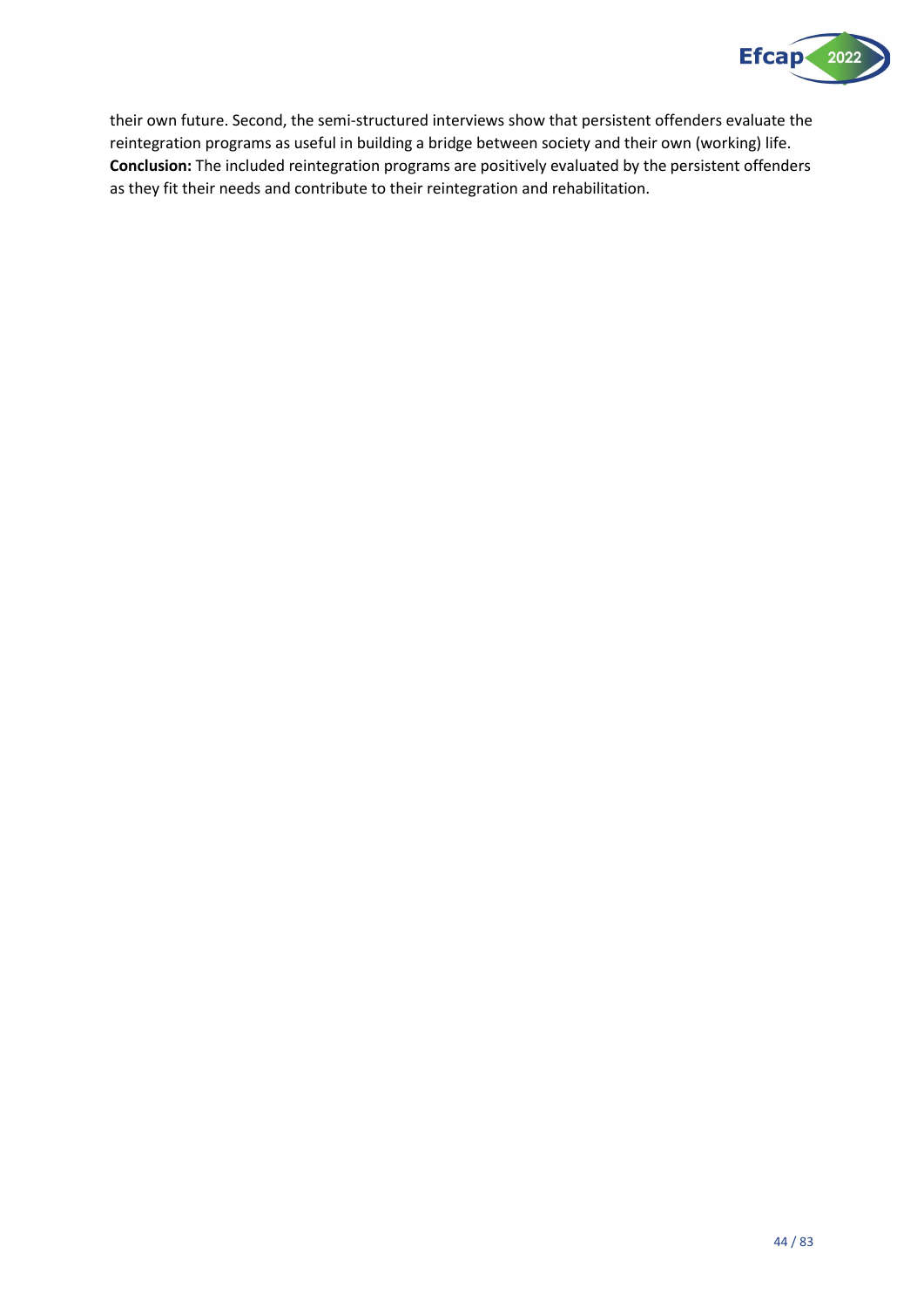their own future. Second, the semi-structured interviews show that persistent offenders evaluate the reintegration programs as useful in building a bridge between society and their own (working) life.
**Conclusion:** The included reintegration programs are positively evaluated by the persistent offenders as they fit their needs and contribute to their reintegration and rehabilitation.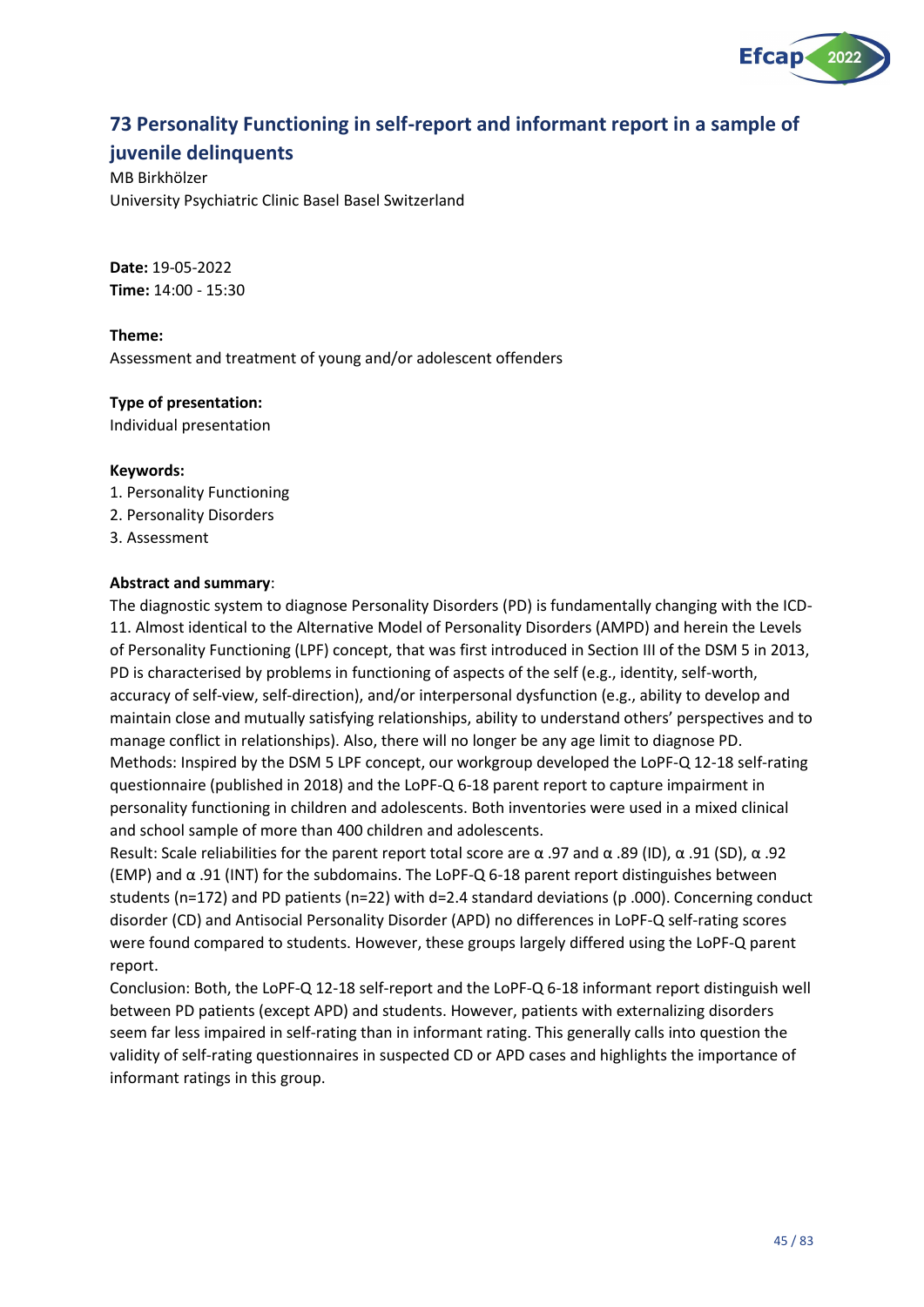## 73 Personality Functioning in self-report and informant report in a sample of juvenile delinquents

MB Birkhölzer
University Psychiatric Clinic Basel Basel Switzerland

**Date:** 19-05-2022
**Time:** 14:00 - 15:30

**Theme:**
Assessment and treatment of young and/or adolescent offenders

**Type of presentation:**
Individual presentation

**Keywords:**
1. Personality Functioning
2. Personality Disorders
3. Assessment

**Abstract and summary**:
The diagnostic system to diagnose Personality Disorders (PD) is fundamentally changing with the ICD-11. Almost identical to the Alternative Model of Personality Disorders (AMPD) and herein the Levels of Personality Functioning (LPF) concept, that was first introduced in Section III of the DSM 5 in 2013, PD is characterised by problems in functioning of aspects of the self (e.g., identity, self-worth, accuracy of self-view, self-direction), and/or interpersonal dysfunction (e.g., ability to develop and maintain close and mutually satisfying relationships, ability to understand others' perspectives and to manage conflict in relationships). Also, there will no longer be any age limit to diagnose PD.
Methods: Inspired by the DSM 5 LPF concept, our workgroup developed the LoPF-Q 12-18 self-rating questionnaire (published in 2018) and the LoPF-Q 6-18 parent report to capture impairment in personality functioning in children and adolescents. Both inventories were used in a mixed clinical and school sample of more than 400 children and adolescents.
Result: Scale reliabilities for the parent report total score are $\alpha$ .97 and $\alpha$ .89 (ID), $\alpha$ .91 (SD), $\alpha$ .92 (EMP) and $\alpha$ .91 (INT) for the subdomains. The LoPF-Q 6-18 parent report distinguishes between students (n=172) and PD patients (n=22) with d=2.4 standard deviations (p .000). Concerning conduct disorder (CD) and Antisocial Personality Disorder (APD) no differences in LoPF-Q self-rating scores were found compared to students. However, these groups largely differed using the LoPF-Q parent report.
Conclusion: Both, the LoPF-Q 12-18 self-report and the LoPF-Q 6-18 informant report distinguish well between PD patients (except APD) and students. However, patients with externalizing disorders seem far less impaired in self-rating than in informant rating. This generally calls into question the validity of self-rating questionnaires in suspected CD or APD cases and highlights the importance of informant ratings in this group.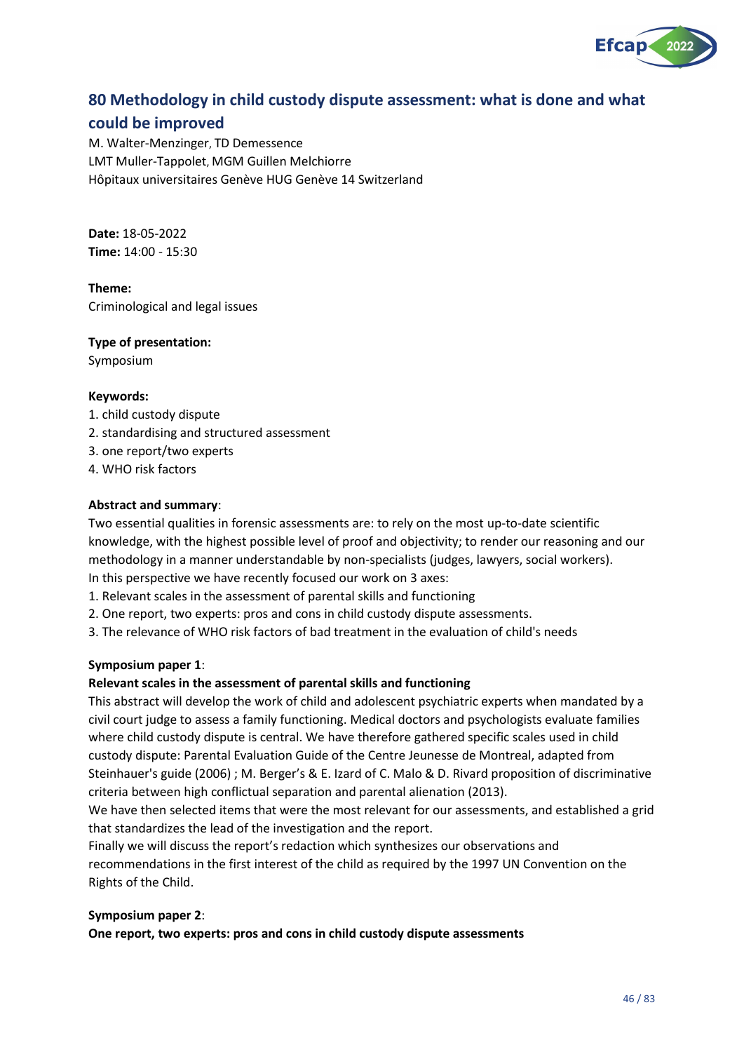## 80 Methodology in child custody dispute assessment: what is done and what could be improved

M. Walter-Menzinger, TD Demessence
LMT Muller-Tappolet, MGM Guillen Melchiorre
Hôpitaux universitaires Genève HUG Genève 14 Switzerland

**Date:** 18-05-2022
**Time:** 14:00 - 15:30

**Theme:**
Criminological and legal issues

**Type of presentation:**
Symposium

**Keywords:**
1. child custody dispute
2. standardising and structured assessment
3. one report/two experts
4. WHO risk factors

**Abstract and summary**:
Two essential qualities in forensic assessments are: to rely on the most up-to-date scientific knowledge, with the highest possible level of proof and objectivity; to render our reasoning and our methodology in a manner understandable by non-specialists (judges, lawyers, social workers).
In this perspective we have recently focused our work on 3 axes:
1. Relevant scales in the assessment of parental skills and functioning
2. One report, two experts: pros and cons in child custody dispute assessments.
3. The relevance of WHO risk factors of bad treatment in the evaluation of child's needs

**Symposium paper 1**:
**Relevant scales in the assessment of parental skills and functioning**
This abstract will develop the work of child and adolescent psychiatric experts when mandated by a civil court judge to assess a family functioning. Medical doctors and psychologists evaluate families where child custody dispute is central. We have therefore gathered specific scales used in child custody dispute: Parental Evaluation Guide of the Centre Jeunesse de Montreal, adapted from Steinhauer's guide (2006) ; M. Berger's & E. Izard of C. Malo & D. Rivard proposition of discriminative criteria between high conflictual separation and parental alienation (2013).
We have then selected items that were the most relevant for our assessments, and established a grid that standardizes the lead of the investigation and the report.
Finally we will discuss the report's redaction which synthesizes our observations and recommendations in the first interest of the child as required by the 1997 UN Convention on the Rights of the Child.

**Symposium paper 2**:
**One report, two experts: pros and cons in child custody dispute assessments**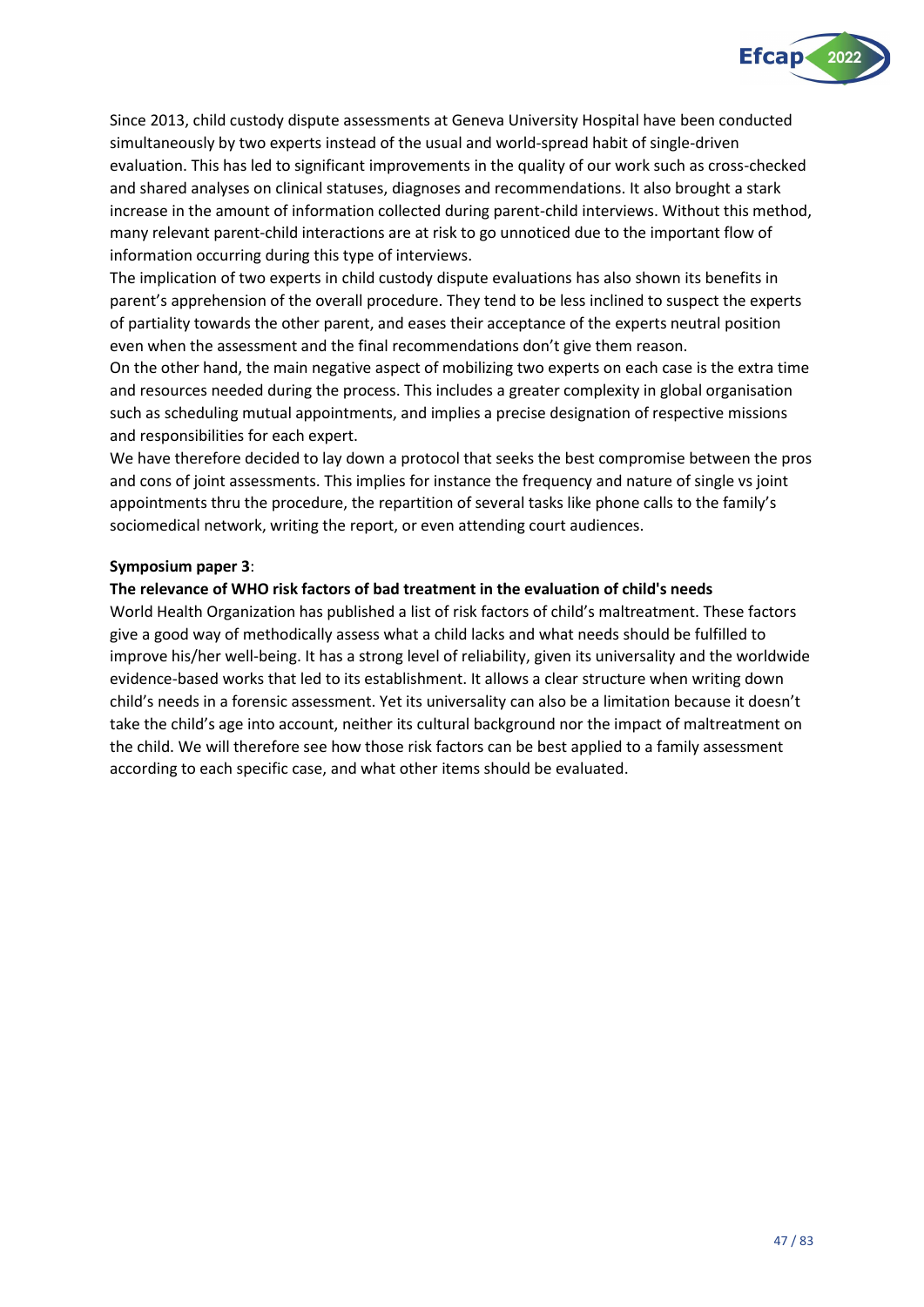Since 2013, child custody dispute assessments at Geneva University Hospital have been conducted simultaneously by two experts instead of the usual and world-spread habit of single-driven evaluation. This has led to significant improvements in the quality of our work such as cross-checked and shared analyses on clinical statuses, diagnoses and recommendations. It also brought a stark increase in the amount of information collected during parent-child interviews. Without this method, many relevant parent-child interactions are at risk to go unnoticed due to the important flow of information occurring during this type of interviews.
The implication of two experts in child custody dispute evaluations has also shown its benefits in parent's apprehension of the overall procedure. They tend to be less inclined to suspect the experts of partiality towards the other parent, and eases their acceptance of the experts neutral position even when the assessment and the final recommendations don't give them reason.
On the other hand, the main negative aspect of mobilizing two experts on each case is the extra time and resources needed during the process. This includes a greater complexity in global organisation such as scheduling mutual appointments, and implies a precise designation of respective missions and responsibilities for each expert.
We have therefore decided to lay down a protocol that seeks the best compromise between the pros and cons of joint assessments. This implies for instance the frequency and nature of single vs joint appointments thru the procedure, the repartition of several tasks like phone calls to the family's sociomedical network, writing the report, or even attending court audiences.

**Symposium paper 3**:

**The relevance of WHO risk factors of bad treatment in the evaluation of child's needs**

World Health Organization has published a list of risk factors of child's maltreatment. These factors give a good way of methodically assess what a child lacks and what needs should be fulfilled to improve his/her well-being. It has a strong level of reliability, given its universality and the worldwide evidence-based works that led to its establishment. It allows a clear structure when writing down child's needs in a forensic assessment. Yet its universality can also be a limitation because it doesn't take the child's age into account, neither its cultural background nor the impact of maltreatment on the child. We will therefore see how those risk factors can be best applied to a family assessment according to each specific case, and what other items should be evaluated.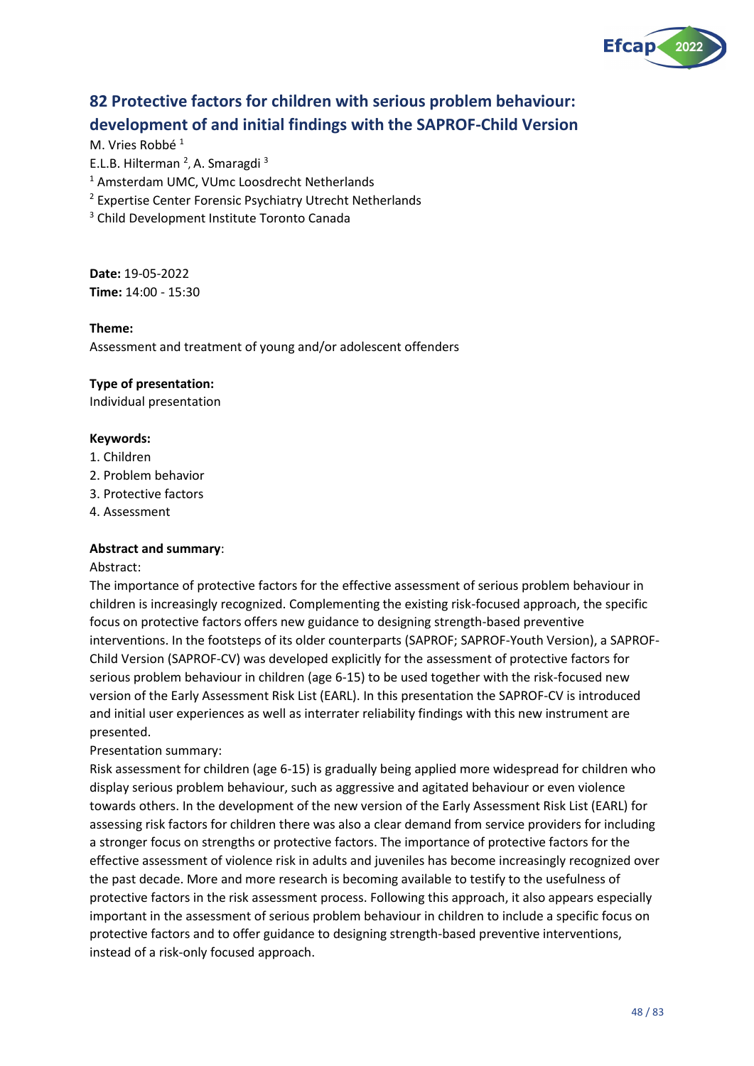## 82 Protective factors for children with serious problem behaviour: development of and initial findings with the SAPROF-Child Version

M. Vries Robbé [1]
E.L.B. Hilterman [2], A. Smaragdi [3]
[1] Amsterdam UMC, VUmc Loosdrecht Netherlands
[2] Expertise Center Forensic Psychiatry Utrecht Netherlands
[3] Child Development Institute Toronto Canada

**Date:** 19-05-2022
**Time:** 14:00 - 15:30

**Theme:**
Assessment and treatment of young and/or adolescent offenders

**Type of presentation:**
Individual presentation

**Keywords:**
1. Children
2. Problem behavior
3. Protective factors
4. Assessment

**Abstract and summary**:
Abstract:
The importance of protective factors for the effective assessment of serious problem behaviour in children is increasingly recognized. Complementing the existing risk-focused approach, the specific focus on protective factors offers new guidance to designing strength-based preventive interventions. In the footsteps of its older counterparts (SAPROF; SAPROF-Youth Version), a SAPROF-Child Version (SAPROF-CV) was developed explicitly for the assessment of protective factors for serious problem behaviour in children (age 6-15) to be used together with the risk-focused new version of the Early Assessment Risk List (EARL). In this presentation the SAPROF-CV is introduced and initial user experiences as well as interrater reliability findings with this new instrument are presented.
Presentation summary:
Risk assessment for children (age 6-15) is gradually being applied more widespread for children who display serious problem behaviour, such as aggressive and agitated behaviour or even violence towards others. In the development of the new version of the Early Assessment Risk List (EARL) for assessing risk factors for children there was also a clear demand from service providers for including a stronger focus on strengths or protective factors. The importance of protective factors for the effective assessment of violence risk in adults and juveniles has become increasingly recognized over the past decade. More and more research is becoming available to testify to the usefulness of protective factors in the risk assessment process. Following this approach, it also appears especially important in the assessment of serious problem behaviour in children to include a specific focus on protective factors and to offer guidance to designing strength-based preventive interventions, instead of a risk-only focused approach.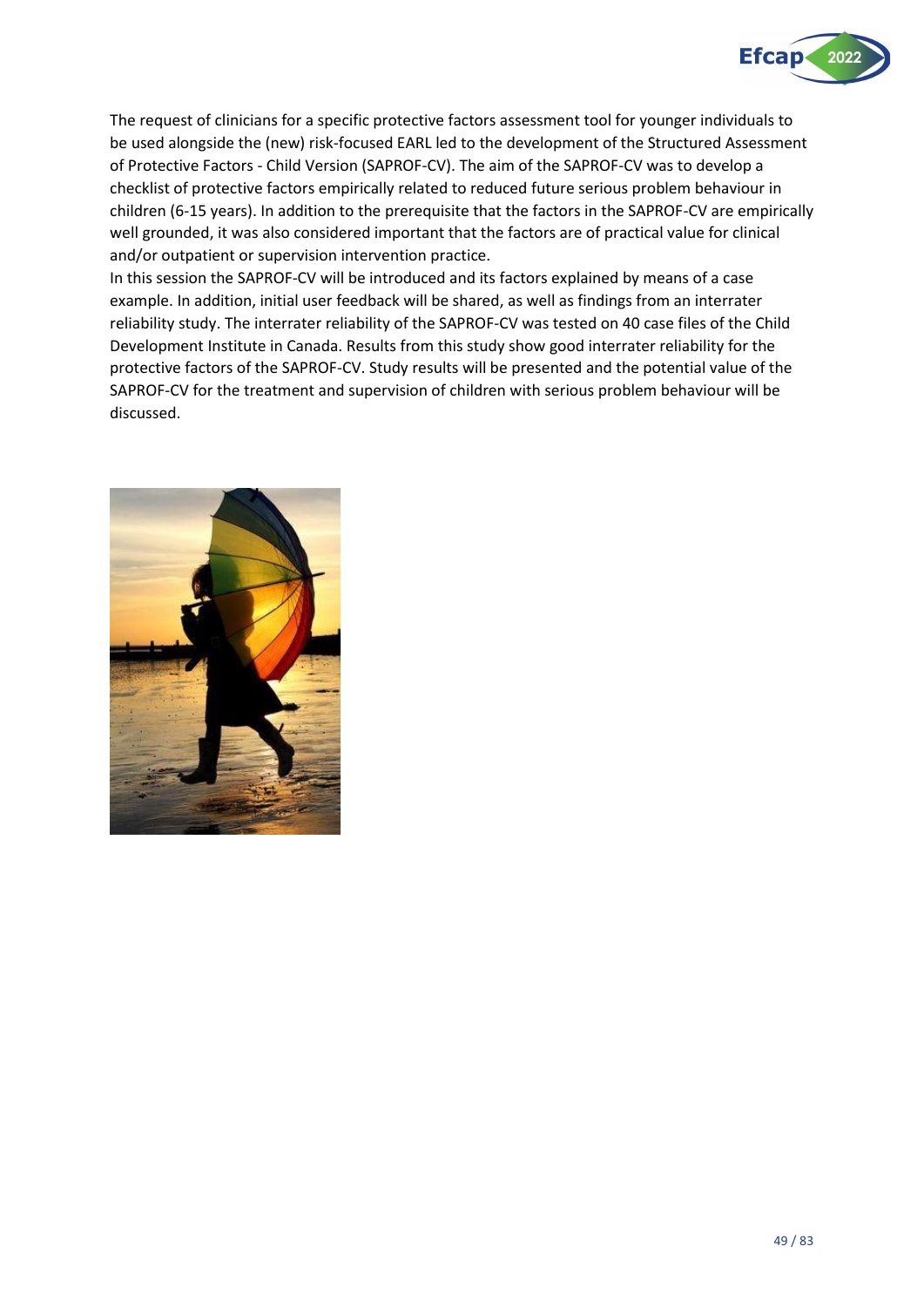The request of clinicians for a specific protective factors assessment tool for younger individuals to be used alongside the (new) risk-focused EARL led to the development of the Structured Assessment of Protective Factors - Child Version (SAPROF-CV). The aim of the SAPROF-CV was to develop a checklist of protective factors empirically related to reduced future serious problem behaviour in children (6-15 years). In addition to the prerequisite that the factors in the SAPROF-CV are empirically well grounded, it was also considered important that the factors are of practical value for clinical and/or outpatient or supervision intervention practice.

In this session the SAPROF-CV will be introduced and its factors explained by means of a case example. In addition, initial user feedback will be shared, as well as findings from an interrater reliability study. The interrater reliability of the SAPROF-CV was tested on 40 case files of the Child Development Institute in Canada. Results from this study show good interrater reliability for the protective factors of the SAPROF-CV. Study results will be presented and the potential value of the SAPROF-CV for the treatment and supervision of children with serious problem behaviour will be discussed.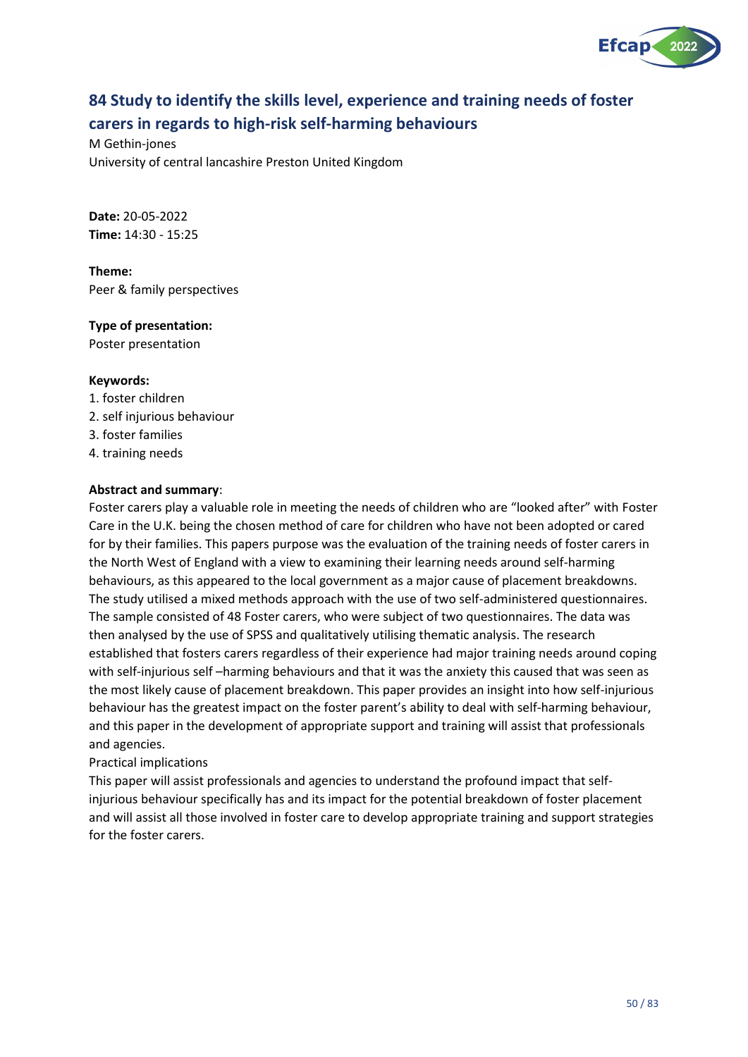## 84 Study to identify the skills level, experience and training needs of foster carers in regards to high-risk self-harming behaviours

M Gethin-jones
University of central lancashire Preston United Kingdom

**Date:** 20-05-2022
**Time:** 14:30 - 15:25

**Theme:**
Peer & family perspectives

**Type of presentation:**
Poster presentation

**Keywords:**
1. foster children
2. self injurious behaviour
3. foster families
4. training needs

**Abstract and summary**:
Foster carers play a valuable role in meeting the needs of children who are "looked after" with Foster Care in the U.K. being the chosen method of care for children who have not been adopted or cared for by their families. This papers purpose was the evaluation of the training needs of foster carers in the North West of England with a view to examining their learning needs around self-harming behaviours, as this appeared to the local government as a major cause of placement breakdowns. The study utilised a mixed methods approach with the use of two self-administered questionnaires. The sample consisted of 48 Foster carers, who were subject of two questionnaires. The data was then analysed by the use of SPSS and qualitatively utilising thematic analysis. The research established that fosters carers regardless of their experience had major training needs around coping with self-injurious self –harming behaviours and that it was the anxiety this caused that was seen as the most likely cause of placement breakdown. This paper provides an insight into how self-injurious behaviour has the greatest impact on the foster parent's ability to deal with self-harming behaviour, and this paper in the development of appropriate support and training will assist that professionals and agencies.
Practical implications
This paper will assist professionals and agencies to understand the profound impact that self-injurious behaviour specifically has and its impact for the potential breakdown of foster placement and will assist all those involved in foster care to develop appropriate training and support strategies for the foster carers.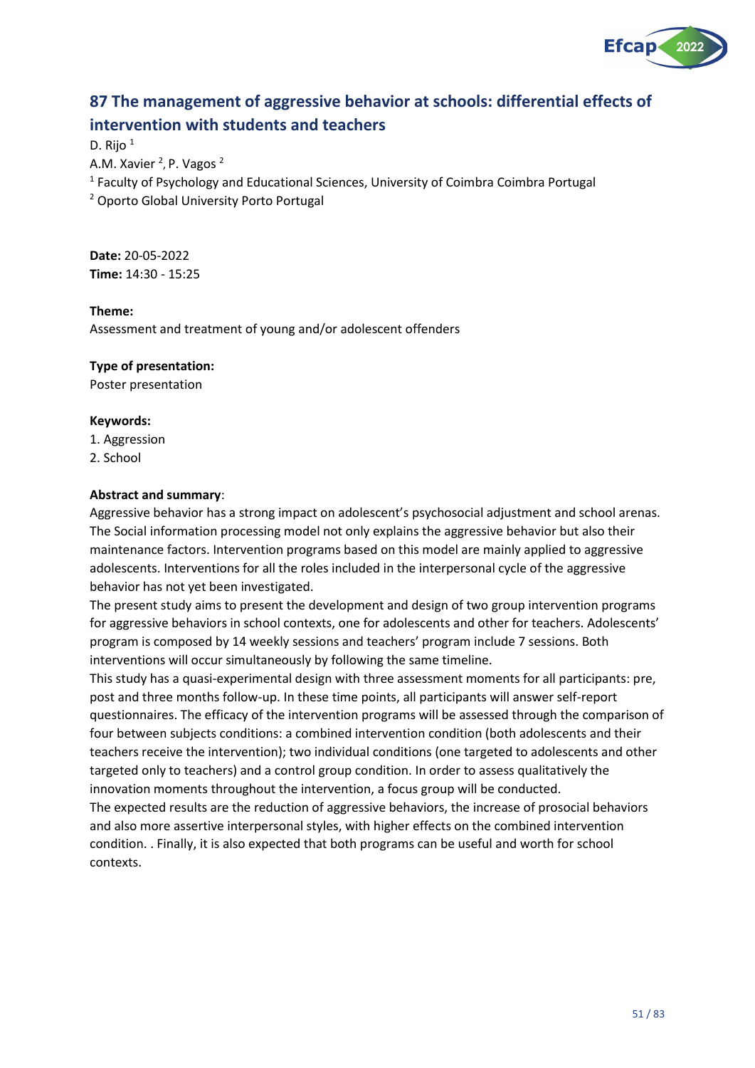## 87 The management of aggressive behavior at schools: differential effects of intervention with students and teachers

D. Rijo [1]
A.M. Xavier [2], P. Vagos [2]
[1] Faculty of Psychology and Educational Sciences, University of Coimbra Coimbra Portugal
[2] Oporto Global University Porto Portugal

**Date:** 20-05-2022
**Time:** 14:30 - 15:25

**Theme:**
Assessment and treatment of young and/or adolescent offenders

**Type of presentation:**
Poster presentation

**Keywords:**
1. Aggression
2. School

**Abstract and summary**:
Aggressive behavior has a strong impact on adolescent's psychosocial adjustment and school arenas. The Social information processing model not only explains the aggressive behavior but also their maintenance factors. Intervention programs based on this model are mainly applied to aggressive adolescents. Interventions for all the roles included in the interpersonal cycle of the aggressive behavior has not yet been investigated.
The present study aims to present the development and design of two group intervention programs for aggressive behaviors in school contexts, one for adolescents and other for teachers. Adolescents' program is composed by 14 weekly sessions and teachers' program include 7 sessions. Both interventions will occur simultaneously by following the same timeline.
This study has a quasi-experimental design with three assessment moments for all participants: pre, post and three months follow-up. In these time points, all participants will answer self-report questionnaires. The efficacy of the intervention programs will be assessed through the comparison of four between subjects conditions: a combined intervention condition (both adolescents and their teachers receive the intervention); two individual conditions (one targeted to adolescents and other targeted only to teachers) and a control group condition. In order to assess qualitatively the innovation moments throughout the intervention, a focus group will be conducted.
The expected results are the reduction of aggressive behaviors, the increase of prosocial behaviors and also more assertive interpersonal styles, with higher effects on the combined intervention condition. . Finally, it is also expected that both programs can be useful and worth for school contexts.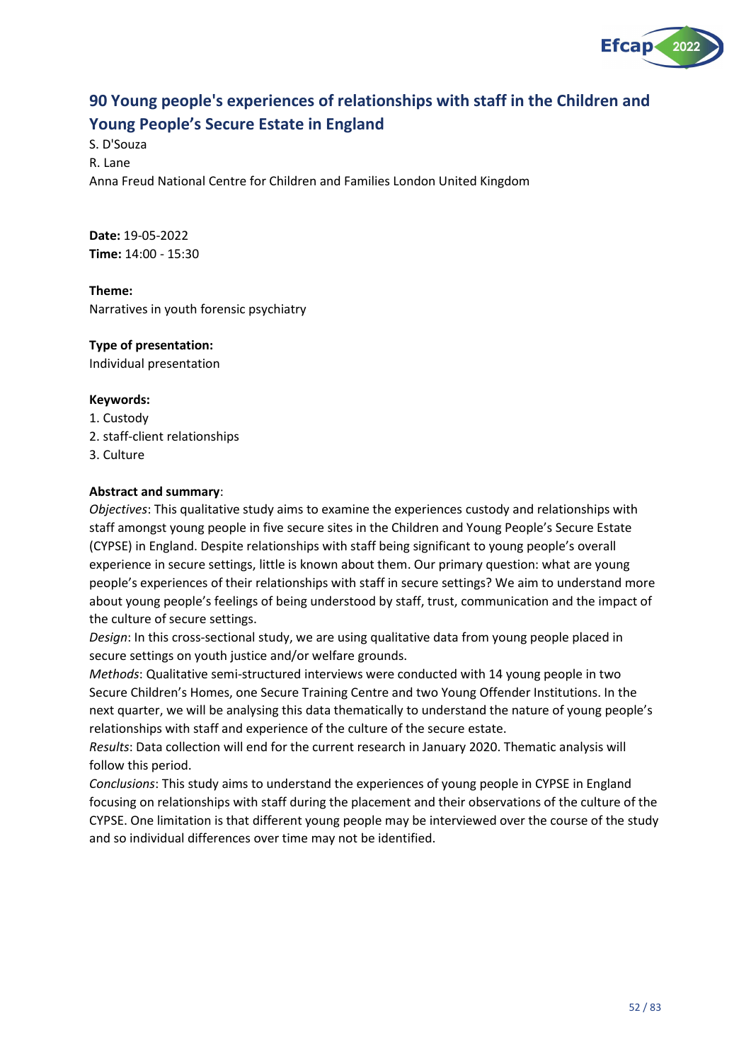## 90 Young people's experiences of relationships with staff in the Children and Young People's Secure Estate in England

S. D'Souza
R. Lane
Anna Freud National Centre for Children and Families London United Kingdom

**Date:** 19-05-2022
**Time:** 14:00 - 15:30

**Theme:**
Narratives in youth forensic psychiatry

**Type of presentation:**
Individual presentation

**Keywords:**
1. Custody
2. staff-client relationships
3. Culture

**Abstract and summary**:
*Objectives*: This qualitative study aims to examine the experiences custody and relationships with staff amongst young people in five secure sites in the Children and Young People's Secure Estate (CYPSE) in England. Despite relationships with staff being significant to young people's overall experience in secure settings, little is known about them. Our primary question: what are young people's experiences of their relationships with staff in secure settings? We aim to understand more about young people's feelings of being understood by staff, trust, communication and the impact of the culture of secure settings.
*Design*: In this cross-sectional study, we are using qualitative data from young people placed in secure settings on youth justice and/or welfare grounds.
*Methods*: Qualitative semi-structured interviews were conducted with 14 young people in two Secure Children's Homes, one Secure Training Centre and two Young Offender Institutions. In the next quarter, we will be analysing this data thematically to understand the nature of young people's relationships with staff and experience of the culture of the secure estate.
*Results*: Data collection will end for the current research in January 2020. Thematic analysis will follow this period.
*Conclusions*: This study aims to understand the experiences of young people in CYPSE in England focusing on relationships with staff during the placement and their observations of the culture of the CYPSE. One limitation is that different young people may be interviewed over the course of the study and so individual differences over time may not be identified.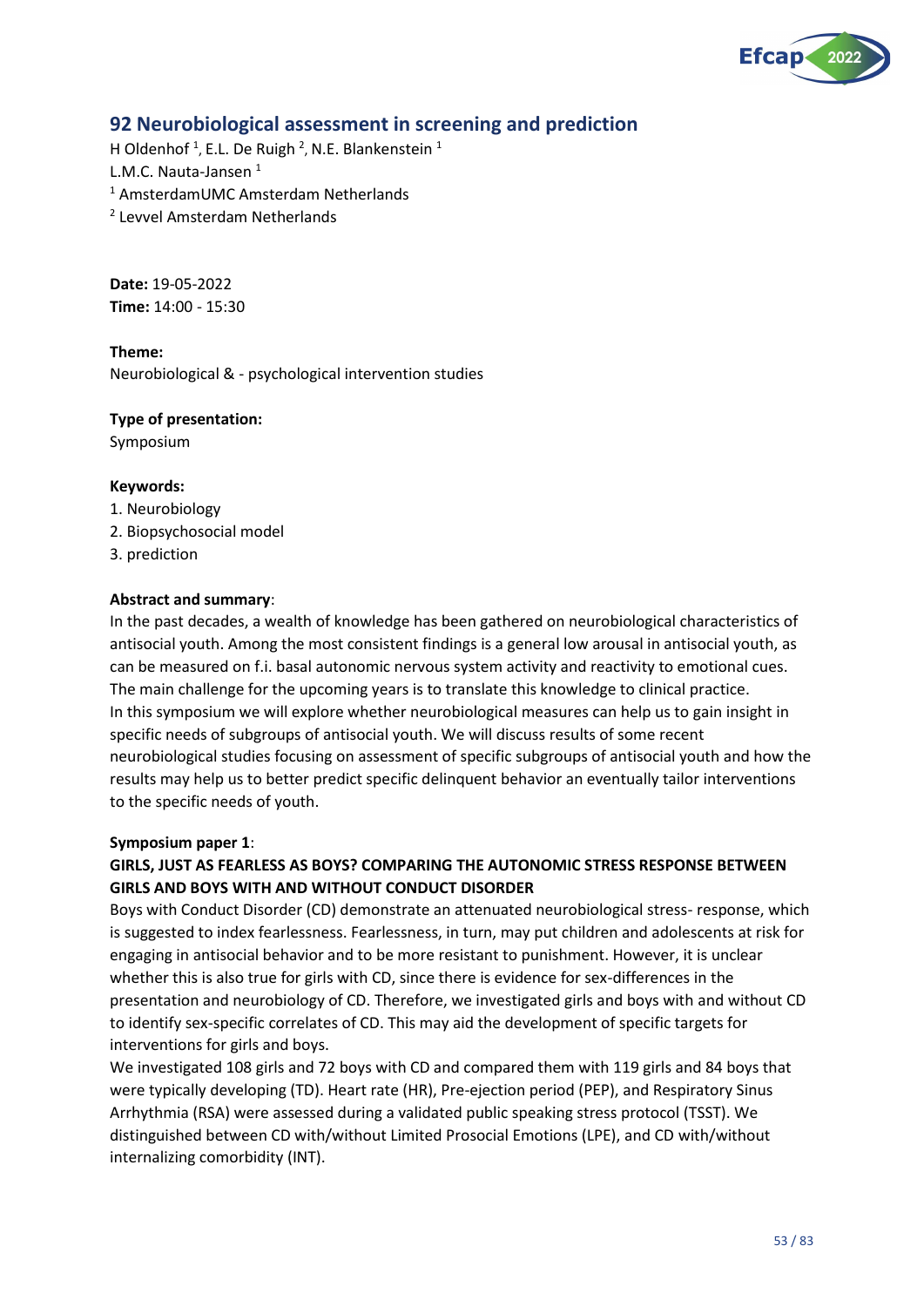## 92 Neurobiological assessment in screening and prediction

H Oldenhof [1], E.L. De Ruigh [2], N.E. Blankenstein [1]
L.M.C. Nauta-Jansen [1]
[1] AmsterdamUMC Amsterdam Netherlands
[2] Levvel Amsterdam Netherlands

**Date:** 19-05-2022
**Time:** 14:00 - 15:30

**Theme:**
Neurobiological & - psychological intervention studies

**Type of presentation:**
Symposium

**Keywords:**
1. Neurobiology
2. Biopsychosocial model
3. prediction

**Abstract and summary**:
In the past decades, a wealth of knowledge has been gathered on neurobiological characteristics of antisocial youth. Among the most consistent findings is a general low arousal in antisocial youth, as can be measured on f.i. basal autonomic nervous system activity and reactivity to emotional cues. The main challenge for the upcoming years is to translate this knowledge to clinical practice.
In this symposium we will explore whether neurobiological measures can help us to gain insight in specific needs of subgroups of antisocial youth. We will discuss results of some recent neurobiological studies focusing on assessment of specific subgroups of antisocial youth and how the results may help us to better predict specific delinquent behavior an eventually tailor interventions to the specific needs of youth.

**Symposium paper 1**:
**GIRLS, JUST AS FEARLESS AS BOYS? COMPARING THE AUTONOMIC STRESS RESPONSE BETWEEN GIRLS AND BOYS WITH AND WITHOUT CONDUCT DISORDER**
Boys with Conduct Disorder (CD) demonstrate an attenuated neurobiological stress- response, which is suggested to index fearlessness. Fearlessness, in turn, may put children and adolescents at risk for engaging in antisocial behavior and to be more resistant to punishment. However, it is unclear whether this is also true for girls with CD, since there is evidence for sex-differences in the presentation and neurobiology of CD. Therefore, we investigated girls and boys with and without CD to identify sex-specific correlates of CD. This may aid the development of specific targets for interventions for girls and boys.
We investigated 108 girls and 72 boys with CD and compared them with 119 girls and 84 boys that were typically developing (TD). Heart rate (HR), Pre-ejection period (PEP), and Respiratory Sinus Arrhythmia (RSA) were assessed during a validated public speaking stress protocol (TSST). We distinguished between CD with/without Limited Prosocial Emotions (LPE), and CD with/without internalizing comorbidity (INT).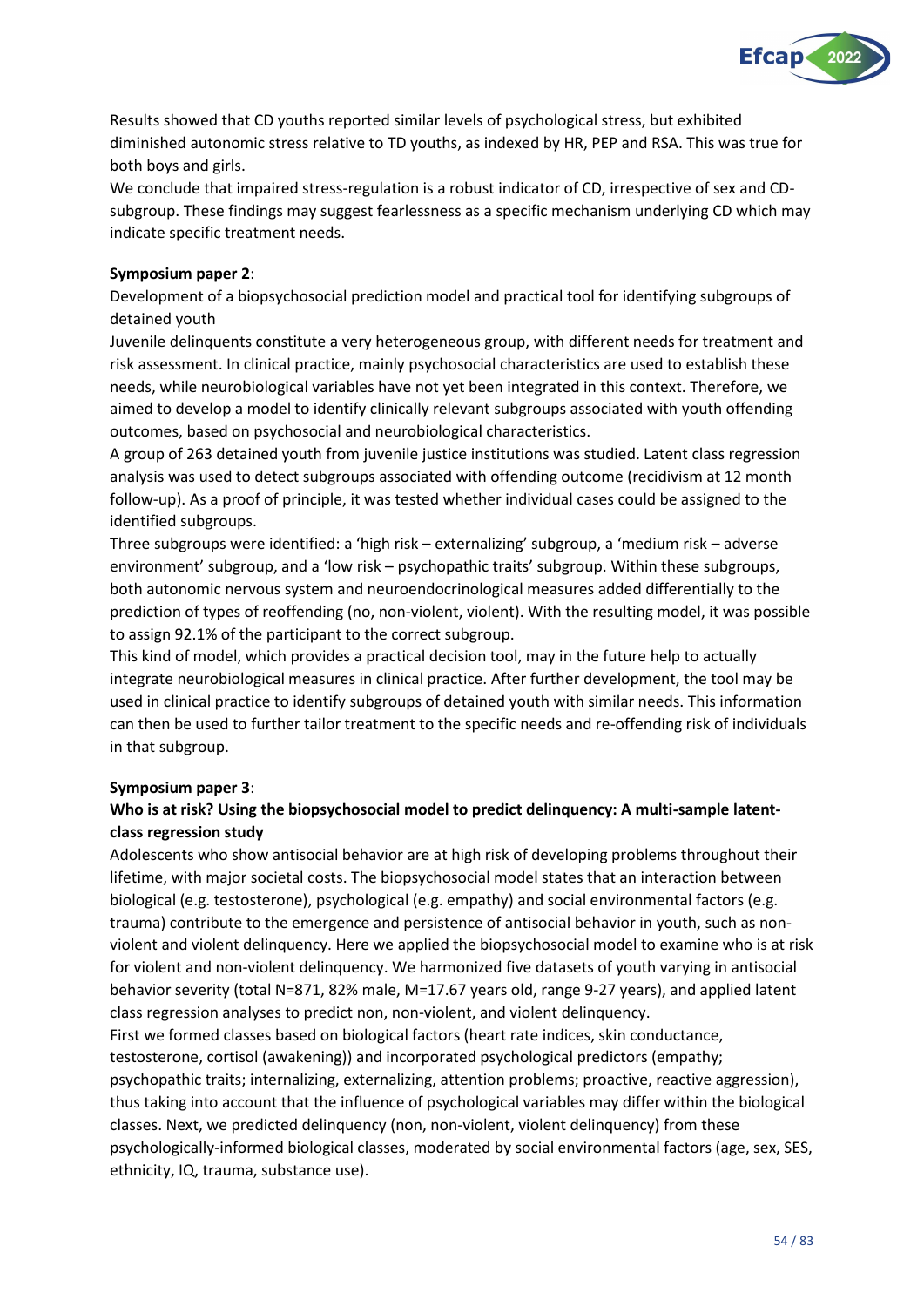Results showed that CD youths reported similar levels of psychological stress, but exhibited diminished autonomic stress relative to TD youths, as indexed by HR, PEP and RSA. This was true for both boys and girls.
We conclude that impaired stress-regulation is a robust indicator of CD, irrespective of sex and CD-subgroup. These findings may suggest fearlessness as a specific mechanism underlying CD which may indicate specific treatment needs.

**Symposium paper 2**:
Development of a biopsychosocial prediction model and practical tool for identifying subgroups of detained youth
Juvenile delinquents constitute a very heterogeneous group, with different needs for treatment and risk assessment. In clinical practice, mainly psychosocial characteristics are used to establish these needs, while neurobiological variables have not yet been integrated in this context. Therefore, we aimed to develop a model to identify clinically relevant subgroups associated with youth offending outcomes, based on psychosocial and neurobiological characteristics.
A group of 263 detained youth from juvenile justice institutions was studied. Latent class regression analysis was used to detect subgroups associated with offending outcome (recidivism at 12 month follow-up). As a proof of principle, it was tested whether individual cases could be assigned to the identified subgroups.
Three subgroups were identified: a 'high risk – externalizing' subgroup, a 'medium risk – adverse environment' subgroup, and a 'low risk – psychopathic traits' subgroup. Within these subgroups, both autonomic nervous system and neuroendocrinological measures added differentially to the prediction of types of reoffending (no, non-violent, violent). With the resulting model, it was possible to assign 92.1% of the participant to the correct subgroup.
This kind of model, which provides a practical decision tool, may in the future help to actually integrate neurobiological measures in clinical practice. After further development, the tool may be used in clinical practice to identify subgroups of detained youth with similar needs. This information can then be used to further tailor treatment to the specific needs and re-offending risk of individuals in that subgroup.

**Symposium paper 3**:
**Who is at risk? Using the biopsychosocial model to predict delinquency: A multi-sample latent-class regression study**
Adolescents who show antisocial behavior are at high risk of developing problems throughout their lifetime, with major societal costs. The biopsychosocial model states that an interaction between biological (e.g. testosterone), psychological (e.g. empathy) and social environmental factors (e.g. trauma) contribute to the emergence and persistence of antisocial behavior in youth, such as non-violent and violent delinquency. Here we applied the biopsychosocial model to examine who is at risk for violent and non-violent delinquency. We harmonized five datasets of youth varying in antisocial behavior severity (total N=871, 82% male, M=17.67 years old, range 9-27 years), and applied latent class regression analyses to predict non, non-violent, and violent delinquency.
First we formed classes based on biological factors (heart rate indices, skin conductance, testosterone, cortisol (awakening)) and incorporated psychological predictors (empathy; psychopathic traits; internalizing, externalizing, attention problems; proactive, reactive aggression), thus taking into account that the influence of psychological variables may differ within the biological classes. Next, we predicted delinquency (non, non-violent, violent delinquency) from these psychologically-informed biological classes, moderated by social environmental factors (age, sex, SES, ethnicity, IQ, trauma, substance use).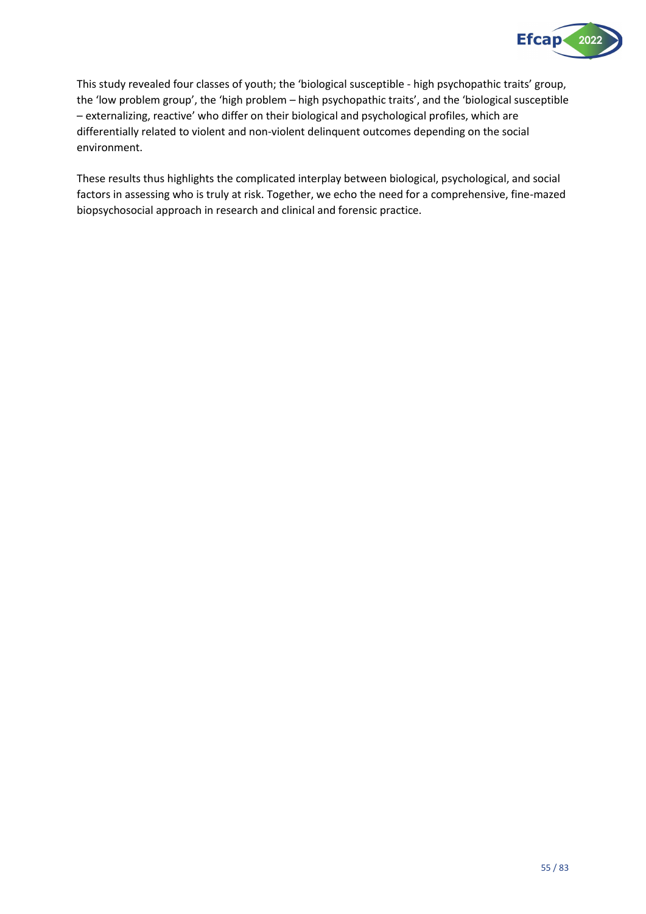This study revealed four classes of youth; the 'biological susceptible - high psychopathic traits' group, the 'low problem group', the 'high problem – high psychopathic traits', and the 'biological susceptible – externalizing, reactive' who differ on their biological and psychological profiles, which are differentially related to violent and non-violent delinquent outcomes depending on the social environment.

These results thus highlights the complicated interplay between biological, psychological, and social factors in assessing who is truly at risk. Together, we echo the need for a comprehensive, fine-mazed biopsychosocial approach in research and clinical and forensic practice.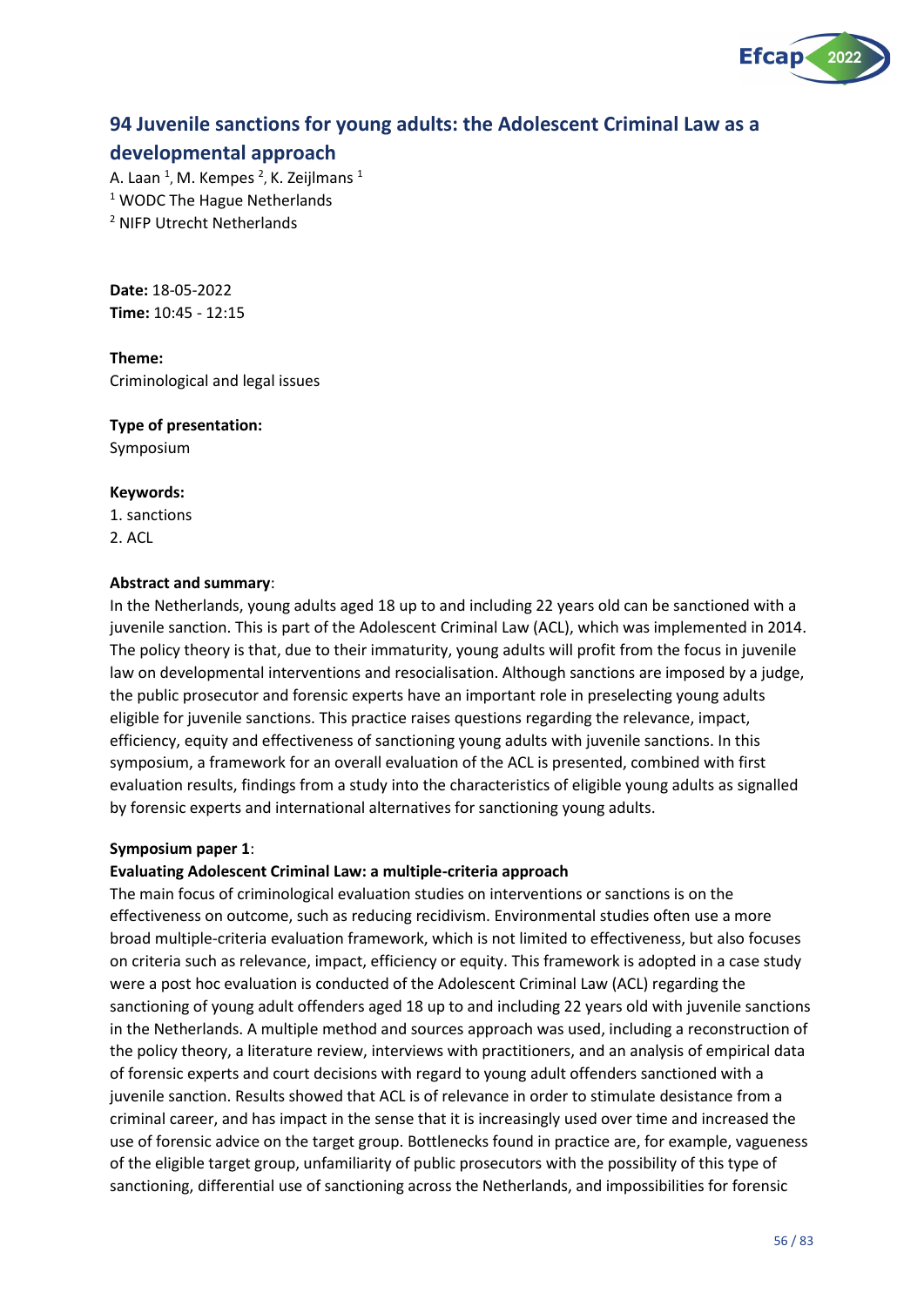## 94 Juvenile sanctions for young adults: the Adolescent Criminal Law as a developmental approach

A. Laan [1], M. Kempes [2], K. Zeijlmans [1]

[1] WODC The Hague Netherlands

[2] NIFP Utrecht Netherlands

**Date:** 18-05-2022
**Time:** 10:45 - 12:15

**Theme:**
Criminological and legal issues

**Type of presentation:**
Symposium

**Keywords:**
1. sanctions
2. ACL

**Abstract and summary**:
In the Netherlands, young adults aged 18 up to and including 22 years old can be sanctioned with a juvenile sanction. This is part of the Adolescent Criminal Law (ACL), which was implemented in 2014. The policy theory is that, due to their immaturity, young adults will profit from the focus in juvenile law on developmental interventions and resocialisation. Although sanctions are imposed by a judge, the public prosecutor and forensic experts have an important role in preselecting young adults eligible for juvenile sanctions. This practice raises questions regarding the relevance, impact, efficiency, equity and effectiveness of sanctioning young adults with juvenile sanctions. In this symposium, a framework for an overall evaluation of the ACL is presented, combined with first evaluation results, findings from a study into the characteristics of eligible young adults as signalled by forensic experts and international alternatives for sanctioning young adults.

**Symposium paper 1**:
**Evaluating Adolescent Criminal Law: a multiple-criteria approach**
The main focus of criminological evaluation studies on interventions or sanctions is on the effectiveness on outcome, such as reducing recidivism. Environmental studies often use a more broad multiple-criteria evaluation framework, which is not limited to effectiveness, but also focuses on criteria such as relevance, impact, efficiency or equity. This framework is adopted in a case study were a post hoc evaluation is conducted of the Adolescent Criminal Law (ACL) regarding the sanctioning of young adult offenders aged 18 up to and including 22 years old with juvenile sanctions in the Netherlands. A multiple method and sources approach was used, including a reconstruction of the policy theory, a literature review, interviews with practitioners, and an analysis of empirical data of forensic experts and court decisions with regard to young adult offenders sanctioned with a juvenile sanction. Results showed that ACL is of relevance in order to stimulate desistance from a criminal career, and has impact in the sense that it is increasingly used over time and increased the use of forensic advice on the target group. Bottlenecks found in practice are, for example, vagueness of the eligible target group, unfamiliarity of public prosecutors with the possibility of this type of sanctioning, differential use of sanctioning across the Netherlands, and impossibilities for forensic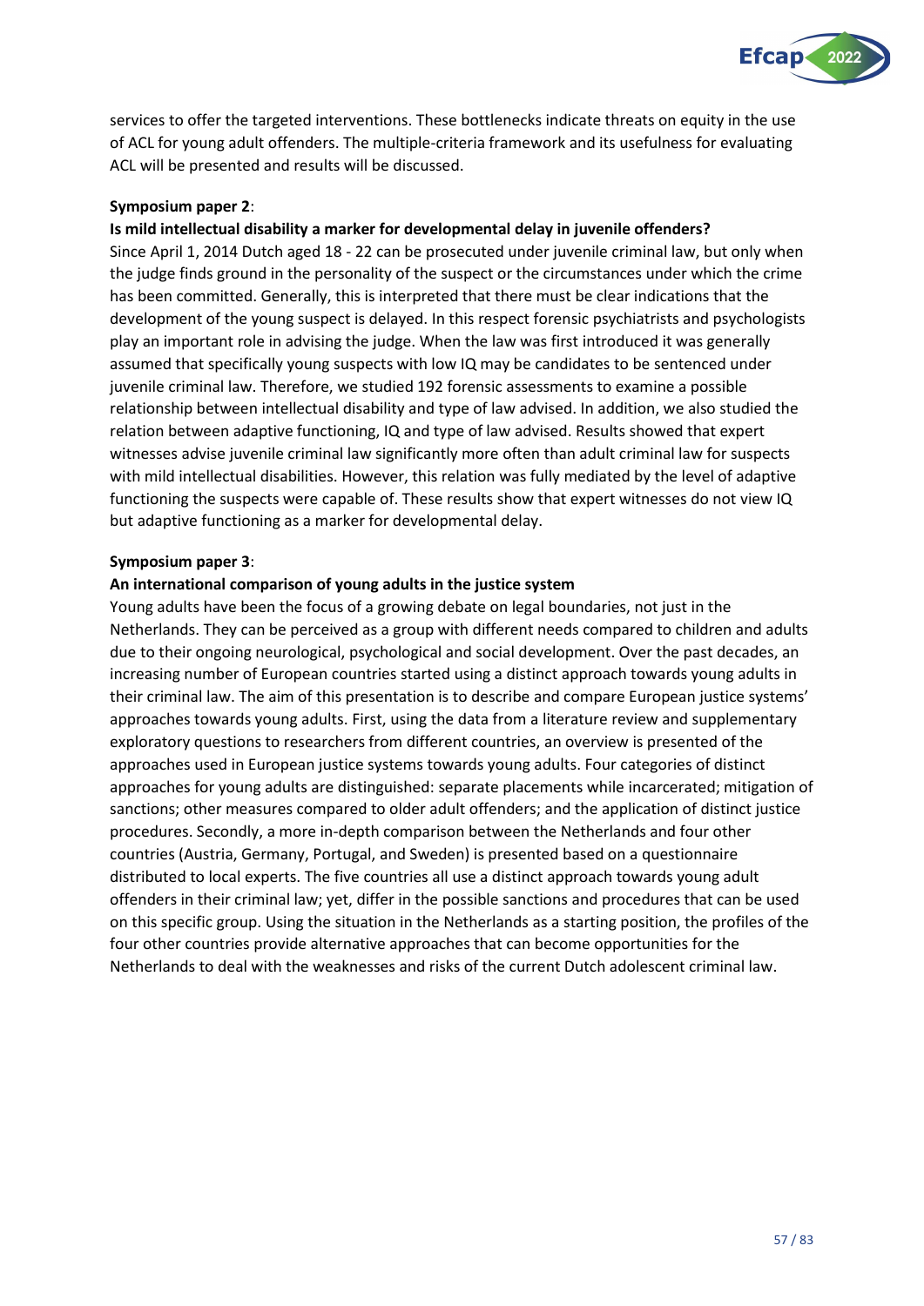services to offer the targeted interventions. These bottlenecks indicate threats on equity in the use of ACL for young adult offenders. The multiple-criteria framework and its usefulness for evaluating ACL will be presented and results will be discussed.

**Symposium paper 2**:

**Is mild intellectual disability a marker for developmental delay in juvenile offenders?**

Since April 1, 2014 Dutch aged 18 - 22 can be prosecuted under juvenile criminal law, but only when the judge finds ground in the personality of the suspect or the circumstances under which the crime has been committed. Generally, this is interpreted that there must be clear indications that the development of the young suspect is delayed. In this respect forensic psychiatrists and psychologists play an important role in advising the judge. When the law was first introduced it was generally assumed that specifically young suspects with low IQ may be candidates to be sentenced under juvenile criminal law. Therefore, we studied 192 forensic assessments to examine a possible relationship between intellectual disability and type of law advised. In addition, we also studied the relation between adaptive functioning, IQ and type of law advised. Results showed that expert witnesses advise juvenile criminal law significantly more often than adult criminal law for suspects with mild intellectual disabilities. However, this relation was fully mediated by the level of adaptive functioning the suspects were capable of. These results show that expert witnesses do not view IQ but adaptive functioning as a marker for developmental delay.

**Symposium paper 3**:

**An international comparison of young adults in the justice system**

Young adults have been the focus of a growing debate on legal boundaries, not just in the Netherlands. They can be perceived as a group with different needs compared to children and adults due to their ongoing neurological, psychological and social development. Over the past decades, an increasing number of European countries started using a distinct approach towards young adults in their criminal law. The aim of this presentation is to describe and compare European justice systems' approaches towards young adults. First, using the data from a literature review and supplementary exploratory questions to researchers from different countries, an overview is presented of the approaches used in European justice systems towards young adults. Four categories of distinct approaches for young adults are distinguished: separate placements while incarcerated; mitigation of sanctions; other measures compared to older adult offenders; and the application of distinct justice procedures. Secondly, a more in-depth comparison between the Netherlands and four other countries (Austria, Germany, Portugal, and Sweden) is presented based on a questionnaire distributed to local experts. The five countries all use a distinct approach towards young adult offenders in their criminal law; yet, differ in the possible sanctions and procedures that can be used on this specific group. Using the situation in the Netherlands as a starting position, the profiles of the four other countries provide alternative approaches that can become opportunities for the Netherlands to deal with the weaknesses and risks of the current Dutch adolescent criminal law.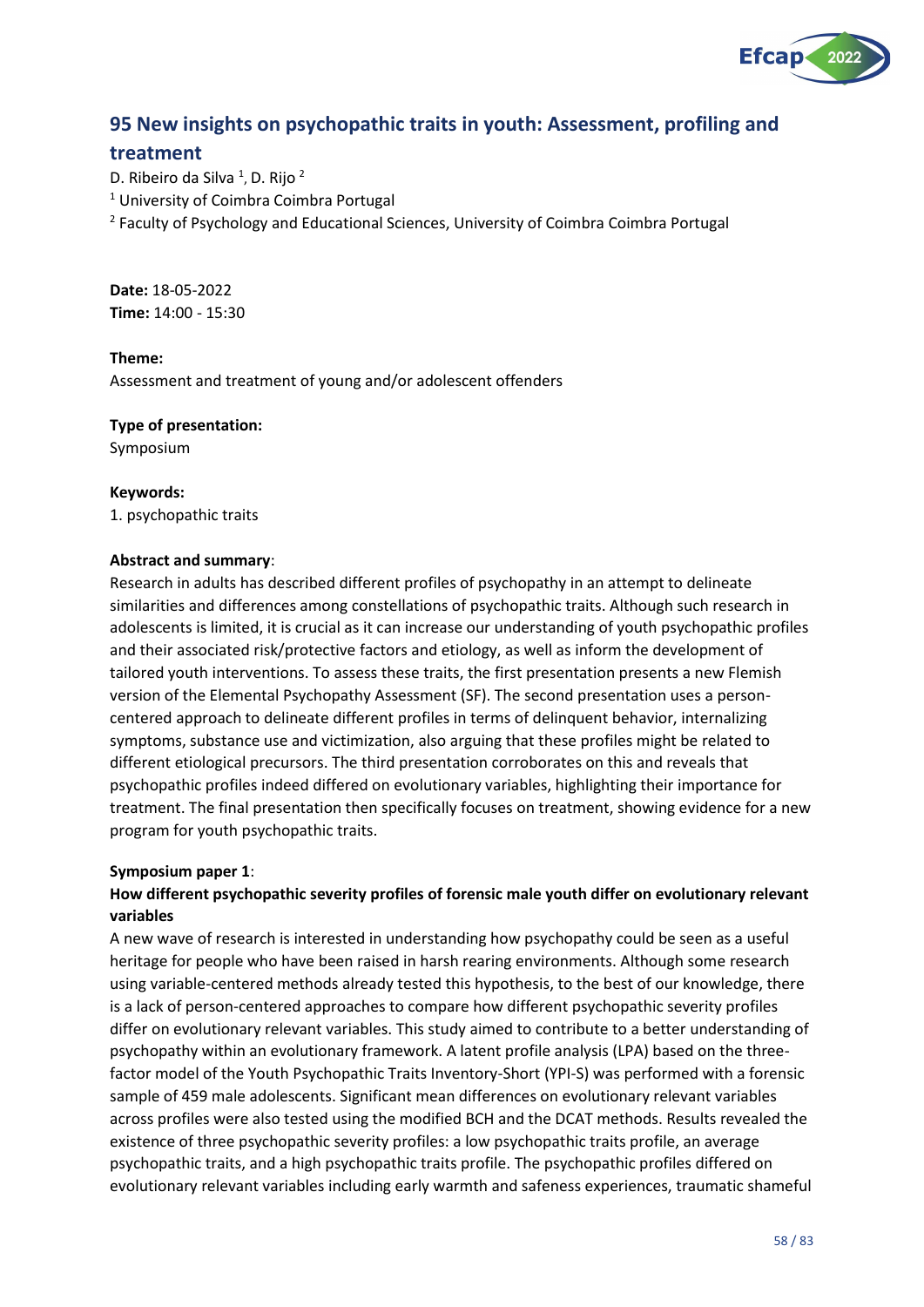## 95 New insights on psychopathic traits in youth: Assessment, profiling and treatment

D. Ribeiro da Silva [1], D. Rijo [2]

[1] University of Coimbra Coimbra Portugal

[2] Faculty of Psychology and Educational Sciences, University of Coimbra Coimbra Portugal

**Date:** 18-05-2022
**Time:** 14:00 - 15:30

**Theme:**
Assessment and treatment of young and/or adolescent offenders

**Type of presentation:**
Symposium

**Keywords:**
1. psychopathic traits

**Abstract and summary**:
Research in adults has described different profiles of psychopathy in an attempt to delineate similarities and differences among constellations of psychopathic traits. Although such research in adolescents is limited, it is crucial as it can increase our understanding of youth psychopathic profiles and their associated risk/protective factors and etiology, as well as inform the development of tailored youth interventions. To assess these traits, the first presentation presents a new Flemish version of the Elemental Psychopathy Assessment (SF). The second presentation uses a person-centered approach to delineate different profiles in terms of delinquent behavior, internalizing symptoms, substance use and victimization, also arguing that these profiles might be related to different etiological precursors. The third presentation corroborates on this and reveals that psychopathic profiles indeed differed on evolutionary variables, highlighting their importance for treatment. The final presentation then specifically focuses on treatment, showing evidence for a new program for youth psychopathic traits.

**Symposium paper 1**:
**How different psychopathic severity profiles of forensic male youth differ on evolutionary relevant variables**
A new wave of research is interested in understanding how psychopathy could be seen as a useful heritage for people who have been raised in harsh rearing environments. Although some research using variable-centered methods already tested this hypothesis, to the best of our knowledge, there is a lack of person-centered approaches to compare how different psychopathic severity profiles differ on evolutionary relevant variables. This study aimed to contribute to a better understanding of psychopathy within an evolutionary framework. A latent profile analysis (LPA) based on the three-factor model of the Youth Psychopathic Traits Inventory-Short (YPI-S) was performed with a forensic sample of 459 male adolescents. Significant mean differences on evolutionary relevant variables across profiles were also tested using the modified BCH and the DCAT methods. Results revealed the existence of three psychopathic severity profiles: a low psychopathic traits profile, an average psychopathic traits, and a high psychopathic traits profile. The psychopathic profiles differed on evolutionary relevant variables including early warmth and safeness experiences, traumatic shameful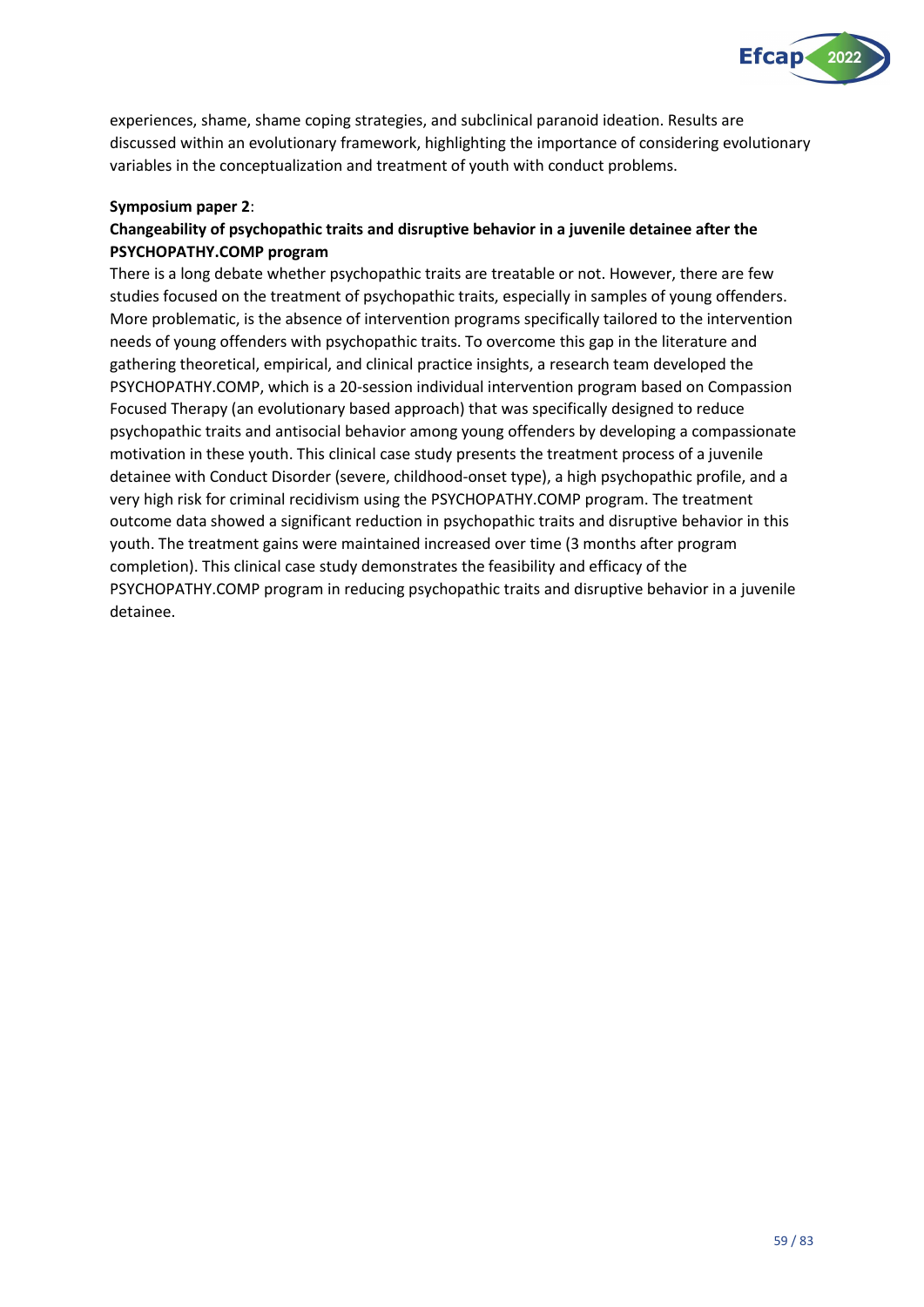experiences, shame, shame coping strategies, and subclinical paranoid ideation. Results are discussed within an evolutionary framework, highlighting the importance of considering evolutionary variables in the conceptualization and treatment of youth with conduct problems.

**Symposium paper 2**:

**Changeability of psychopathic traits and disruptive behavior in a juvenile detainee after the PSYCHOPATHY.COMP program**

There is a long debate whether psychopathic traits are treatable or not. However, there are few studies focused on the treatment of psychopathic traits, especially in samples of young offenders. More problematic, is the absence of intervention programs specifically tailored to the intervention needs of young offenders with psychopathic traits. To overcome this gap in the literature and gathering theoretical, empirical, and clinical practice insights, a research team developed the PSYCHOPATHY.COMP, which is a 20-session individual intervention program based on Compassion Focused Therapy (an evolutionary based approach) that was specifically designed to reduce psychopathic traits and antisocial behavior among young offenders by developing a compassionate motivation in these youth. This clinical case study presents the treatment process of a juvenile detainee with Conduct Disorder (severe, childhood-onset type), a high psychopathic profile, and a very high risk for criminal recidivism using the PSYCHOPATHY.COMP program. The treatment outcome data showed a significant reduction in psychopathic traits and disruptive behavior in this youth. The treatment gains were maintained increased over time (3 months after program completion). This clinical case study demonstrates the feasibility and efficacy of the PSYCHOPATHY.COMP program in reducing psychopathic traits and disruptive behavior in a juvenile detainee.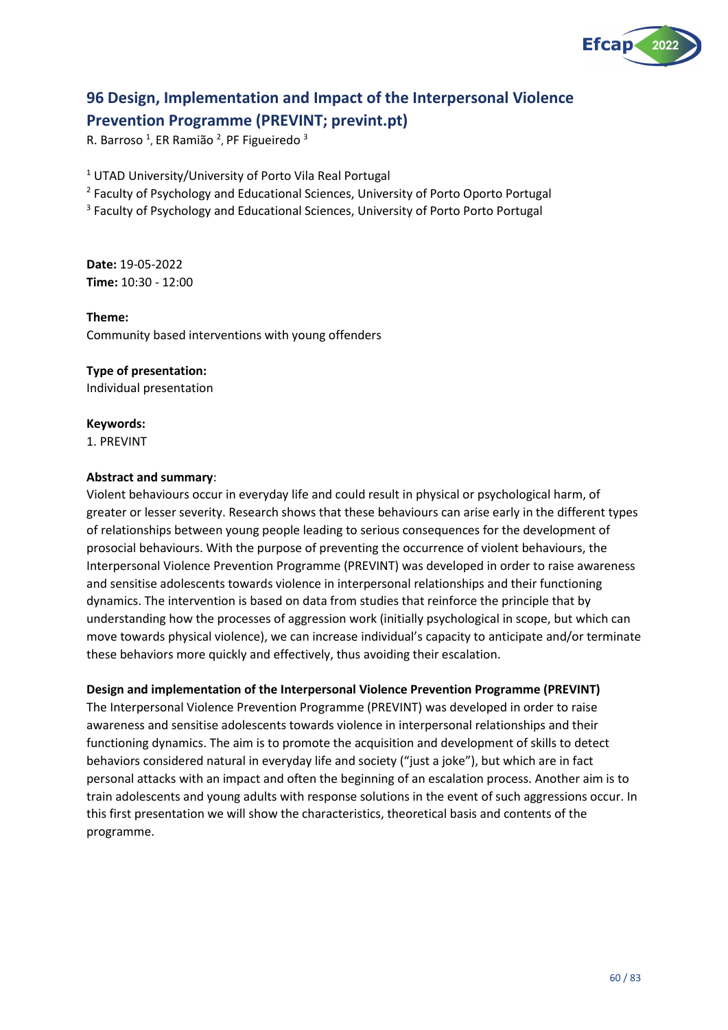## 96 Design, Implementation and Impact of the Interpersonal Violence Prevention Programme (PREVINT; prevint.pt)

R. Barroso [1], ER Ramião [2], PF Figueiredo [3]

[1] UTAD University/University of Porto Vila Real Portugal
[2] Faculty of Psychology and Educational Sciences, University of Porto Oporto Portugal
[3] Faculty of Psychology and Educational Sciences, University of Porto Porto Portugal

**Date:** 19-05-2022
**Time:** 10:30 - 12:00

**Theme:**
Community based interventions with young offenders

**Type of presentation:**
Individual presentation

**Keywords:**
1. PREVINT

**Abstract and summary**:
Violent behaviours occur in everyday life and could result in physical or psychological harm, of greater or lesser severity. Research shows that these behaviours can arise early in the different types of relationships between young people leading to serious consequences for the development of prosocial behaviours. With the purpose of preventing the occurrence of violent behaviours, the Interpersonal Violence Prevention Programme (PREVINT) was developed in order to raise awareness and sensitise adolescents towards violence in interpersonal relationships and their functioning dynamics. The intervention is based on data from studies that reinforce the principle that by understanding how the processes of aggression work (initially psychological in scope, but which can move towards physical violence), we can increase individual's capacity to anticipate and/or terminate these behaviors more quickly and effectively, thus avoiding their escalation.

**Design and implementation of the Interpersonal Violence Prevention Programme (PREVINT)**
The Interpersonal Violence Prevention Programme (PREVINT) was developed in order to raise awareness and sensitise adolescents towards violence in interpersonal relationships and their functioning dynamics. The aim is to promote the acquisition and development of skills to detect behaviors considered natural in everyday life and society ("just a joke"), but which are in fact personal attacks with an impact and often the beginning of an escalation process. Another aim is to train adolescents and young adults with response solutions in the event of such aggressions occur. In this first presentation we will show the characteristics, theoretical basis and contents of the programme.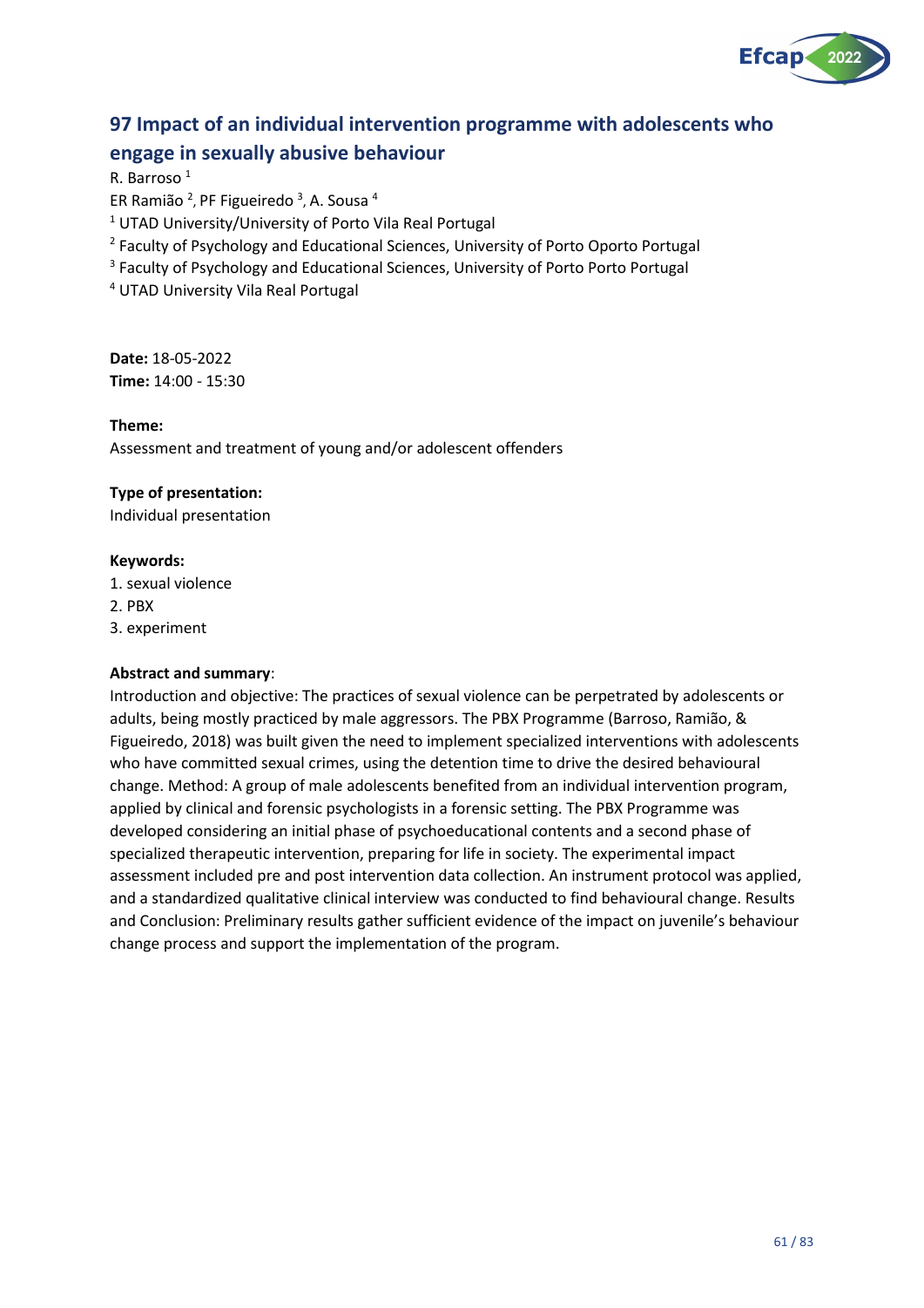## 97 Impact of an individual intervention programme with adolescents who engage in sexually abusive behaviour

R. Barroso [1]

ER Ramião [2], PF Figueiredo [3], A. Sousa [4]

[1] UTAD University/University of Porto Vila Real Portugal

[2] Faculty of Psychology and Educational Sciences, University of Porto Oporto Portugal

[3] Faculty of Psychology and Educational Sciences, University of Porto Porto Portugal

[4] UTAD University Vila Real Portugal

**Date:** 18-05-2022
**Time:** 14:00 - 15:30

**Theme:**
Assessment and treatment of young and/or adolescent offenders

**Type of presentation:**
Individual presentation

**Keywords:**
1. sexual violence
2. PBX
3. experiment

**Abstract and summary**:
Introduction and objective: The practices of sexual violence can be perpetrated by adolescents or adults, being mostly practiced by male aggressors. The PBX Programme (Barroso, Ramião, & Figueiredo, 2018) was built given the need to implement specialized interventions with adolescents who have committed sexual crimes, using the detention time to drive the desired behavioural change. Method: A group of male adolescents benefited from an individual intervention program, applied by clinical and forensic psychologists in a forensic setting. The PBX Programme was developed considering an initial phase of psychoeducational contents and a second phase of specialized therapeutic intervention, preparing for life in society. The experimental impact assessment included pre and post intervention data collection. An instrument protocol was applied, and a standardized qualitative clinical interview was conducted to find behavioural change. Results and Conclusion: Preliminary results gather sufficient evidence of the impact on juvenile's behaviour change process and support the implementation of the program.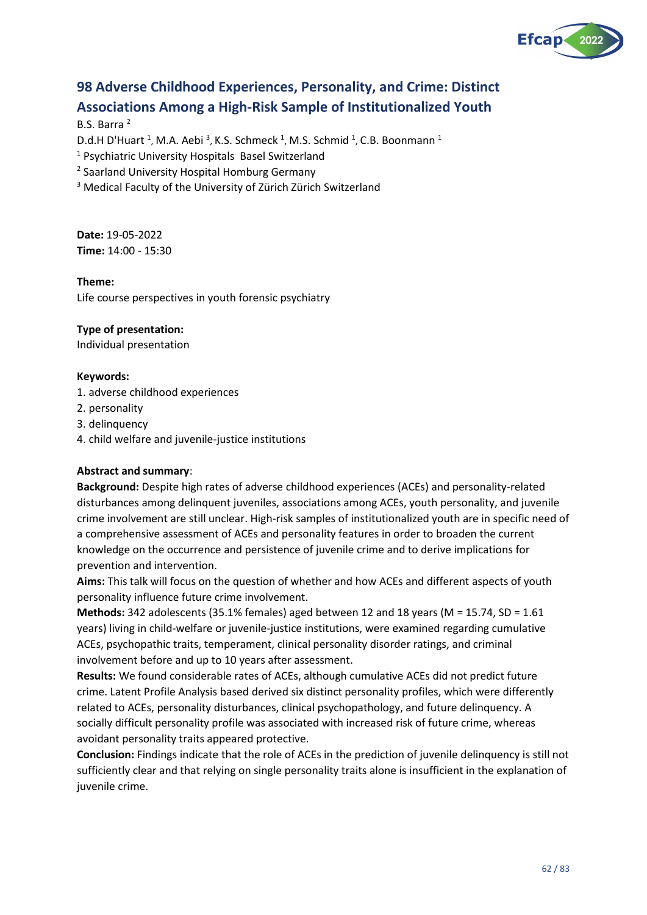## 98 Adverse Childhood Experiences, Personality, and Crime: Distinct Associations Among a High-Risk Sample of Institutionalized Youth

B.S. Barra [2]

D.d.H D'Huart [1], M.A. Aebi [3], K.S. Schmeck [1], M.S. Schmid [1], C.B. Boonmann [1]

[1] Psychiatric University Hospitals Basel Switzerland

[2] Saarland University Hospital Homburg Germany

[3] Medical Faculty of the University of Zürich Zürich Switzerland

**Date:** 19-05-2022

**Time:** 14:00 - 15:30

**Theme:**

Life course perspectives in youth forensic psychiatry

**Type of presentation:**

Individual presentation

**Keywords:**

1. adverse childhood experiences
2. personality
3. delinquency
4. child welfare and juvenile-justice institutions

**Abstract and summary**:

**Background:** Despite high rates of adverse childhood experiences (ACEs) and personality-related disturbances among delinquent juveniles, associations among ACEs, youth personality, and juvenile crime involvement are still unclear. High-risk samples of institutionalized youth are in specific need of a comprehensive assessment of ACEs and personality features in order to broaden the current knowledge on the occurrence and persistence of juvenile crime and to derive implications for prevention and intervention.

**Aims:** This talk will focus on the question of whether and how ACEs and different aspects of youth personality influence future crime involvement.

**Methods:** 342 adolescents (35.1% females) aged between 12 and 18 years ($M = 15.74$, $SD = 1.61$ years) living in child-welfare or juvenile-justice institutions, were examined regarding cumulative ACEs, psychopathic traits, temperament, clinical personality disorder ratings, and criminal involvement before and up to 10 years after assessment.

**Results:** We found considerable rates of ACEs, although cumulative ACEs did not predict future crime. Latent Profile Analysis based derived six distinct personality profiles, which were differently related to ACEs, personality disturbances, clinical psychopathology, and future delinquency. A socially difficult personality profile was associated with increased risk of future crime, whereas avoidant personality traits appeared protective.

**Conclusion:** Findings indicate that the role of ACEs in the prediction of juvenile delinquency is still not sufficiently clear and that relying on single personality traits alone is insufficient in the explanation of juvenile crime.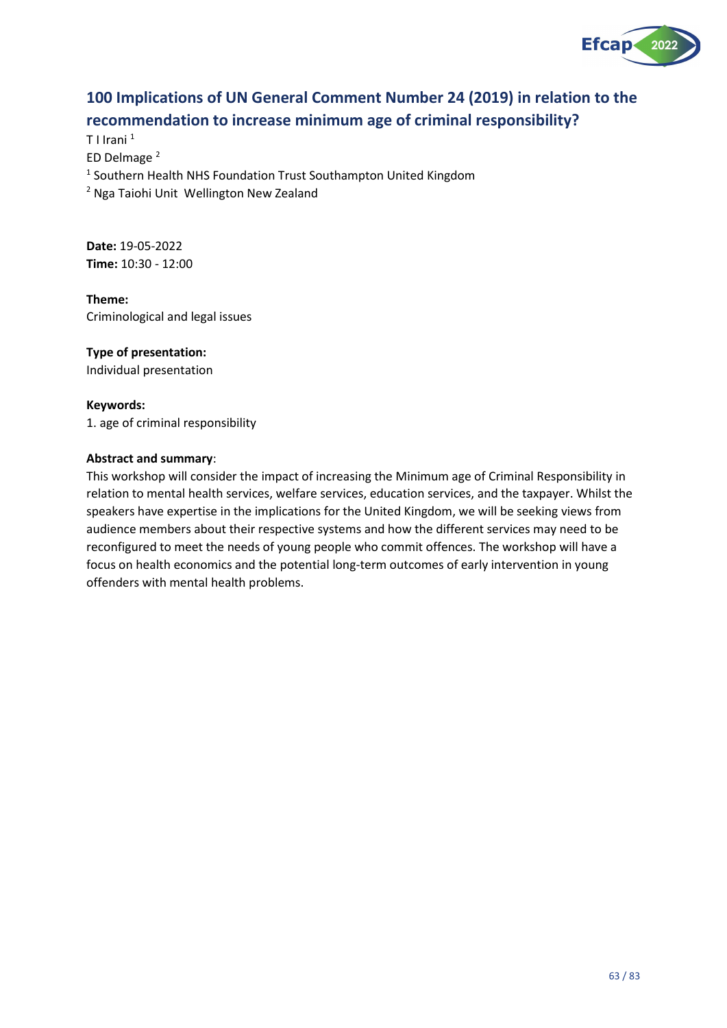# 100 Implications of UN General Comment Number 24 (2019) in relation to the recommendation to increase minimum age of criminal responsibility?

T I Irani [1]
ED Delmage [2]
[1] Southern Health NHS Foundation Trust Southampton United Kingdom
[2] Nga Taiohi Unit Wellington New Zealand

**Date:** 19-05-2022
**Time:** 10:30 - 12:00

**Theme:**
Criminological and legal issues

**Type of presentation:**
Individual presentation

**Keywords:**
1. age of criminal responsibility

**Abstract and summary**:
This workshop will consider the impact of increasing the Minimum age of Criminal Responsibility in relation to mental health services, welfare services, education services, and the taxpayer. Whilst the speakers have expertise in the implications for the United Kingdom, we will be seeking views from audience members about their respective systems and how the different services may need to be reconfigured to meet the needs of young people who commit offences. The workshop will have a focus on health economics and the potential long-term outcomes of early intervention in young offenders with mental health problems.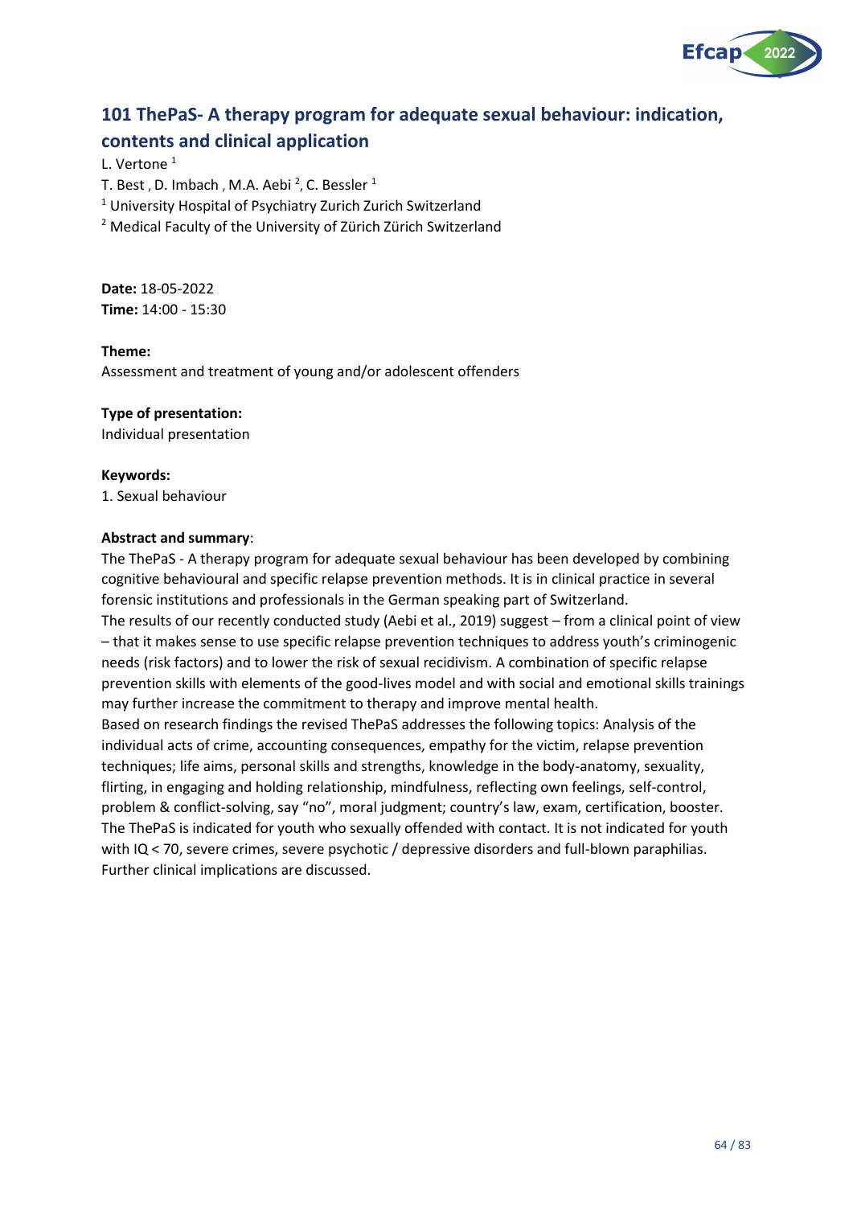## 101 ThePaS- A therapy program for adequate sexual behaviour: indication, contents and clinical application

L. Vertone [1]

T. Best , D. Imbach , M.A. Aebi [2], C. Bessler [1]

[1] University Hospital of Psychiatry Zurich Zurich Switzerland

[2] Medical Faculty of the University of Zürich Zürich Switzerland

**Date:** 18-05-2022

**Time:** 14:00 - 15:30

**Theme:**

Assessment and treatment of young and/or adolescent offenders

**Type of presentation:**

Individual presentation

**Keywords:**

1. Sexual behaviour

**Abstract and summary**:

The ThePaS - A therapy program for adequate sexual behaviour has been developed by combining cognitive behavioural and specific relapse prevention methods. It is in clinical practice in several forensic institutions and professionals in the German speaking part of Switzerland.

The results of our recently conducted study (Aebi et al., 2019) suggest – from a clinical point of view – that it makes sense to use specific relapse prevention techniques to address youth's criminogenic needs (risk factors) and to lower the risk of sexual recidivism. A combination of specific relapse prevention skills with elements of the good-lives model and with social and emotional skills trainings may further increase the commitment to therapy and improve mental health.

Based on research findings the revised ThePaS addresses the following topics: Analysis of the individual acts of crime, accounting consequences, empathy for the victim, relapse prevention techniques; life aims, personal skills and strengths, knowledge in the body-anatomy, sexuality, flirting, in engaging and holding relationship, mindfulness, reflecting own feelings, self-control, problem & conflict-solving, say "no", moral judgment; country's law, exam, certification, booster.

The ThePaS is indicated for youth who sexually offended with contact. It is not indicated for youth with IQ < 70, severe crimes, severe psychotic / depressive disorders and full-blown paraphilias.

Further clinical implications are discussed.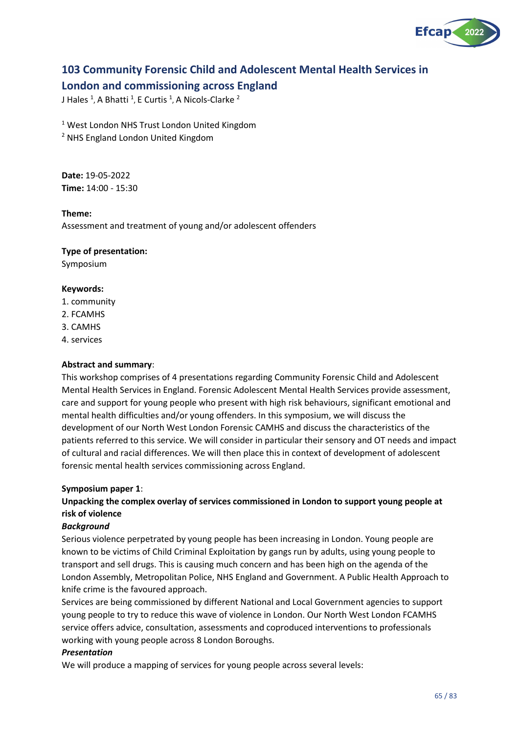## 103 Community Forensic Child and Adolescent Mental Health Services in London and commissioning across England

J Hales [1], A Bhatti [1], E Curtis [1], A Nicols-Clarke [2]

[1] West London NHS Trust London United Kingdom
[2] NHS England London United Kingdom

**Date:** 19-05-2022
**Time:** 14:00 - 15:30

**Theme:**
Assessment and treatment of young and/or adolescent offenders

**Type of presentation:**
Symposium

**Keywords:**
1. community
2. FCAMHS
3. CAMHS
4. services

**Abstract and summary**:
This workshop comprises of 4 presentations regarding Community Forensic Child and Adolescent Mental Health Services in England. Forensic Adolescent Mental Health Services provide assessment, care and support for young people who present with high risk behaviours, significant emotional and mental health difficulties and/or young offenders. In this symposium, we will discuss the development of our North West London Forensic CAMHS and discuss the characteristics of the patients referred to this service. We will consider in particular their sensory and OT needs and impact of cultural and racial differences. We will then place this in context of development of adolescent forensic mental health services commissioning across England.

**Symposium paper 1**:
**Unpacking the complex overlay of services commissioned in London to support young people at risk of violence**

***Background***
Serious violence perpetrated by young people has been increasing in London. Young people are known to be victims of Child Criminal Exploitation by gangs run by adults, using young people to transport and sell drugs. This is causing much concern and has been high on the agenda of the London Assembly, Metropolitan Police, NHS England and Government. A Public Health Approach to knife crime is the favoured approach.
Services are being commissioned by different National and Local Government agencies to support young people to try to reduce this wave of violence in London. Our North West London FCAMHS service offers advice, consultation, assessments and coproduced interventions to professionals working with young people across 8 London Boroughs.

***Presentation***
We will produce a mapping of services for young people across several levels: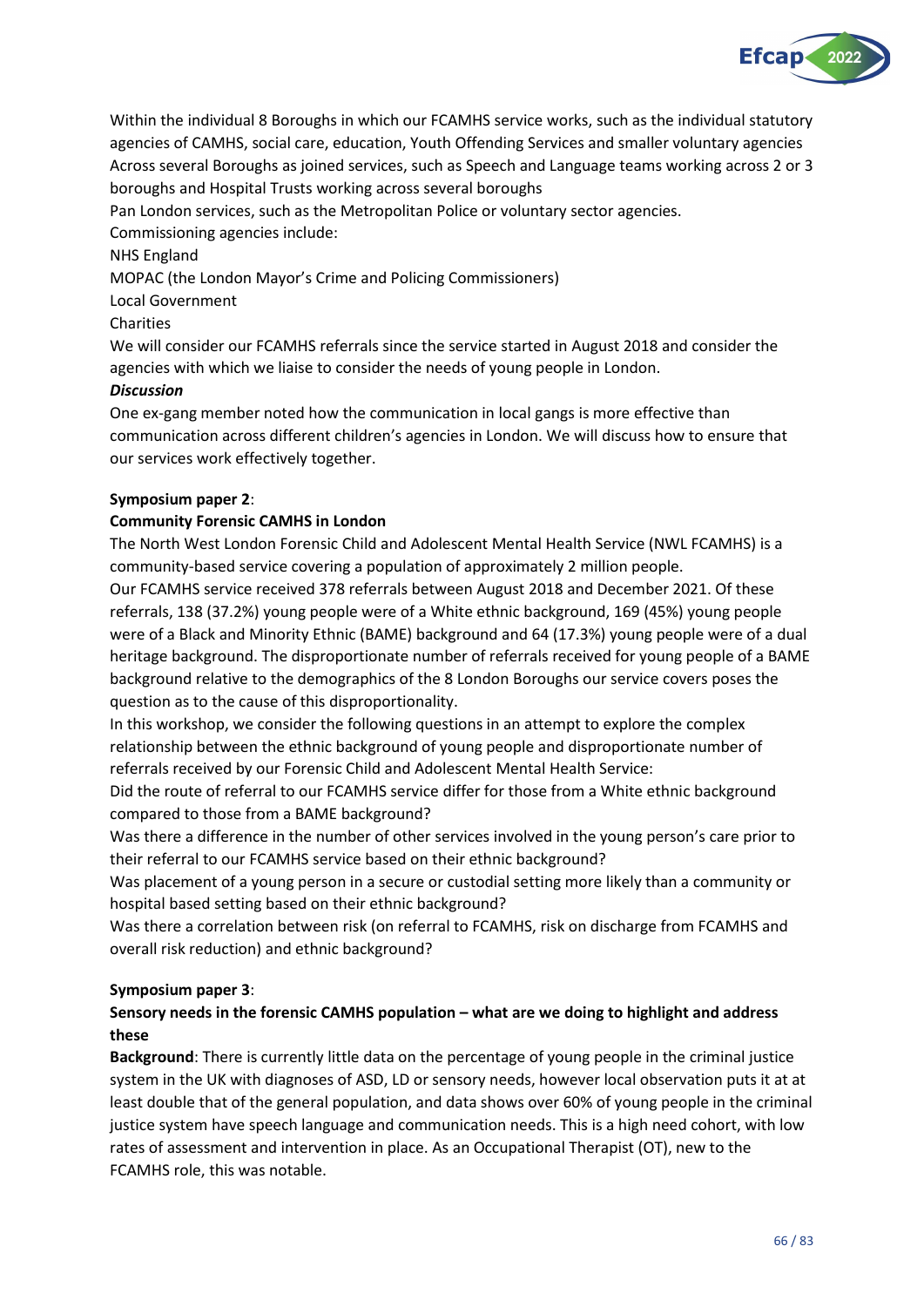Within the individual 8 Boroughs in which our FCAMHS service works, such as the individual statutory agencies of CAMHS, social care, education, Youth Offending Services and smaller voluntary agencies

Across several Boroughs as joined services, such as Speech and Language teams working across 2 or 3 boroughs and Hospital Trusts working across several boroughs

Pan London services, such as the Metropolitan Police or voluntary sector agencies.

Commissioning agencies include:

NHS England

MOPAC (the London Mayor's Crime and Policing Commissioners)

Local Government

Charities

We will consider our FCAMHS referrals since the service started in August 2018 and consider the agencies with which we liaise to consider the needs of young people in London.

***Discussion***

One ex-gang member noted how the communication in local gangs is more effective than communication across different children's agencies in London. We will discuss how to ensure that our services work effectively together.

**Symposium paper 2**:

**Community Forensic CAMHS in London**

The North West London Forensic Child and Adolescent Mental Health Service (NWL FCAMHS) is a community-based service covering a population of approximately 2 million people.

Our FCAMHS service received 378 referrals between August 2018 and December 2021. Of these referrals, 138 (37.2%) young people were of a White ethnic background, 169 (45%) young people were of a Black and Minority Ethnic (BAME) background and 64 (17.3%) young people were of a dual heritage background. The disproportionate number of referrals received for young people of a BAME background relative to the demographics of the 8 London Boroughs our service covers poses the question as to the cause of this disproportionality.

In this workshop, we consider the following questions in an attempt to explore the complex relationship between the ethnic background of young people and disproportionate number of referrals received by our Forensic Child and Adolescent Mental Health Service:

Did the route of referral to our FCAMHS service differ for those from a White ethnic background compared to those from a BAME background?

Was there a difference in the number of other services involved in the young person's care prior to their referral to our FCAMHS service based on their ethnic background?

Was placement of a young person in a secure or custodial setting more likely than a community or hospital based setting based on their ethnic background?

Was there a correlation between risk (on referral to FCAMHS, risk on discharge from FCAMHS and overall risk reduction) and ethnic background?

**Symposium paper 3**:

**Sensory needs in the forensic CAMHS population – what are we doing to highlight and address these**

**Background**: There is currently little data on the percentage of young people in the criminal justice system in the UK with diagnoses of ASD, LD or sensory needs, however local observation puts it at at least double that of the general population, and data shows over 60% of young people in the criminal justice system have speech language and communication needs. This is a high need cohort, with low rates of assessment and intervention in place. As an Occupational Therapist (OT), new to the FCAMHS role, this was notable.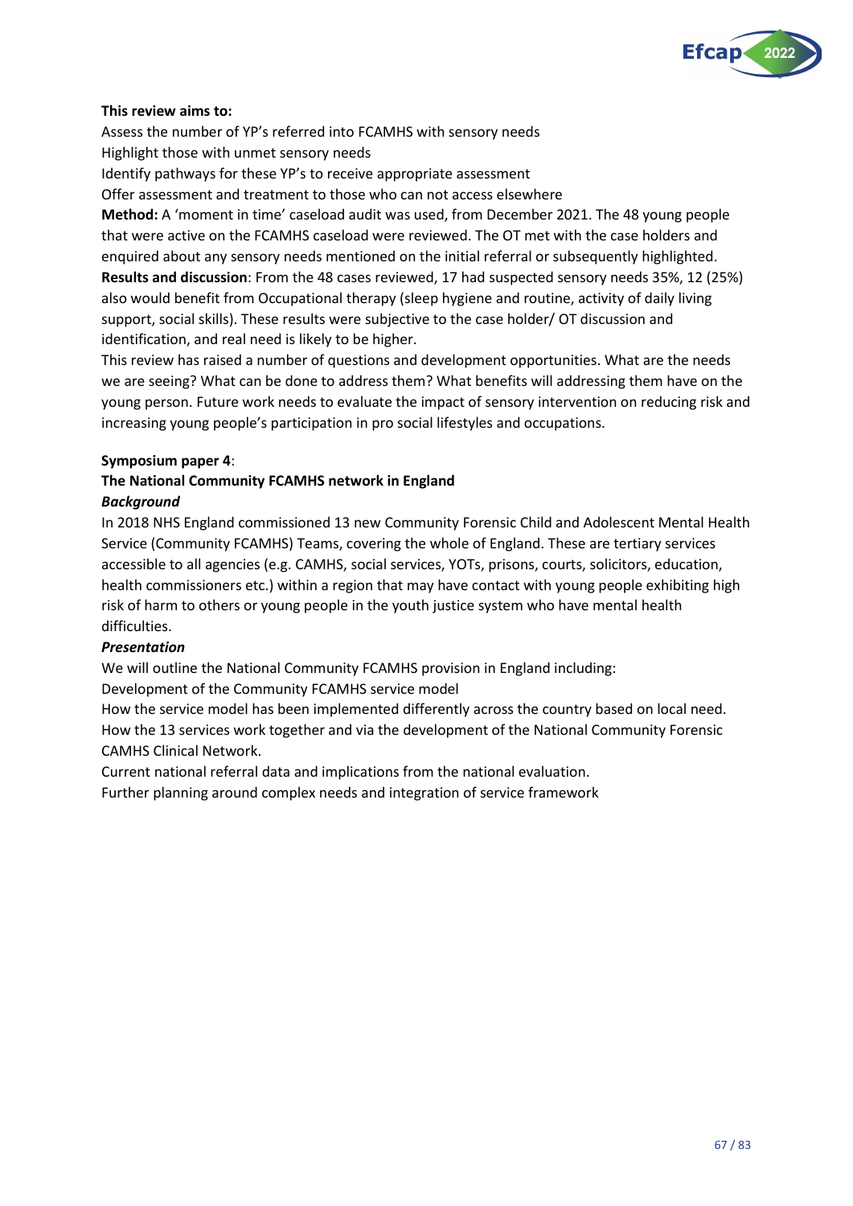**This review aims to:**

Assess the number of YP's referred into FCAMHS with sensory needs

Highlight those with unmet sensory needs

Identify pathways for these YP's to receive appropriate assessment

Offer assessment and treatment to those who can not access elsewhere

**Method:** A 'moment in time' caseload audit was used, from December 2021. The 48 young people that were active on the FCAMHS caseload were reviewed. The OT met with the case holders and enquired about any sensory needs mentioned on the initial referral or subsequently highlighted.

**Results and discussion**: From the 48 cases reviewed, 17 had suspected sensory needs 35%, 12 (25%) also would benefit from Occupational therapy (sleep hygiene and routine, activity of daily living support, social skills). These results were subjective to the case holder/ OT discussion and identification, and real need is likely to be higher.

This review has raised a number of questions and development opportunities. What are the needs we are seeing? What can be done to address them? What benefits will addressing them have on the young person. Future work needs to evaluate the impact of sensory intervention on reducing risk and increasing young people's participation in pro social lifestyles and occupations.

**Symposium paper 4**:

**The National Community FCAMHS network in England**

***Background***

In 2018 NHS England commissioned 13 new Community Forensic Child and Adolescent Mental Health Service (Community FCAMHS) Teams, covering the whole of England. These are tertiary services accessible to all agencies (e.g. CAMHS, social services, YOTs, prisons, courts, solicitors, education, health commissioners etc.) within a region that may have contact with young people exhibiting high risk of harm to others or young people in the youth justice system who have mental health difficulties.

***Presentation***

We will outline the National Community FCAMHS provision in England including:

Development of the Community FCAMHS service model

How the service model has been implemented differently across the country based on local need.

How the 13 services work together and via the development of the National Community Forensic CAMHS Clinical Network.

Current national referral data and implications from the national evaluation.

Further planning around complex needs and integration of service framework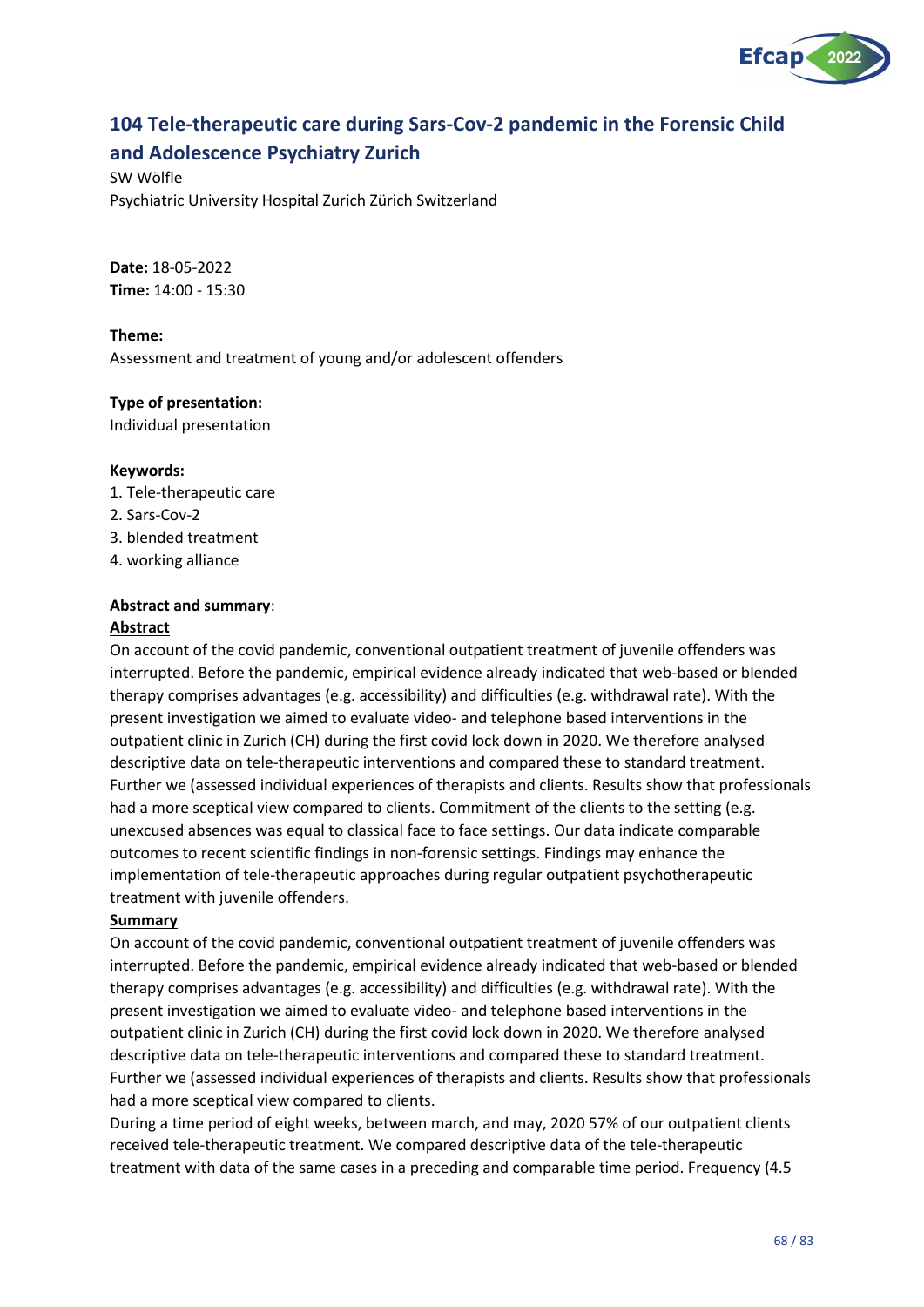## 104 Tele-therapeutic care during Sars-Cov-2 pandemic in the Forensic Child and Adolescence Psychiatry Zurich

SW Wölfle

Psychiatric University Hospital Zurich Zürich Switzerland

**Date:** 18-05-2022

**Time:** 14:00 - 15:30

**Theme:**

Assessment and treatment of young and/or adolescent offenders

**Type of presentation:**

Individual presentation

**Keywords:**

1. Tele-therapeutic care
2. Sars-Cov-2
3. blended treatment
4. working alliance

**Abstract and summary**:

**Abstract**

On account of the covid pandemic, conventional outpatient treatment of juvenile offenders was interrupted. Before the pandemic, empirical evidence already indicated that web-based or blended therapy comprises advantages (e.g. accessibility) and difficulties (e.g. withdrawal rate). With the present investigation we aimed to evaluate video- and telephone based interventions in the outpatient clinic in Zurich (CH) during the first covid lock down in 2020. We therefore analysed descriptive data on tele-therapeutic interventions and compared these to standard treatment. Further we (assessed individual experiences of therapists and clients. Results show that professionals had a more sceptical view compared to clients. Commitment of the clients to the setting (e.g. unexcused absences was equal to classical face to face settings. Our data indicate comparable outcomes to recent scientific findings in non-forensic settings. Findings may enhance the implementation of tele-therapeutic approaches during regular outpatient psychotherapeutic treatment with juvenile offenders.

**Summary**

On account of the covid pandemic, conventional outpatient treatment of juvenile offenders was interrupted. Before the pandemic, empirical evidence already indicated that web-based or blended therapy comprises advantages (e.g. accessibility) and difficulties (e.g. withdrawal rate). With the present investigation we aimed to evaluate video- and telephone based interventions in the outpatient clinic in Zurich (CH) during the first covid lock down in 2020. We therefore analysed descriptive data on tele-therapeutic interventions and compared these to standard treatment. Further we (assessed individual experiences of therapists and clients. Results show that professionals had a more sceptical view compared to clients.

During a time period of eight weeks, between march, and may, 2020 57% of our outpatient clients received tele-therapeutic treatment. We compared descriptive data of the tele-therapeutic treatment with data of the same cases in a preceding and comparable time period. Frequency (4.5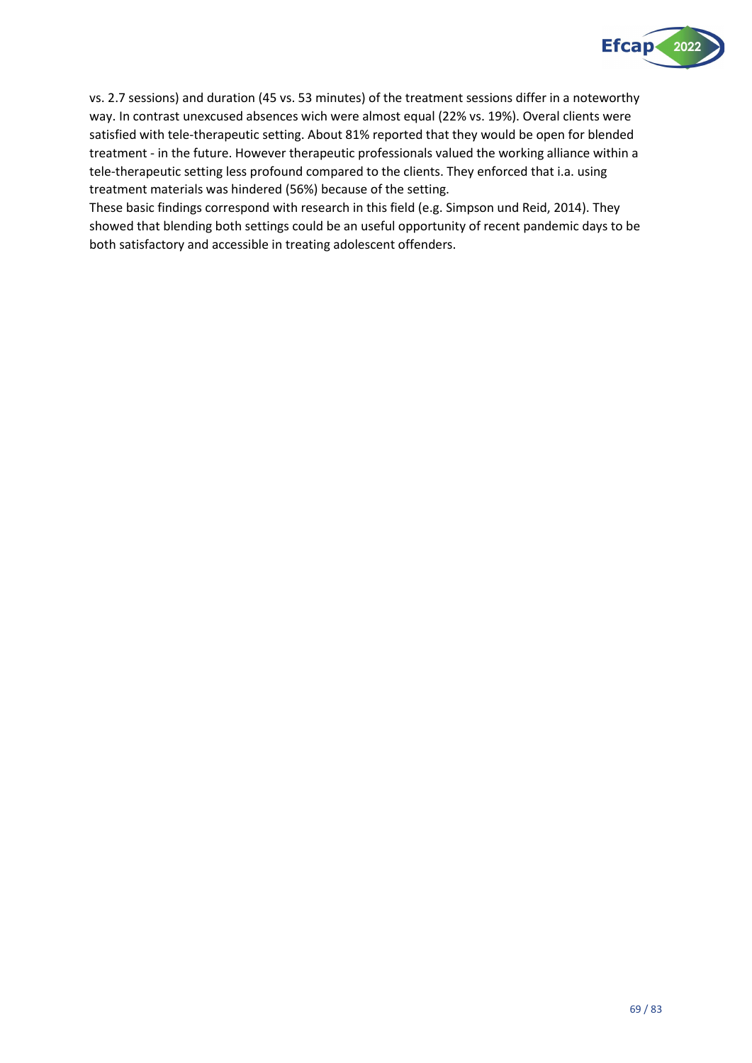vs. 2.7 sessions) and duration (45 vs. 53 minutes) of the treatment sessions differ in a noteworthy way. In contrast unexcused absences wich were almost equal (22% vs. 19%). Overal clients were satisfied with tele-therapeutic setting. About 81% reported that they would be open for blended treatment - in the future. However therapeutic professionals valued the working alliance within a tele-therapeutic setting less profound compared to the clients. They enforced that i.a. using treatment materials was hindered (56%) because of the setting.

These basic findings correspond with research in this field (e.g. Simpson und Reid, 2014). They showed that blending both settings could be an useful opportunity of recent pandemic days to be both satisfactory and accessible in treating adolescent offenders.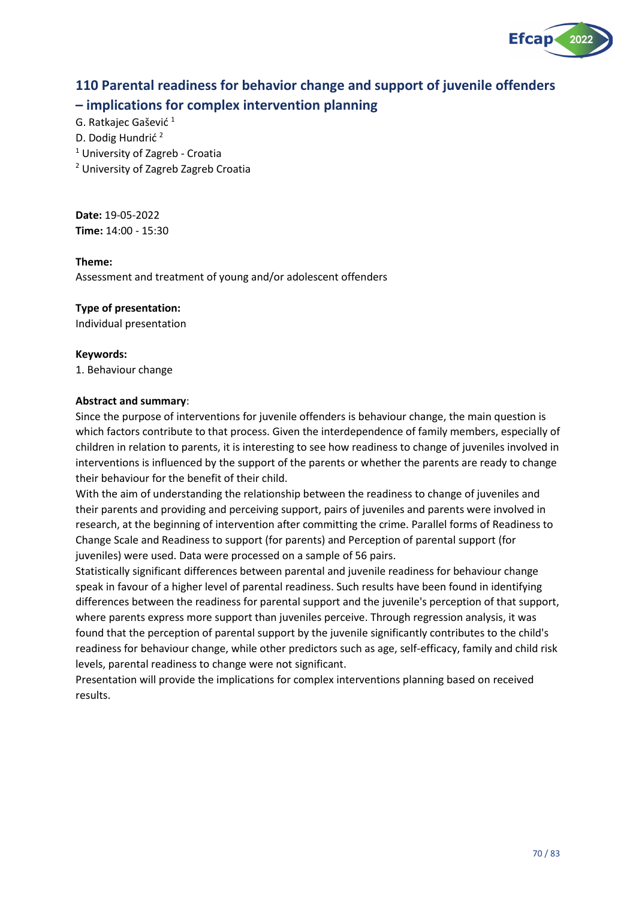## 110 Parental readiness for behavior change and support of juvenile offenders – implications for complex intervention planning

G. Ratkajec Gašević [1]
D. Dodig Hundrić [2]
[1] University of Zagreb - Croatia
[2] University of Zagreb Zagreb Croatia

**Date:** 19-05-2022
**Time:** 14:00 - 15:30

**Theme:**
Assessment and treatment of young and/or adolescent offenders

**Type of presentation:**
Individual presentation

**Keywords:**
1. Behaviour change

**Abstract and summary**:
Since the purpose of interventions for juvenile offenders is behaviour change, the main question is which factors contribute to that process. Given the interdependence of family members, especially of children in relation to parents, it is interesting to see how readiness to change of juveniles involved in interventions is influenced by the support of the parents or whether the parents are ready to change their behaviour for the benefit of their child.
With the aim of understanding the relationship between the readiness to change of juveniles and their parents and providing and perceiving support, pairs of juveniles and parents were involved in research, at the beginning of intervention after committing the crime. Parallel forms of Readiness to Change Scale and Readiness to support (for parents) and Perception of parental support (for juveniles) were used. Data were processed on a sample of 56 pairs.
Statistically significant differences between parental and juvenile readiness for behaviour change speak in favour of a higher level of parental readiness. Such results have been found in identifying differences between the readiness for parental support and the juvenile's perception of that support, where parents express more support than juveniles perceive. Through regression analysis, it was found that the perception of parental support by the juvenile significantly contributes to the child's readiness for behaviour change, while other predictors such as age, self-efficacy, family and child risk levels, parental readiness to change were not significant.
Presentation will provide the implications for complex interventions planning based on received results.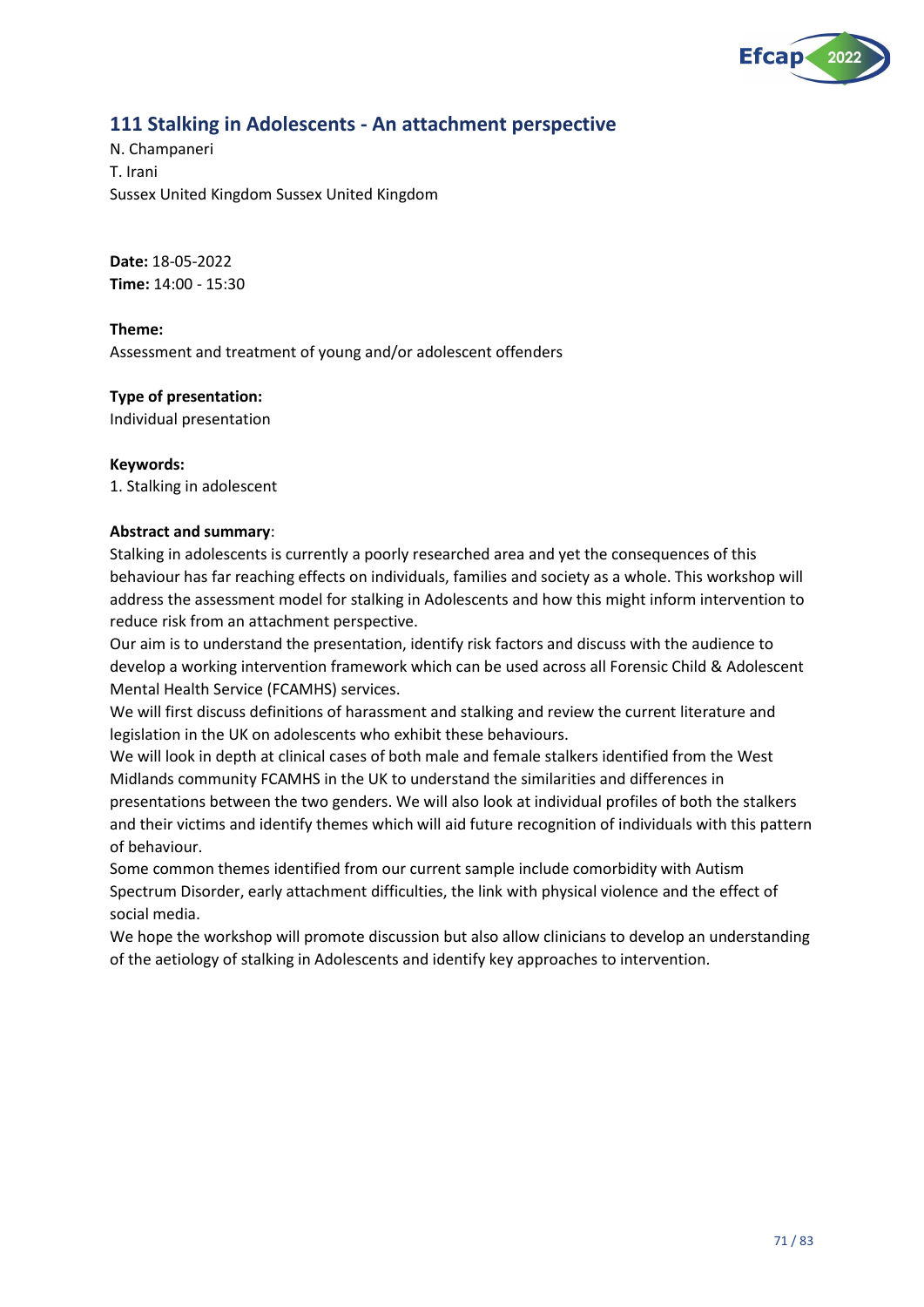## 111 Stalking in Adolescents - An attachment perspective

N. Champaneri
T. Irani
Sussex United Kingdom Sussex United Kingdom

**Date:** 18-05-2022
**Time:** 14:00 - 15:30

**Theme:**
Assessment and treatment of young and/or adolescent offenders

**Type of presentation:**
Individual presentation

**Keywords:**
1. Stalking in adolescent

**Abstract and summary**:
Stalking in adolescents is currently a poorly researched area and yet the consequences of this behaviour has far reaching effects on individuals, families and society as a whole. This workshop will address the assessment model for stalking in Adolescents and how this might inform intervention to reduce risk from an attachment perspective.
Our aim is to understand the presentation, identify risk factors and discuss with the audience to develop a working intervention framework which can be used across all Forensic Child & Adolescent Mental Health Service (FCAMHS) services.
We will first discuss definitions of harassment and stalking and review the current literature and legislation in the UK on adolescents who exhibit these behaviours.
We will look in depth at clinical cases of both male and female stalkers identified from the West Midlands community FCAMHS in the UK to understand the similarities and differences in presentations between the two genders. We will also look at individual profiles of both the stalkers and their victims and identify themes which will aid future recognition of individuals with this pattern of behaviour.
Some common themes identified from our current sample include comorbidity with Autism Spectrum Disorder, early attachment difficulties, the link with physical violence and the effect of social media.
We hope the workshop will promote discussion but also allow clinicians to develop an understanding of the aetiology of stalking in Adolescents and identify key approaches to intervention.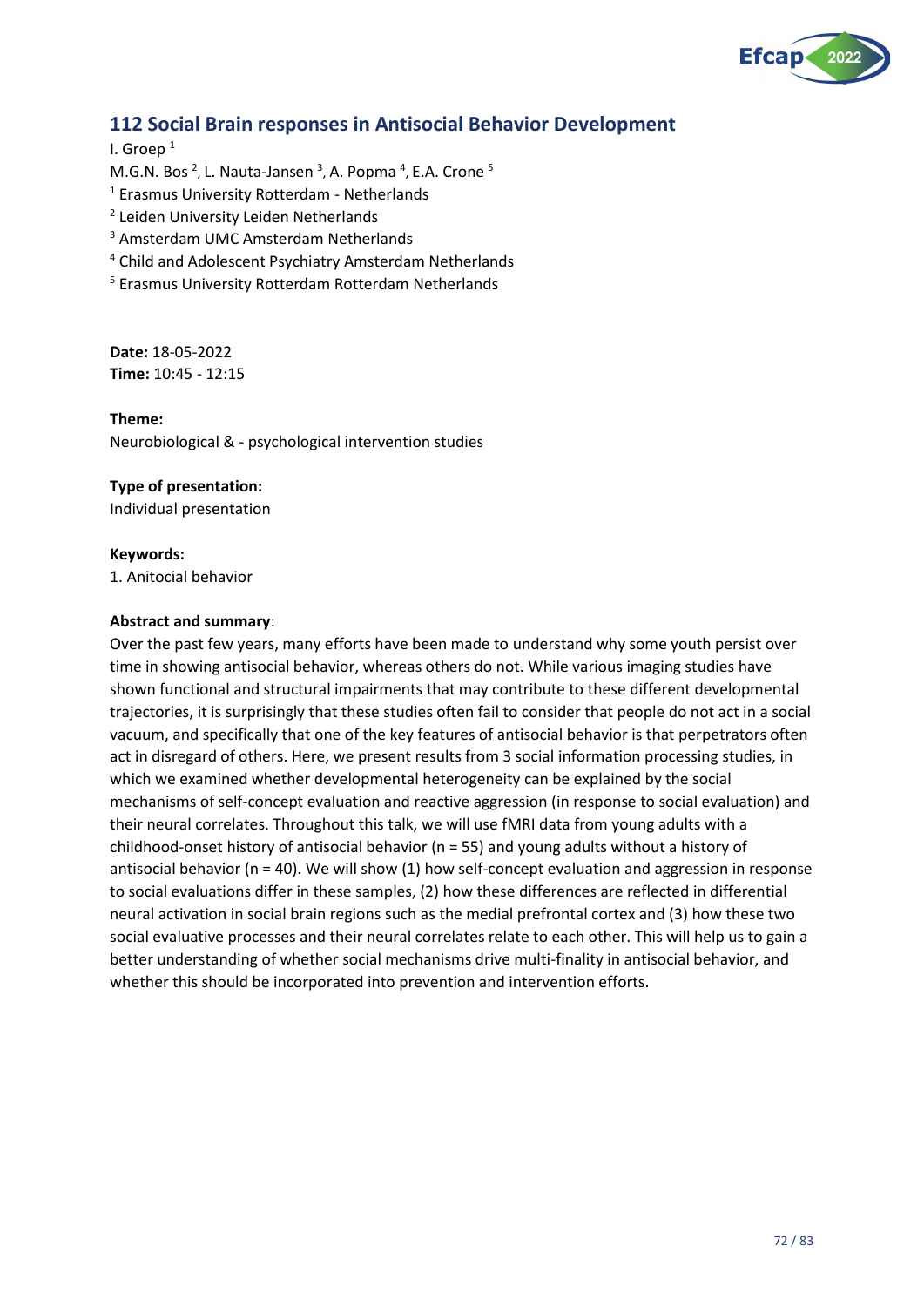## 112 Social Brain responses in Antisocial Behavior Development

I. Groep [1]

M.G.N. Bos [2], L. Nauta-Jansen [3], A. Popma [4], E.A. Crone [5]

[1] Erasmus University Rotterdam - Netherlands

[2] Leiden University Leiden Netherlands

[3] Amsterdam UMC Amsterdam Netherlands

[4] Child and Adolescent Psychiatry Amsterdam Netherlands

[5] Erasmus University Rotterdam Rotterdam Netherlands

**Date:** 18-05-2022

**Time:** 10:45 - 12:15

**Theme:**

Neurobiological & - psychological intervention studies

**Type of presentation:**

Individual presentation

**Keywords:**

1. Anitocial behavior

**Abstract and summary**:

Over the past few years, many efforts have been made to understand why some youth persist over time in showing antisocial behavior, whereas others do not. While various imaging studies have shown functional and structural impairments that may contribute to these different developmental trajectories, it is surprisingly that these studies often fail to consider that people do not act in a social vacuum, and specifically that one of the key features of antisocial behavior is that perpetrators often act in disregard of others. Here, we present results from 3 social information processing studies, in which we examined whether developmental heterogeneity can be explained by the social mechanisms of self-concept evaluation and reactive aggression (in response to social evaluation) and their neural correlates. Throughout this talk, we will use fMRI data from young adults with a childhood-onset history of antisocial behavior (n = 55) and young adults without a history of antisocial behavior (n = 40). We will show (1) how self-concept evaluation and aggression in response to social evaluations differ in these samples, (2) how these differences are reflected in differential neural activation in social brain regions such as the medial prefrontal cortex and (3) how these two social evaluative processes and their neural correlates relate to each other. This will help us to gain a better understanding of whether social mechanisms drive multi-finality in antisocial behavior, and whether this should be incorporated into prevention and intervention efforts.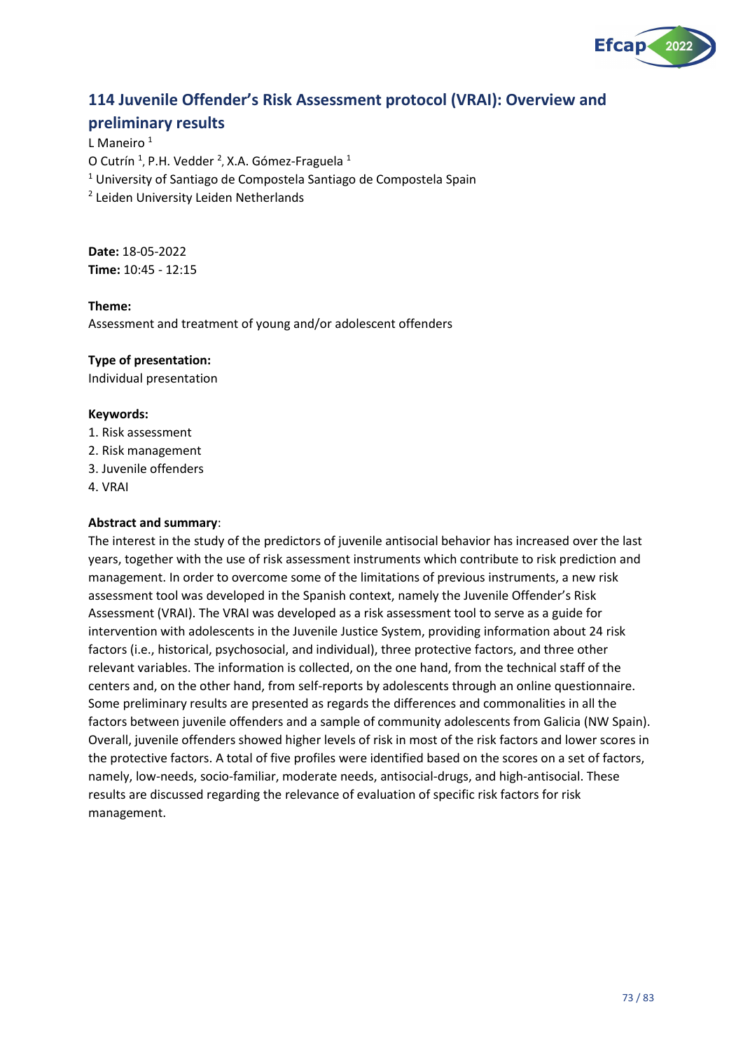# 114 Juvenile Offender's Risk Assessment protocol (VRAI): Overview and preliminary results

L Maneiro [1]

O Cutrín [1], P.H. Vedder [2], X.A. Gómez-Fraguela [1]

[1] University of Santiago de Compostela Santiago de Compostela Spain

[2] Leiden University Leiden Netherlands

**Date:** 18-05-2022

**Time:** 10:45 - 12:15

**Theme:**

Assessment and treatment of young and/or adolescent offenders

**Type of presentation:**

Individual presentation

**Keywords:**

1. Risk assessment
2. Risk management
3. Juvenile offenders
4. VRAI

**Abstract and summary**:

The interest in the study of the predictors of juvenile antisocial behavior has increased over the last years, together with the use of risk assessment instruments which contribute to risk prediction and management. In order to overcome some of the limitations of previous instruments, a new risk assessment tool was developed in the Spanish context, namely the Juvenile Offender's Risk Assessment (VRAI). The VRAI was developed as a risk assessment tool to serve as a guide for intervention with adolescents in the Juvenile Justice System, providing information about 24 risk factors (i.e., historical, psychosocial, and individual), three protective factors, and three other relevant variables. The information is collected, on the one hand, from the technical staff of the centers and, on the other hand, from self-reports by adolescents through an online questionnaire. Some preliminary results are presented as regards the differences and commonalities in all the factors between juvenile offenders and a sample of community adolescents from Galicia (NW Spain). Overall, juvenile offenders showed higher levels of risk in most of the risk factors and lower scores in the protective factors. A total of five profiles were identified based on the scores on a set of factors, namely, low-needs, socio-familiar, moderate needs, antisocial-drugs, and high-antisocial. These results are discussed regarding the relevance of evaluation of specific risk factors for risk management.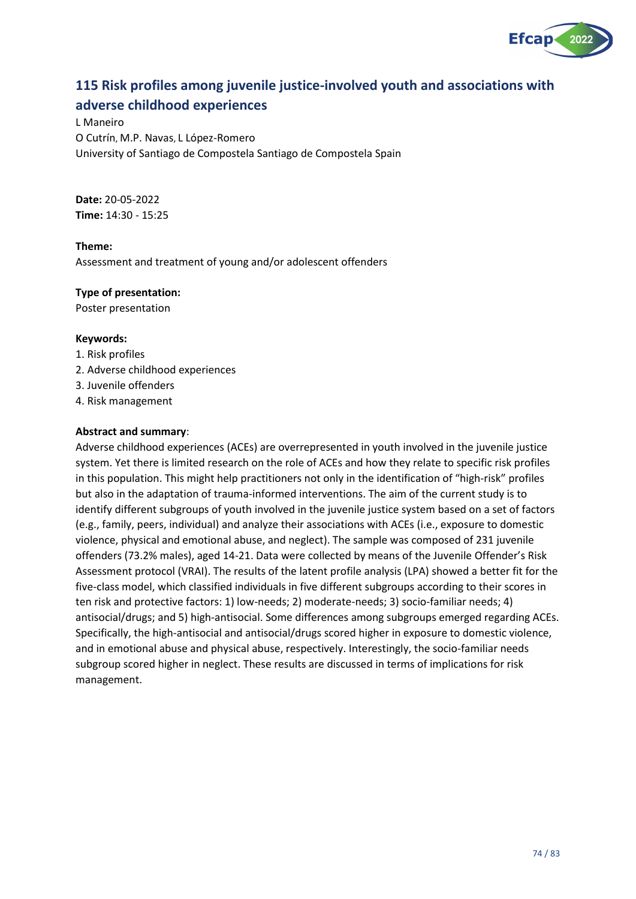## 115 Risk profiles among juvenile justice-involved youth and associations with adverse childhood experiences

L Maneiro

O Cutrín, M.P. Navas, L López-Romero

University of Santiago de Compostela Santiago de Compostela Spain

**Date:** 20-05-2022

**Time:** 14:30 - 15:25

**Theme:**

Assessment and treatment of young and/or adolescent offenders

**Type of presentation:**

Poster presentation

**Keywords:**

1. Risk profiles
2. Adverse childhood experiences
3. Juvenile offenders
4. Risk management

**Abstract and summary**:

Adverse childhood experiences (ACEs) are overrepresented in youth involved in the juvenile justice system. Yet there is limited research on the role of ACEs and how they relate to specific risk profiles in this population. This might help practitioners not only in the identification of "high-risk" profiles but also in the adaptation of trauma-informed interventions. The aim of the current study is to identify different subgroups of youth involved in the juvenile justice system based on a set of factors (e.g., family, peers, individual) and analyze their associations with ACEs (i.e., exposure to domestic violence, physical and emotional abuse, and neglect). The sample was composed of 231 juvenile offenders (73.2% males), aged 14-21. Data were collected by means of the Juvenile Offender's Risk Assessment protocol (VRAI). The results of the latent profile analysis (LPA) showed a better fit for the five-class model, which classified individuals in five different subgroups according to their scores in ten risk and protective factors: 1) low-needs; 2) moderate-needs; 3) socio-familiar needs; 4) antisocial/drugs; and 5) high-antisocial. Some differences among subgroups emerged regarding ACEs. Specifically, the high-antisocial and antisocial/drugs scored higher in exposure to domestic violence, and in emotional abuse and physical abuse, respectively. Interestingly, the socio-familiar needs subgroup scored higher in neglect. These results are discussed in terms of implications for risk management.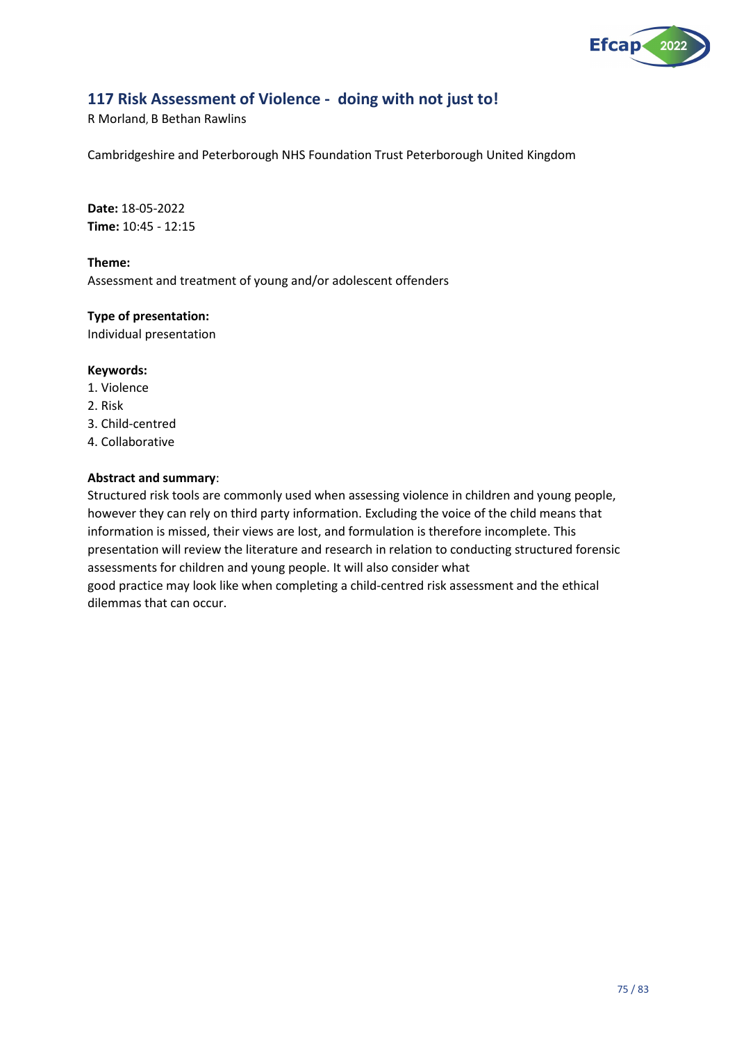## 117 Risk Assessment of Violence - doing with not just to!

R Morland, B Bethan Rawlins

Cambridgeshire and Peterborough NHS Foundation Trust Peterborough United Kingdom

**Date:** 18-05-2022
**Time:** 10:45 - 12:15

**Theme:**
Assessment and treatment of young and/or adolescent offenders

**Type of presentation:**
Individual presentation

**Keywords:**
1. Violence
2. Risk
3. Child-centred
4. Collaborative

**Abstract and summary**:
Structured risk tools are commonly used when assessing violence in children and young people, however they can rely on third party information. Excluding the voice of the child means that information is missed, their views are lost, and formulation is therefore incomplete. This presentation will review the literature and research in relation to conducting structured forensic assessments for children and young people. It will also consider what good practice may look like when completing a child-centred risk assessment and the ethical dilemmas that can occur.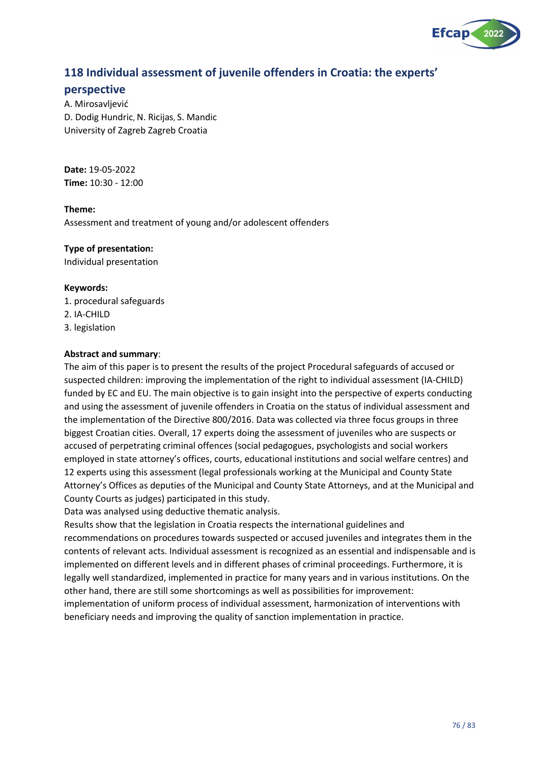## 118 Individual assessment of juvenile offenders in Croatia: the experts' perspective

A. Mirosavljević
D. Dodig Hundric, N. Ricijas, S. Mandic
University of Zagreb Zagreb Croatia

**Date:** 19-05-2022
**Time:** 10:30 - 12:00

**Theme:**
Assessment and treatment of young and/or adolescent offenders

**Type of presentation:**
Individual presentation

**Keywords:**
1. procedural safeguards
2. IA-CHILD
3. legislation

**Abstract and summary**:
The aim of this paper is to present the results of the project Procedural safeguards of accused or suspected children: improving the implementation of the right to individual assessment (IA-CHILD) funded by EC and EU. The main objective is to gain insight into the perspective of experts conducting and using the assessment of juvenile offenders in Croatia on the status of individual assessment and the implementation of the Directive 800/2016. Data was collected via three focus groups in three biggest Croatian cities. Overall, 17 experts doing the assessment of juveniles who are suspects or accused of perpetrating criminal offences (social pedagogues, psychologists and social workers employed in state attorney's offices, courts, educational institutions and social welfare centres) and 12 experts using this assessment (legal professionals working at the Municipal and County State Attorney's Offices as deputies of the Municipal and County State Attorneys, and at the Municipal and County Courts as judges) participated in this study.
Data was analysed using deductive thematic analysis.
Results show that the legislation in Croatia respects the international guidelines and recommendations on procedures towards suspected or accused juveniles and integrates them in the contents of relevant acts. Individual assessment is recognized as an essential and indispensable and is implemented on different levels and in different phases of criminal proceedings. Furthermore, it is legally well standardized, implemented in practice for many years and in various institutions. On the other hand, there are still some shortcomings as well as possibilities for improvement: implementation of uniform process of individual assessment, harmonization of interventions with beneficiary needs and improving the quality of sanction implementation in practice.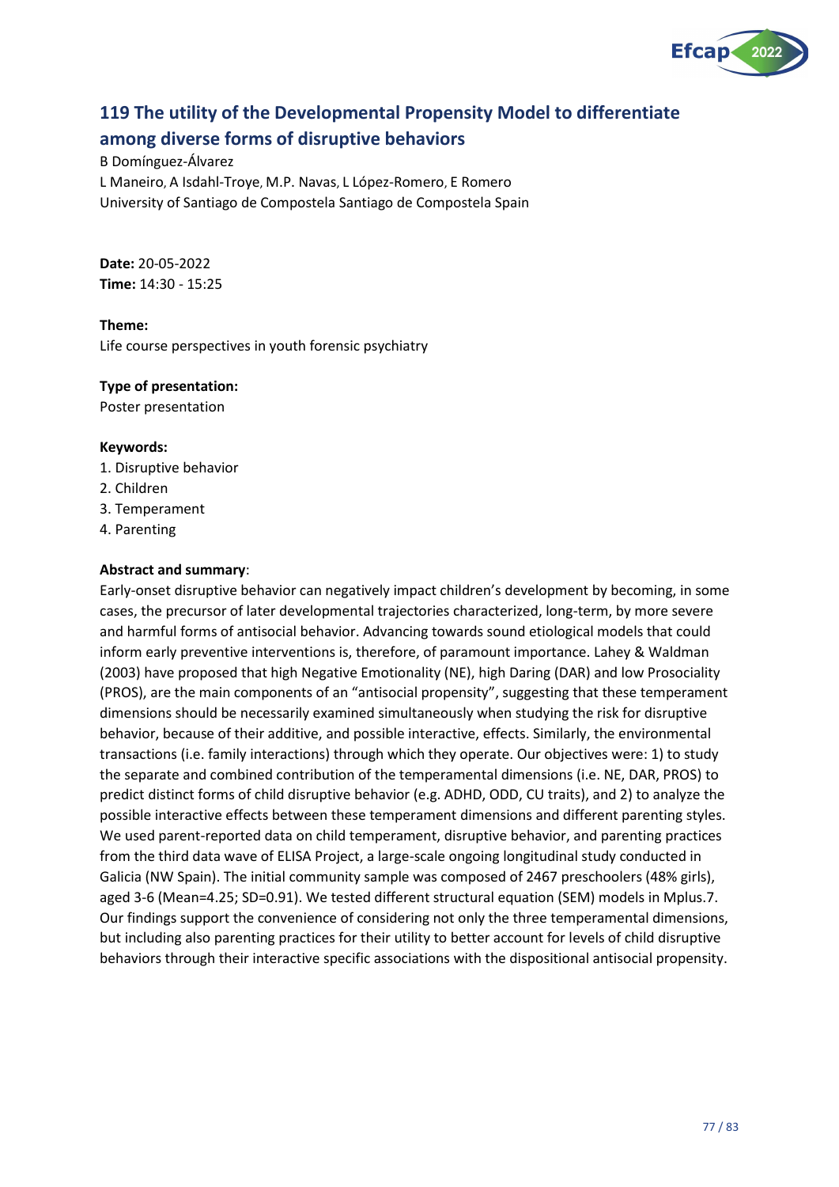## 119 The utility of the Developmental Propensity Model to differentiate among diverse forms of disruptive behaviors

B Domínguez-Álvarez
L Maneiro, A Isdahl-Troye, M.P. Navas, L López-Romero, E Romero
University of Santiago de Compostela Santiago de Compostela Spain

**Date:** 20-05-2022
**Time:** 14:30 - 15:25

**Theme:**
Life course perspectives in youth forensic psychiatry

**Type of presentation:**
Poster presentation

**Keywords:**
1. Disruptive behavior
2. Children
3. Temperament
4. Parenting

**Abstract and summary**:
Early-onset disruptive behavior can negatively impact children's development by becoming, in some cases, the precursor of later developmental trajectories characterized, long-term, by more severe and harmful forms of antisocial behavior. Advancing towards sound etiological models that could inform early preventive interventions is, therefore, of paramount importance. Lahey & Waldman (2003) have proposed that high Negative Emotionality (NE), high Daring (DAR) and low Prosociality (PROS), are the main components of an "antisocial propensity", suggesting that these temperament dimensions should be necessarily examined simultaneously when studying the risk for disruptive behavior, because of their additive, and possible interactive, effects. Similarly, the environmental transactions (i.e. family interactions) through which they operate. Our objectives were: 1) to study the separate and combined contribution of the temperamental dimensions (i.e. NE, DAR, PROS) to predict distinct forms of child disruptive behavior (e.g. ADHD, ODD, CU traits), and 2) to analyze the possible interactive effects between these temperament dimensions and different parenting styles. We used parent-reported data on child temperament, disruptive behavior, and parenting practices from the third data wave of ELISA Project, a large-scale ongoing longitudinal study conducted in Galicia (NW Spain). The initial community sample was composed of 2467 preschoolers (48% girls), aged 3-6 (Mean=4.25; SD=0.91). We tested different structural equation (SEM) models in Mplus.7. Our findings support the convenience of considering not only the three temperamental dimensions, but including also parenting practices for their utility to better account for levels of child disruptive behaviors through their interactive specific associations with the dispositional antisocial propensity.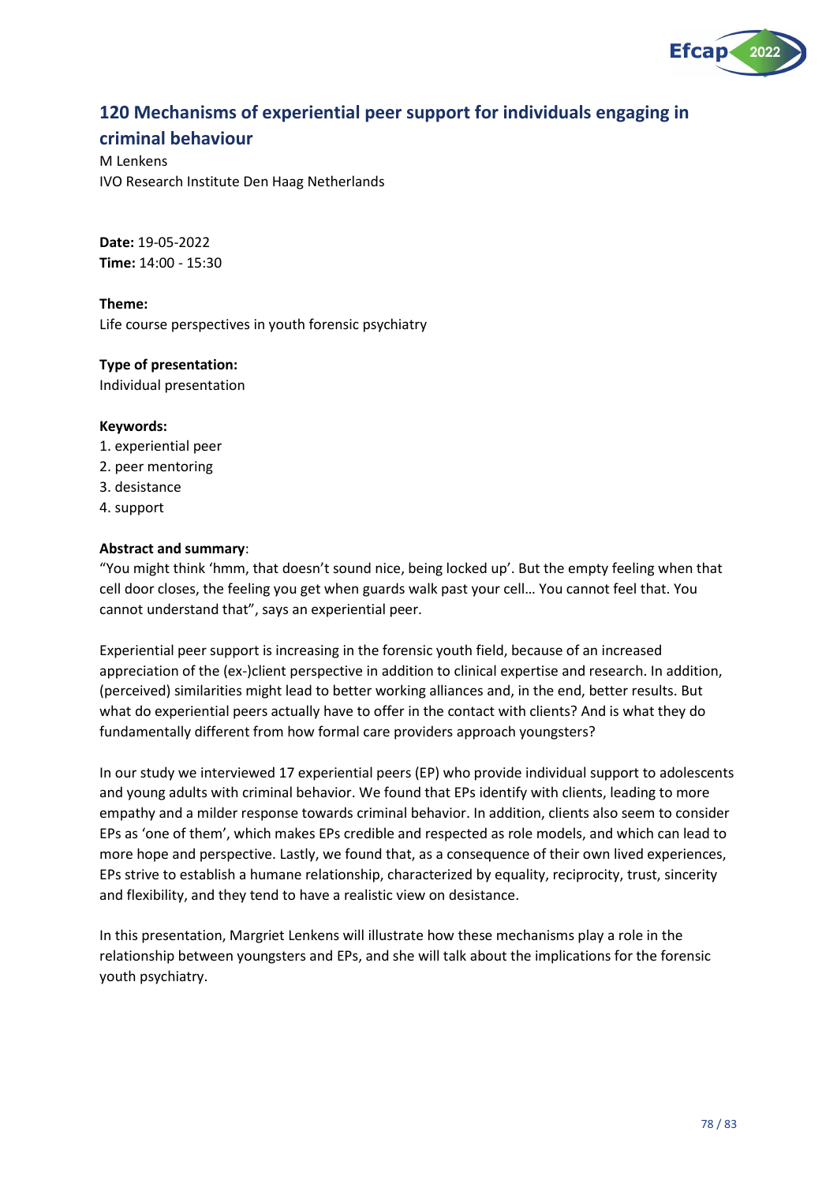## 120 Mechanisms of experiential peer support for individuals engaging in criminal behaviour

M Lenkens
IVO Research Institute Den Haag Netherlands

**Date:** 19-05-2022
**Time:** 14:00 - 15:30

**Theme:**
Life course perspectives in youth forensic psychiatry

**Type of presentation:**
Individual presentation

**Keywords:**
1. experiential peer
2. peer mentoring
3. desistance
4. support

**Abstract and summary**:
"You might think 'hmm, that doesn't sound nice, being locked up'. But the empty feeling when that cell door closes, the feeling you get when guards walk past your cell… You cannot feel that. You cannot understand that", says an experiential peer.

Experiential peer support is increasing in the forensic youth field, because of an increased appreciation of the (ex-)client perspective in addition to clinical expertise and research. In addition, (perceived) similarities might lead to better working alliances and, in the end, better results. But what do experiential peers actually have to offer in the contact with clients? And is what they do fundamentally different from how formal care providers approach youngsters?

In our study we interviewed 17 experiential peers (EP) who provide individual support to adolescents and young adults with criminal behavior. We found that EPs identify with clients, leading to more empathy and a milder response towards criminal behavior. In addition, clients also seem to consider EPs as 'one of them', which makes EPs credible and respected as role models, and which can lead to more hope and perspective. Lastly, we found that, as a consequence of their own lived experiences, EPs strive to establish a humane relationship, characterized by equality, reciprocity, trust, sincerity and flexibility, and they tend to have a realistic view on desistance.

In this presentation, Margriet Lenkens will illustrate how these mechanisms play a role in the relationship between youngsters and EPs, and she will talk about the implications for the forensic youth psychiatry.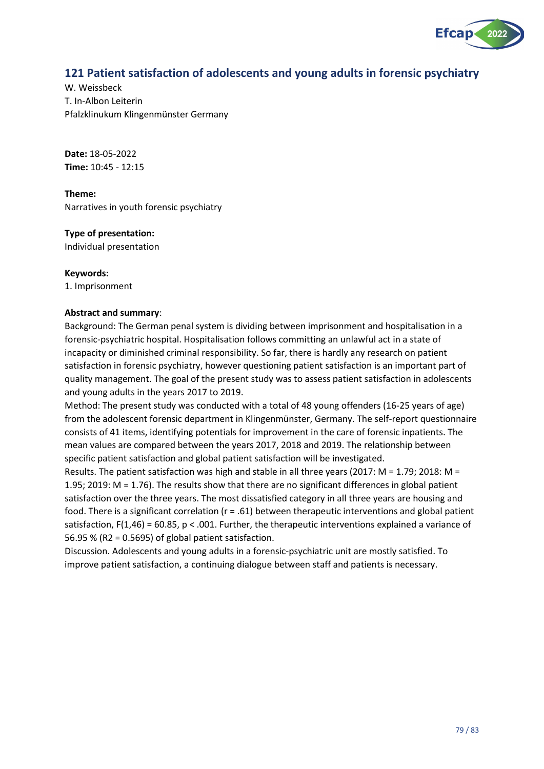## 121 Patient satisfaction of adolescents and young adults in forensic psychiatry

W. Weissbeck
T. In-Albon Leiterin
Pfalzklinukum Klingenmünster Germany

**Date:** 18-05-2022
**Time:** 10:45 - 12:15

**Theme:**
Narratives in youth forensic psychiatry

**Type of presentation:**
Individual presentation

**Keywords:**
1. Imprisonment

**Abstract and summary**:
Background: The German penal system is dividing between imprisonment and hospitalisation in a forensic-psychiatric hospital. Hospitalisation follows committing an unlawful act in a state of incapacity or diminished criminal responsibility. So far, there is hardly any research on patient satisfaction in forensic psychiatry, however questioning patient satisfaction is an important part of quality management. The goal of the present study was to assess patient satisfaction in adolescents and young adults in the years 2017 to 2019.
Method: The present study was conducted with a total of 48 young offenders (16-25 years of age) from the adolescent forensic department in Klingenmünster, Germany. The self-report questionnaire consists of 41 items, identifying potentials for improvement in the care of forensic inpatients. The mean values are compared between the years 2017, 2018 and 2019. The relationship between specific patient satisfaction and global patient satisfaction will be investigated.
Results. The patient satisfaction was high and stable in all three years (2017: $M = 1.79$; 2018: $M = 1.95$; 2019: $M = 1.76$). The results show that there are no significant differences in global patient satisfaction over the three years. The most dissatisfied category in all three years are housing and food. There is a significant correlation ($r = .61$) between therapeutic interventions and global patient satisfaction, $F(1,46) = 60.85$, $p < .001$. Further, the therapeutic interventions explained a variance of 56.95 % ($R^2 = 0.5695$) of global patient satisfaction.
Discussion. Adolescents and young adults in a forensic-psychiatric unit are mostly satisfied. To improve patient satisfaction, a continuing dialogue between staff and patients is necessary.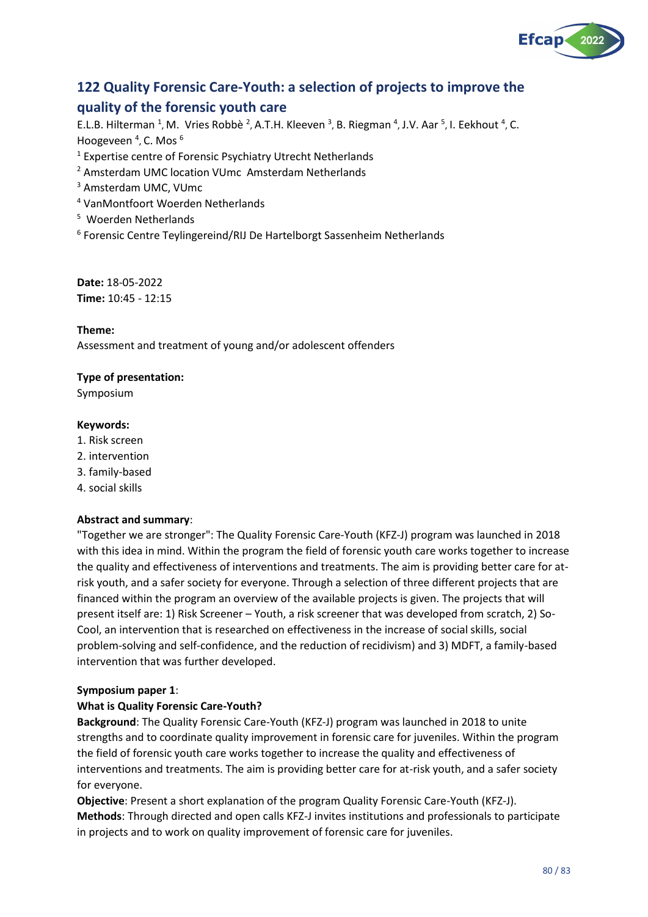## 122 Quality Forensic Care-Youth: a selection of projects to improve the quality of the forensic youth care

E.L.B. Hilterman [1], M. Vries Robbè [2], A.T.H. Kleeven [3], B. Riegman [4], J.V. Aar [5], I. Eekhout [4], C. Hoogeveen [4], C. Mos [6]

[1] Expertise centre of Forensic Psychiatry Utrecht Netherlands
[2] Amsterdam UMC location VUmc Amsterdam Netherlands
[3] Amsterdam UMC, VUmc
[4] VanMontfoort Woerden Netherlands
[5] Woerden Netherlands
[6] Forensic Centre Teylingereind/RIJ De Hartelborgt Sassenheim Netherlands

**Date:** 18-05-2022
**Time:** 10:45 - 12:15

**Theme:**
Assessment and treatment of young and/or adolescent offenders

**Type of presentation:**
Symposium

**Keywords:**
1. Risk screen
2. intervention
3. family-based
4. social skills

**Abstract and summary**:
"Together we are stronger": The Quality Forensic Care-Youth (KFZ-J) program was launched in 2018 with this idea in mind. Within the program the field of forensic youth care works together to increase the quality and effectiveness of interventions and treatments. The aim is providing better care for at-risk youth, and a safer society for everyone. Through a selection of three different projects that are financed within the program an overview of the available projects is given. The projects that will present itself are: 1) Risk Screener – Youth, a risk screener that was developed from scratch, 2) So-Cool, an intervention that is researched on effectiveness in the increase of social skills, social problem-solving and self-confidence, and the reduction of recidivism) and 3) MDFT, a family-based intervention that was further developed.

**Symposium paper 1**:
**What is Quality Forensic Care-Youth?**
**Background**: The Quality Forensic Care-Youth (KFZ-J) program was launched in 2018 to unite strengths and to coordinate quality improvement in forensic care for juveniles. Within the program the field of forensic youth care works together to increase the quality and effectiveness of interventions and treatments. The aim is providing better care for at-risk youth, and a safer society for everyone.
**Objective**: Present a short explanation of the program Quality Forensic Care-Youth (KFZ-J).
**Methods**: Through directed and open calls KFZ-J invites institutions and professionals to participate in projects and to work on quality improvement of forensic care for juveniles.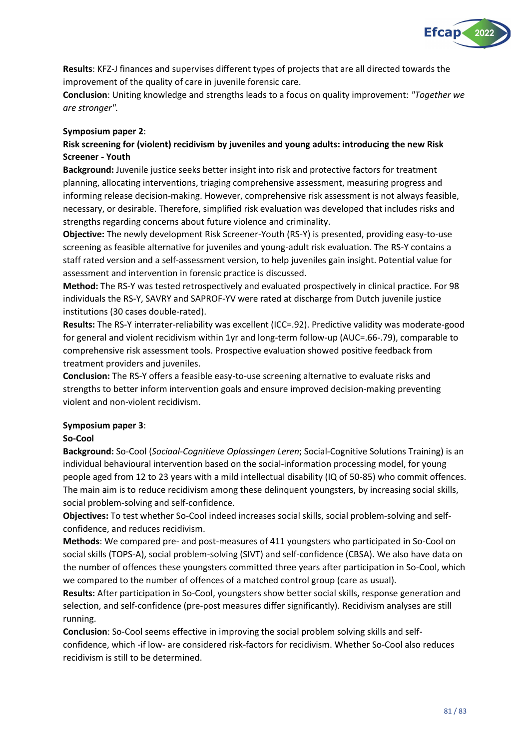**Results**: KFZ-J finances and supervises different types of projects that are all directed towards the improvement of the quality of care in juvenile forensic care.

**Conclusion**: Uniting knowledge and strengths leads to a focus on quality improvement: *"Together we are stronger".*

**Symposium paper 2**:

**Risk screening for (violent) recidivism by juveniles and young adults: introducing the new Risk Screener - Youth**

**Background:** Juvenile justice seeks better insight into risk and protective factors for treatment planning, allocating interventions, triaging comprehensive assessment, measuring progress and informing release decision-making. However, comprehensive risk assessment is not always feasible, necessary, or desirable. Therefore, simplified risk evaluation was developed that includes risks and strengths regarding concerns about future violence and criminality.

**Objective:** The newly development Risk Screener-Youth (RS-Y) is presented, providing easy-to-use screening as feasible alternative for juveniles and young-adult risk evaluation. The RS-Y contains a staff rated version and a self-assessment version, to help juveniles gain insight. Potential value for assessment and intervention in forensic practice is discussed.

**Method:** The RS-Y was tested retrospectively and evaluated prospectively in clinical practice. For 98 individuals the RS-Y, SAVRY and SAPROF-YV were rated at discharge from Dutch juvenile justice institutions (30 cases double-rated).

**Results:** The RS-Y interrater-reliability was excellent (ICC=.92). Predictive validity was moderate-good for general and violent recidivism within 1yr and long-term follow-up (AUC=.66-.79), comparable to comprehensive risk assessment tools. Prospective evaluation showed positive feedback from treatment providers and juveniles.

**Conclusion:** The RS-Y offers a feasible easy-to-use screening alternative to evaluate risks and strengths to better inform intervention goals and ensure improved decision-making preventing violent and non-violent recidivism.

**Symposium paper 3**:

**So-Cool**

**Background:** So-Cool (*Sociaal-Cognitieve Oplossingen Leren*; Social-Cognitive Solutions Training) is an individual behavioural intervention based on the social-information processing model, for young people aged from 12 to 23 years with a mild intellectual disability (IQ of 50-85) who commit offences. The main aim is to reduce recidivism among these delinquent youngsters, by increasing social skills, social problem-solving and self-confidence.

**Objectives:** To test whether So-Cool indeed increases social skills, social problem-solving and self-confidence, and reduces recidivism.

**Methods**: We compared pre- and post-measures of 411 youngsters who participated in So-Cool on social skills (TOPS-A), social problem-solving (SIVT) and self-confidence (CBSA). We also have data on the number of offences these youngsters committed three years after participation in So-Cool, which we compared to the number of offences of a matched control group (care as usual).

**Results:** After participation in So-Cool, youngsters show better social skills, response generation and selection, and self-confidence (pre-post measures differ significantly). Recidivism analyses are still running.

**Conclusion**: So-Cool seems effective in improving the social problem solving skills and self-confidence, which -if low- are considered risk-factors for recidivism. Whether So-Cool also reduces recidivism is still to be determined.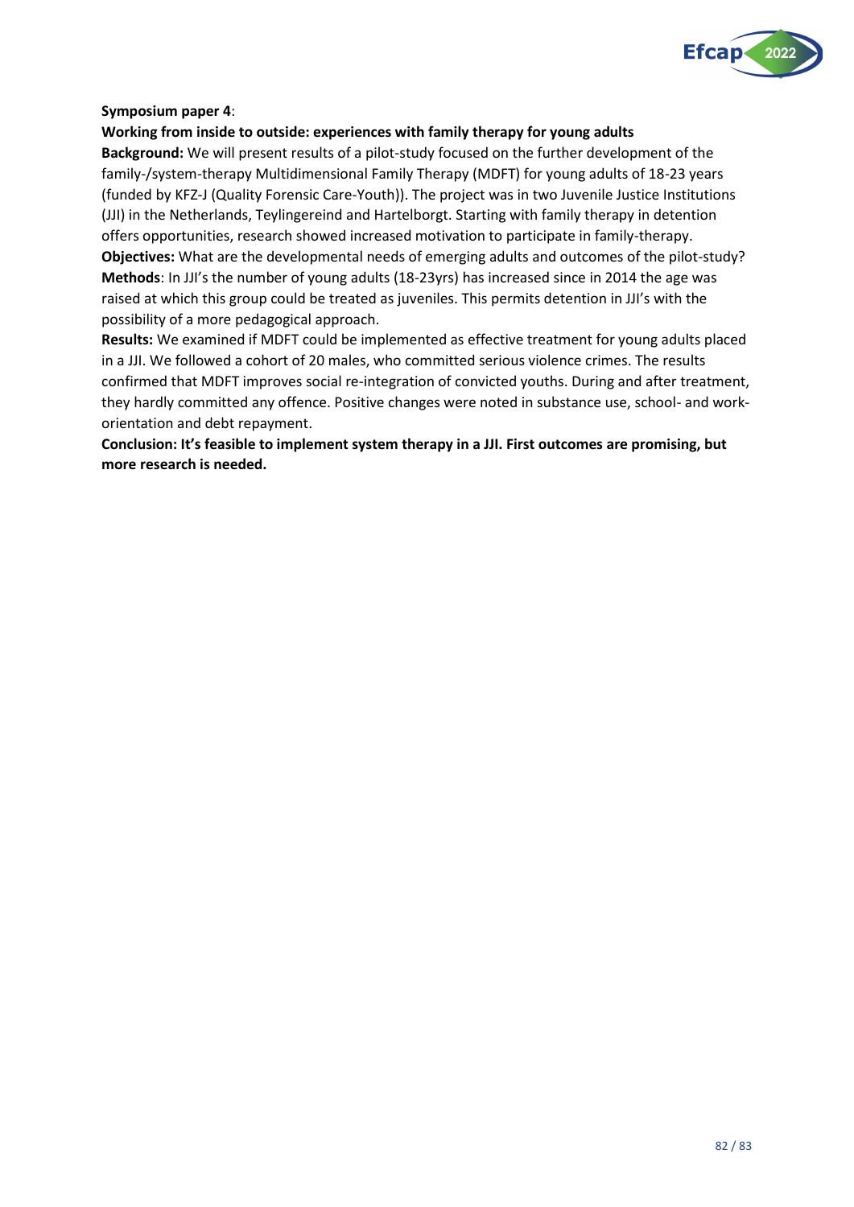**Symposium paper 4**:

**Working from inside to outside: experiences with family therapy for young adults**

**Background:** We will present results of a pilot-study focused on the further development of the family-/system-therapy Multidimensional Family Therapy (MDFT) for young adults of 18-23 years (funded by KFZ-J (Quality Forensic Care-Youth)). The project was in two Juvenile Justice Institutions (JJI) in the Netherlands, Teylingereind and Hartelborgt. Starting with family therapy in detention offers opportunities, research showed increased motivation to participate in family-therapy.

**Objectives:** What are the developmental needs of emerging adults and outcomes of the pilot-study?

**Methods**: In JJI's the number of young adults (18-23yrs) has increased since in 2014 the age was raised at which this group could be treated as juveniles. This permits detention in JJI's with the possibility of a more pedagogical approach.

**Results:** We examined if MDFT could be implemented as effective treatment for young adults placed in a JJI. We followed a cohort of 20 males, who committed serious violence crimes. The results confirmed that MDFT improves social re-integration of convicted youths. During and after treatment, they hardly committed any offence. Positive changes were noted in substance use, school- and work-orientation and debt repayment.

**Conclusion: It's feasible to implement system therapy in a JJI. First outcomes are promising, but more research is needed.**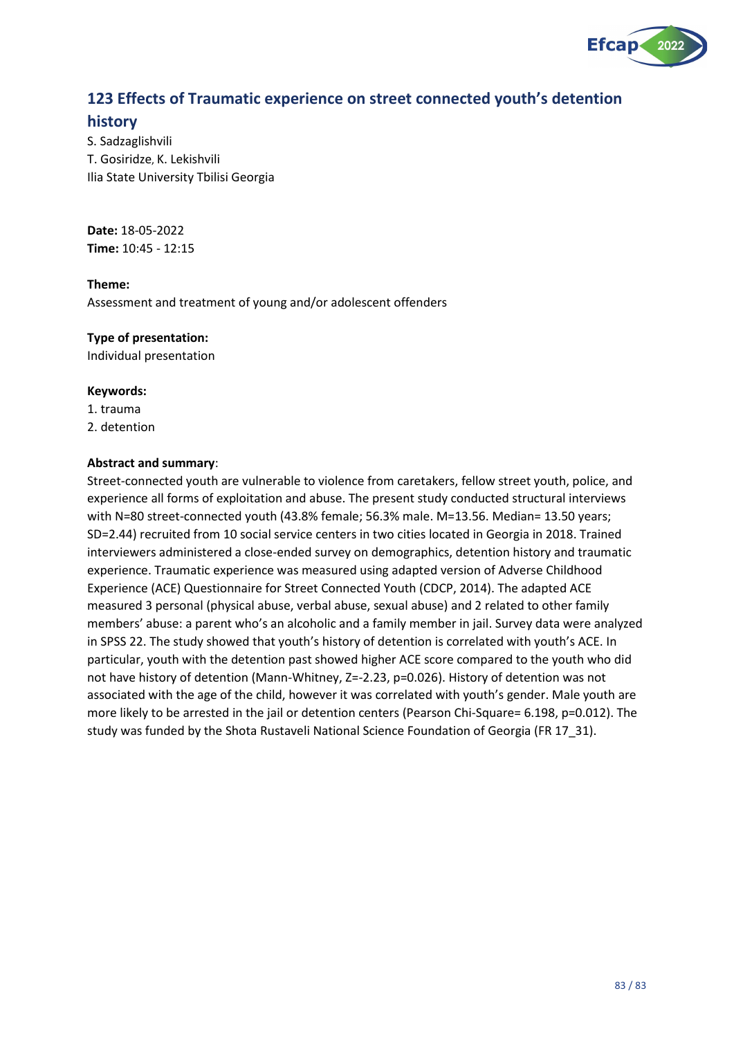## 123 Effects of Traumatic experience on street connected youth's detention history

S. Sadzaglishvili
T. Gosiridze, K. Lekishvili
Ilia State University Tbilisi Georgia

**Date:** 18-05-2022
**Time:** 10:45 - 12:15

**Theme:**
Assessment and treatment of young and/or adolescent offenders

**Type of presentation:**
Individual presentation

**Keywords:**
1. trauma
2. detention

**Abstract and summary**:
Street-connected youth are vulnerable to violence from caretakers, fellow street youth, police, and experience all forms of exploitation and abuse. The present study conducted structural interviews with N=80 street-connected youth (43.8% female; 56.3% male. M=13.56. Median= 13.50 years; SD=2.44) recruited from 10 social service centers in two cities located in Georgia in 2018. Trained interviewers administered a close-ended survey on demographics, detention history and traumatic experience. Traumatic experience was measured using adapted version of Adverse Childhood Experience (ACE) Questionnaire for Street Connected Youth (CDCP, 2014). The adapted ACE measured 3 personal (physical abuse, verbal abuse, sexual abuse) and 2 related to other family members' abuse: a parent who's an alcoholic and a family member in jail. Survey data were analyzed in SPSS 22. The study showed that youth's history of detention is correlated with youth's ACE. In particular, youth with the detention past showed higher ACE score compared to the youth who did not have history of detention (Mann-Whitney, Z=-2.23, p=0.026). History of detention was not associated with the age of the child, however it was correlated with youth's gender. Male youth are more likely to be arrested in the jail or detention centers (Pearson Chi-Square= 6.198, p=0.012). The study was funded by the Shota Rustaveli National Science Foundation of Georgia (FR 17_31).